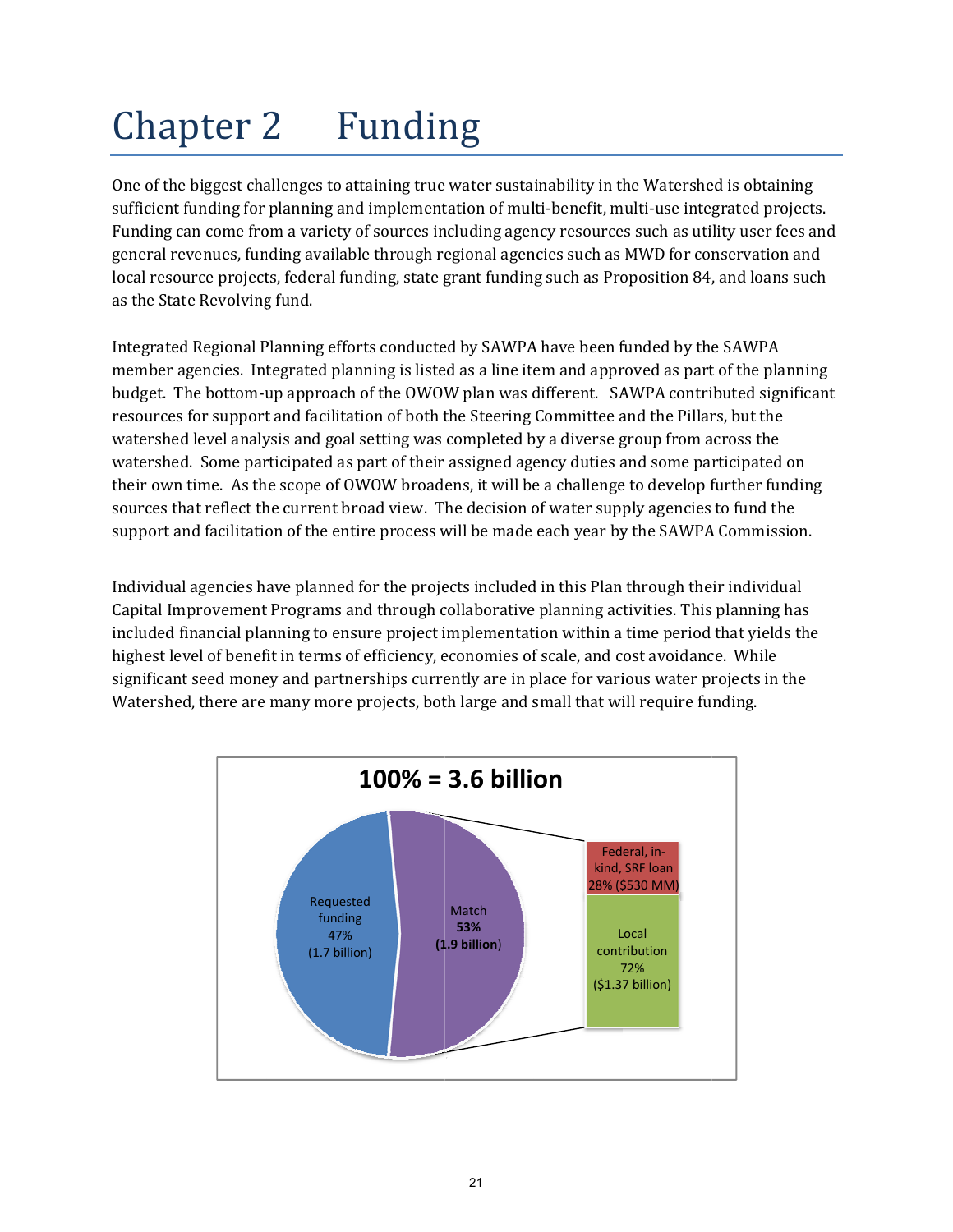# Chapter 2 Funding

One of the biggest challenges to attaining true water sustainability in the Watershed is obtaining sufficient funding for planning and implementation of multi-benefit, multi-use integrated projects. Funding can come from a variety of sources including agency resources such as utility user fees and general revenues, funding available through regional agencies such as MWD for conservation and local resource projects, federal funding, state grant funding such as Proposition 84, and loans such as the State Revolving fund.

Integrated Regional Planning efforts conducted by SAWPA have been funded by the SAWPA member agencies. Integrated planning is listed as a line item and approved as part of the planning budget. The bottom-up approach of the OWOW plan was different. SAWPA contributed significant resources for support and facilitation of both the Steering Committee and the Pillars, but the watershed level analysis and goal setting was completed by a diverse group from across the watershed. Some participated as part of their assigned agency duties and some participated on their own time. As the scope of OWOW broadens, it will be a challenge to develop further funding sources that reflect the current broad view. The decision of water supply agencies to fund the support and facilitation of the entire process will be made each year by the SAWPA Commission.

Individual agencies have planned for the projects included in this Plan through their individual Capital Improvement Programs and through collaborative planning activities. This planning has included financial planning to ensure project implementation within a time period that yields the highest level of benefit in terms of efficiency, economies of scale, and cost avoidance. While significant seed money and partnerships currently are in place for various water projects in the Watershed, there are many more projects, both large and small that will require funding.

**100% = 3.6 billion**

Requested funding 47% (1.7 billion)

Match **53%** (**1.9 billion**)

Federal, in-kind, SRF loan 28% ($530 MM)

Local contribution 72% ($1.37 billion)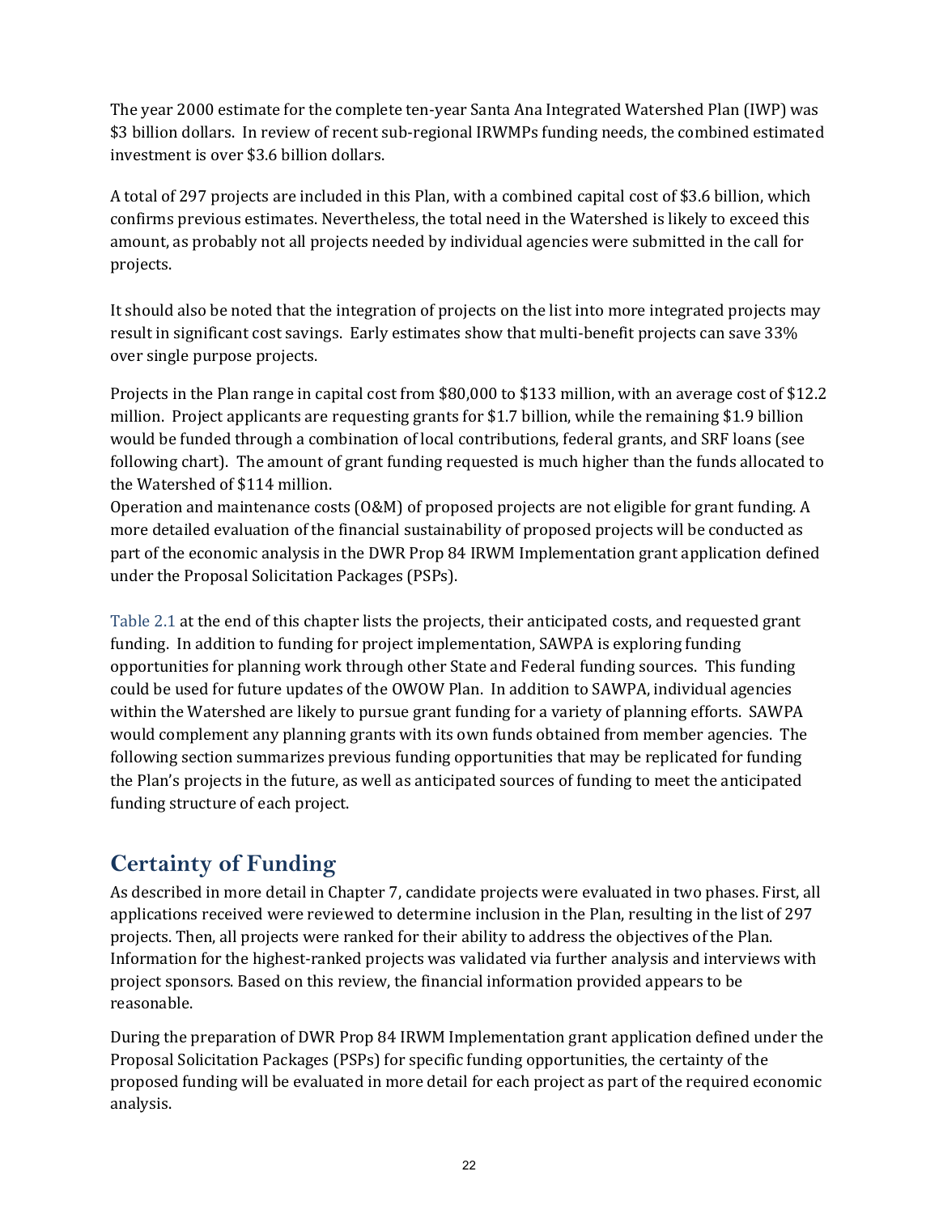The year 2000 estimate for the complete ten-year Santa Ana Integrated Watershed Plan (IWP) was $3 billion dollars. In review of recent sub-regional IRWMPs funding needs, the combined estimated investment is over $3.6 billion dollars.

A total of 297 projects are included in this Plan, with a combined capital cost of $3.6 billion, which confirms previous estimates. Nevertheless, the total need in the Watershed is likely to exceed this amount, as probably not all projects needed by individual agencies were submitted in the call for projects.

It should also be noted that the integration of projects on the list into more integrated projects may result in significant cost savings. Early estimates show that multi-benefit projects can save 33% over single purpose projects.

Projects in the Plan range in capital cost from $80,000 to $133 million, with an average cost of $12.2 million. Project applicants are requesting grants for $1.7 billion, while the remaining $1.9 billion would be funded through a combination of local contributions, federal grants, and SRF loans (see following chart). The amount of grant funding requested is much higher than the funds allocated to the Watershed of $114 million.

Operation and maintenance costs (O&M) of proposed projects are not eligible for grant funding. A more detailed evaluation of the financial sustainability of proposed projects will be conducted as part of the economic analysis in the DWR Prop 84 IRWM Implementation grant application defined under the Proposal Solicitation Packages (PSPs).

Table 2.1 at the end of this chapter lists the projects, their anticipated costs, and requested grant funding. In addition to funding for project implementation, SAWPA is exploring funding opportunities for planning work through other State and Federal funding sources. This funding could be used for future updates of the OWOW Plan. In addition to SAWPA, individual agencies within the Watershed are likely to pursue grant funding for a variety of planning efforts. SAWPA would complement any planning grants with its own funds obtained from member agencies. The following section summarizes previous funding opportunities that may be replicated for funding the Plan's projects in the future, as well as anticipated sources of funding to meet the anticipated funding structure of each project.

## Certainty of Funding

As described in more detail in Chapter 7, candidate projects were evaluated in two phases. First, all applications received were reviewed to determine inclusion in the Plan, resulting in the list of 297 projects. Then, all projects were ranked for their ability to address the objectives of the Plan. Information for the highest-ranked projects was validated via further analysis and interviews with project sponsors. Based on this review, the financial information provided appears to be reasonable.

During the preparation of DWR Prop 84 IRWM Implementation grant application defined under the Proposal Solicitation Packages (PSPs) for specific funding opportunities, the certainty of the proposed funding will be evaluated in more detail for each project as part of the required economic analysis.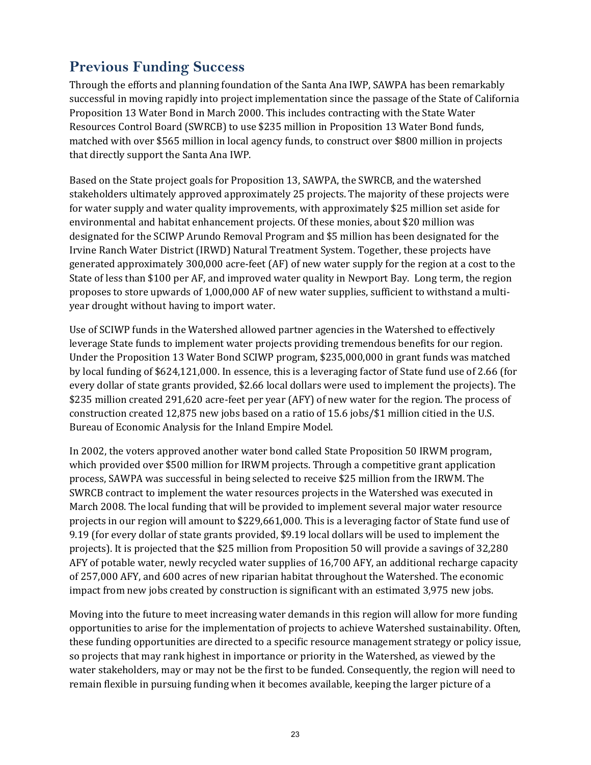## Previous Funding Success

Through the efforts and planning foundation of the Santa Ana IWP, SAWPA has been remarkably successful in moving rapidly into project implementation since the passage of the State of California Proposition 13 Water Bond in March 2000. This includes contracting with the State Water Resources Control Board (SWRCB) to use $235 million in Proposition 13 Water Bond funds, matched with over $565 million in local agency funds, to construct over $800 million in projects that directly support the Santa Ana IWP.

Based on the State project goals for Proposition 13, SAWPA, the SWRCB, and the watershed stakeholders ultimately approved approximately 25 projects. The majority of these projects were for water supply and water quality improvements, with approximately $25 million set aside for environmental and habitat enhancement projects. Of these monies, about $20 million was designated for the SCIWP Arundo Removal Program and $5 million has been designated for the Irvine Ranch Water District (IRWD) Natural Treatment System. Together, these projects have generated approximately 300,000 acre-feet (AF) of new water supply for the region at a cost to the State of less than $100 per AF, and improved water quality in Newport Bay. Long term, the region proposes to store upwards of 1,000,000 AF of new water supplies, sufficient to withstand a multi-year drought without having to import water.

Use of SCIWP funds in the Watershed allowed partner agencies in the Watershed to effectively leverage State funds to implement water projects providing tremendous benefits for our region. Under the Proposition 13 Water Bond SCIWP program, $235,000,000 in grant funds was matched by local funding of $624,121,000. In essence, this is a leveraging factor of State fund use of 2.66 (for every dollar of state grants provided, $2.66 local dollars were used to implement the projects). The $235 million created 291,620 acre-feet per year (AFY) of new water for the region. The process of construction created 12,875 new jobs based on a ratio of 15.6 jobs/$1 million citied in the U.S. Bureau of Economic Analysis for the Inland Empire Model.

In 2002, the voters approved another water bond called State Proposition 50 IRWM program, which provided over $500 million for IRWM projects. Through a competitive grant application process, SAWPA was successful in being selected to receive $25 million from the IRWM. The SWRCB contract to implement the water resources projects in the Watershed was executed in March 2008. The local funding that will be provided to implement several major water resource projects in our region will amount to $229,661,000. This is a leveraging factor of State fund use of 9.19 (for every dollar of state grants provided, $9.19 local dollars will be used to implement the projects). It is projected that the $25 million from Proposition 50 will provide a savings of 32,280 AFY of potable water, newly recycled water supplies of 16,700 AFY, an additional recharge capacity of 257,000 AFY, and 600 acres of new riparian habitat throughout the Watershed. The economic impact from new jobs created by construction is significant with an estimated 3,975 new jobs.

Moving into the future to meet increasing water demands in this region will allow for more funding opportunities to arise for the implementation of projects to achieve Watershed sustainability. Often, these funding opportunities are directed to a specific resource management strategy or policy issue, so projects that may rank highest in importance or priority in the Watershed, as viewed by the water stakeholders, may or may not be the first to be funded. Consequently, the region will need to remain flexible in pursuing funding when it becomes available, keeping the larger picture of a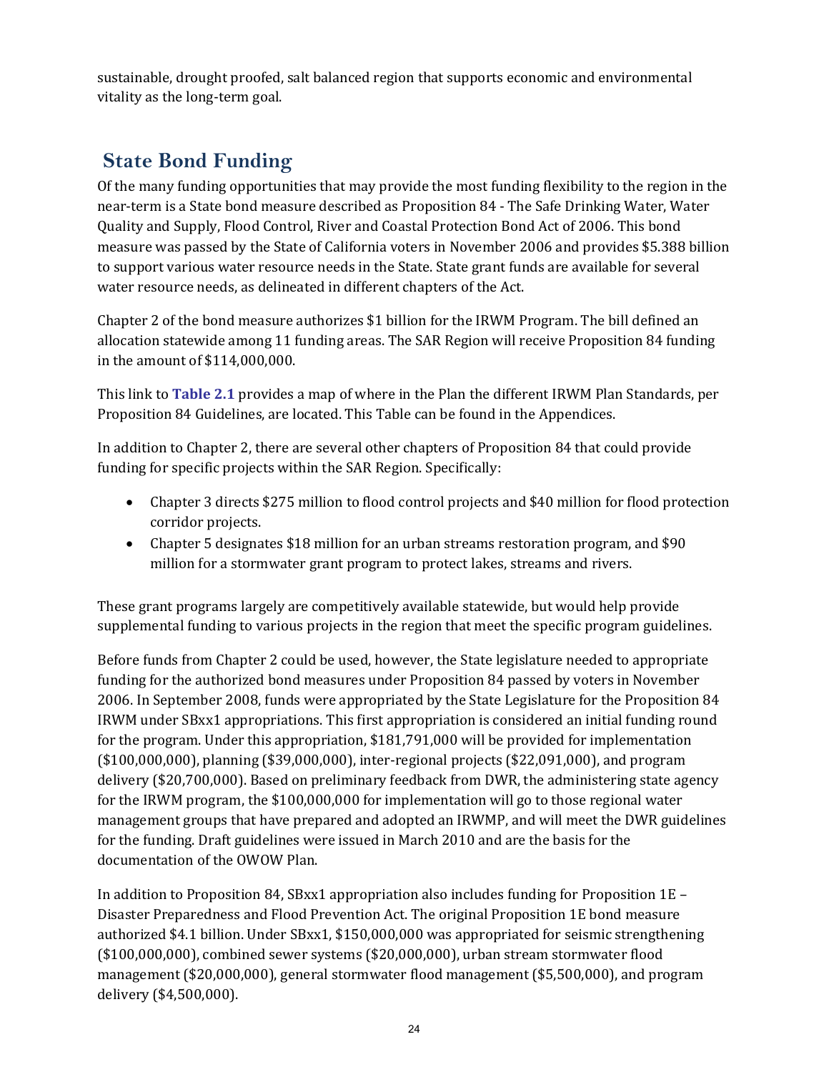sustainable, drought proofed, salt balanced region that supports economic and environmental vitality as the long-term goal.

## State Bond Funding

Of the many funding opportunities that may provide the most funding flexibility to the region in the near-term is a State bond measure described as Proposition 84 - The Safe Drinking Water, Water Quality and Supply, Flood Control, River and Coastal Protection Bond Act of 2006. This bond measure was passed by the State of California voters in November 2006 and provides $5.388 billion to support various water resource needs in the State. State grant funds are available for several water resource needs, as delineated in different chapters of the Act.

Chapter 2 of the bond measure authorizes $1 billion for the IRWM Program. The bill defined an allocation statewide among 11 funding areas. The SAR Region will receive Proposition 84 funding in the amount of $114,000,000.

This link to **Table 2.1** provides a map of where in the Plan the different IRWM Plan Standards, per Proposition 84 Guidelines, are located. This Table can be found in the Appendices.

In addition to Chapter 2, there are several other chapters of Proposition 84 that could provide funding for specific projects within the SAR Region. Specifically:

- Chapter 3 directs $275 million to flood control projects and $40 million for flood protection corridor projects.
- Chapter 5 designates $18 million for an urban streams restoration program, and $90 million for a stormwater grant program to protect lakes, streams and rivers.

These grant programs largely are competitively available statewide, but would help provide supplemental funding to various projects in the region that meet the specific program guidelines.

Before funds from Chapter 2 could be used, however, the State legislature needed to appropriate funding for the authorized bond measures under Proposition 84 passed by voters in November 2006. In September 2008, funds were appropriated by the State Legislature for the Proposition 84 IRWM under SBxx1 appropriations. This first appropriation is considered an initial funding round for the program. Under this appropriation, $181,791,000 will be provided for implementation ($100,000,000), planning ($39,000,000), inter-regional projects ($22,091,000), and program delivery ($20,700,000). Based on preliminary feedback from DWR, the administering state agency for the IRWM program, the $100,000,000 for implementation will go to those regional water management groups that have prepared and adopted an IRWMP, and will meet the DWR guidelines for the funding. Draft guidelines were issued in March 2010 and are the basis for the documentation of the OWOW Plan.

In addition to Proposition 84, SBxx1 appropriation also includes funding for Proposition 1E – Disaster Preparedness and Flood Prevention Act. The original Proposition 1E bond measure authorized $4.1 billion. Under SBxx1, $150,000,000 was appropriated for seismic strengthening ($100,000,000), combined sewer systems ($20,000,000), urban stream stormwater flood management ($20,000,000), general stormwater flood management ($5,500,000), and program delivery ($4,500,000).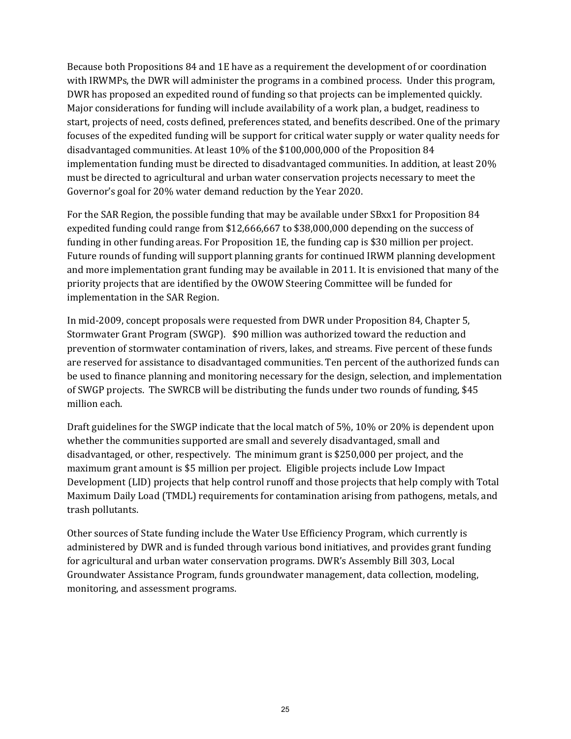Because both Propositions 84 and 1E have as a requirement the development of or coordination with IRWMPs, the DWR will administer the programs in a combined process. Under this program, DWR has proposed an expedited round of funding so that projects can be implemented quickly. Major considerations for funding will include availability of a work plan, a budget, readiness to start, projects of need, costs defined, preferences stated, and benefits described. One of the primary focuses of the expedited funding will be support for critical water supply or water quality needs for disadvantaged communities. At least 10% of the $100,000,000 of the Proposition 84 implementation funding must be directed to disadvantaged communities. In addition, at least 20% must be directed to agricultural and urban water conservation projects necessary to meet the Governor's goal for 20% water demand reduction by the Year 2020.

For the SAR Region, the possible funding that may be available under SBxx1 for Proposition 84 expedited funding could range from $12,666,667 to $38,000,000 depending on the success of funding in other funding areas. For Proposition 1E, the funding cap is $30 million per project. Future rounds of funding will support planning grants for continued IRWM planning development and more implementation grant funding may be available in 2011. It is envisioned that many of the priority projects that are identified by the OWOW Steering Committee will be funded for implementation in the SAR Region.

In mid-2009, concept proposals were requested from DWR under Proposition 84, Chapter 5, Stormwater Grant Program (SWGP). $90 million was authorized toward the reduction and prevention of stormwater contamination of rivers, lakes, and streams. Five percent of these funds are reserved for assistance to disadvantaged communities. Ten percent of the authorized funds can be used to finance planning and monitoring necessary for the design, selection, and implementation of SWGP projects. The SWRCB will be distributing the funds under two rounds of funding, $45 million each.

Draft guidelines for the SWGP indicate that the local match of 5%, 10% or 20% is dependent upon whether the communities supported are small and severely disadvantaged, small and disadvantaged, or other, respectively. The minimum grant is $250,000 per project, and the maximum grant amount is $5 million per project. Eligible projects include Low Impact Development (LID) projects that help control runoff and those projects that help comply with Total Maximum Daily Load (TMDL) requirements for contamination arising from pathogens, metals, and trash pollutants.

Other sources of State funding include the Water Use Efficiency Program, which currently is administered by DWR and is funded through various bond initiatives, and provides grant funding for agricultural and urban water conservation programs. DWR's Assembly Bill 303, Local Groundwater Assistance Program, funds groundwater management, data collection, modeling, monitoring, and assessment programs.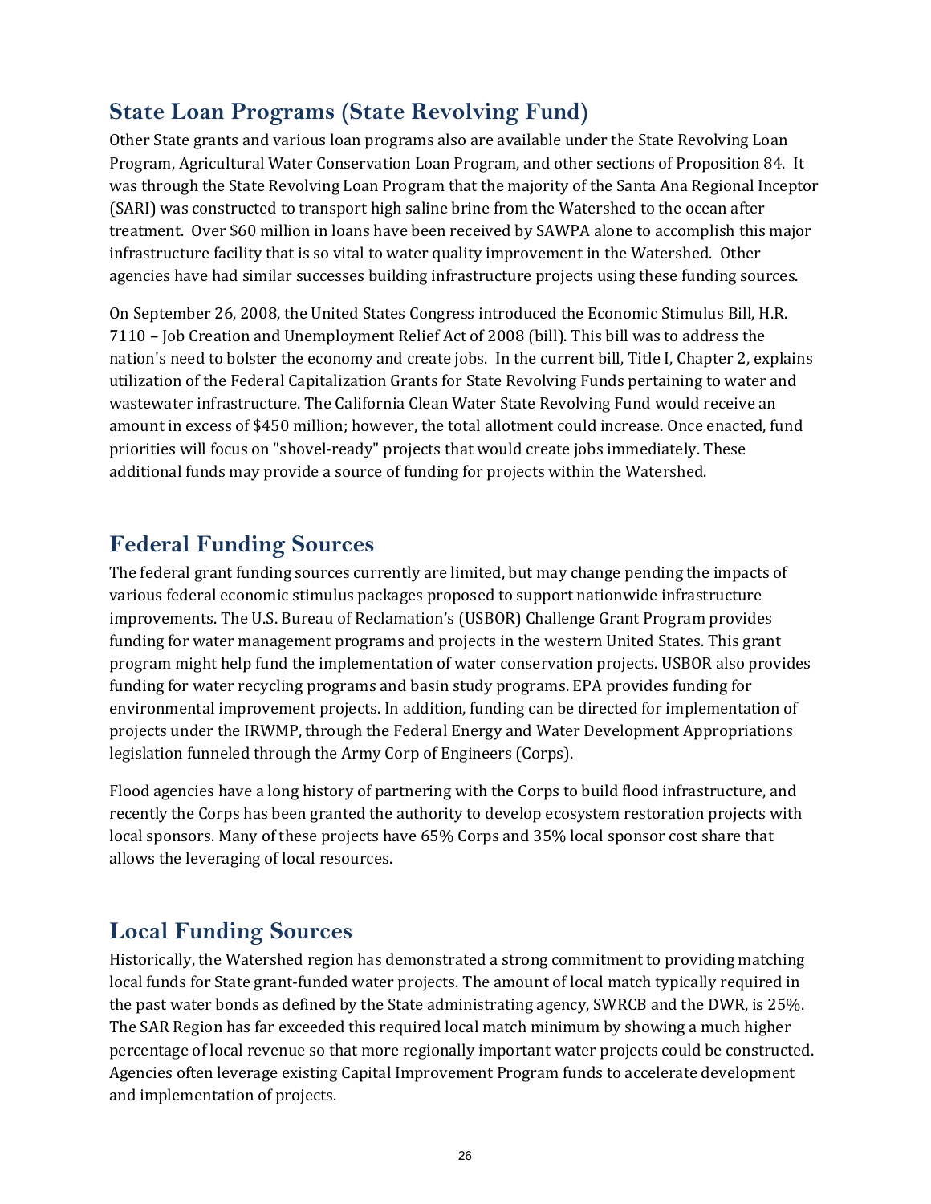## State Loan Programs (State Revolving Fund)

Other State grants and various loan programs also are available under the State Revolving Loan Program, Agricultural Water Conservation Loan Program, and other sections of Proposition 84. It was through the State Revolving Loan Program that the majority of the Santa Ana Regional Inceptor (SARI) was constructed to transport high saline brine from the Watershed to the ocean after treatment. Over $60 million in loans have been received by SAWPA alone to accomplish this major infrastructure facility that is so vital to water quality improvement in the Watershed. Other agencies have had similar successes building infrastructure projects using these funding sources.

On September 26, 2008, the United States Congress introduced the Economic Stimulus Bill, H.R. 7110 – Job Creation and Unemployment Relief Act of 2008 (bill). This bill was to address the nation's need to bolster the economy and create jobs. In the current bill, Title I, Chapter 2, explains utilization of the Federal Capitalization Grants for State Revolving Funds pertaining to water and wastewater infrastructure. The California Clean Water State Revolving Fund would receive an amount in excess of $450 million; however, the total allotment could increase. Once enacted, fund priorities will focus on "shovel-ready" projects that would create jobs immediately. These additional funds may provide a source of funding for projects within the Watershed.

## Federal Funding Sources

The federal grant funding sources currently are limited, but may change pending the impacts of various federal economic stimulus packages proposed to support nationwide infrastructure improvements. The U.S. Bureau of Reclamation's (USBOR) Challenge Grant Program provides funding for water management programs and projects in the western United States. This grant program might help fund the implementation of water conservation projects. USBOR also provides funding for water recycling programs and basin study programs. EPA provides funding for environmental improvement projects. In addition, funding can be directed for implementation of projects under the IRWMP, through the Federal Energy and Water Development Appropriations legislation funneled through the Army Corp of Engineers (Corps).

Flood agencies have a long history of partnering with the Corps to build flood infrastructure, and recently the Corps has been granted the authority to develop ecosystem restoration projects with local sponsors. Many of these projects have 65% Corps and 35% local sponsor cost share that allows the leveraging of local resources.

## Local Funding Sources

Historically, the Watershed region has demonstrated a strong commitment to providing matching local funds for State grant-funded water projects. The amount of local match typically required in the past water bonds as defined by the State administrating agency, SWRCB and the DWR, is 25%. The SAR Region has far exceeded this required local match minimum by showing a much higher percentage of local revenue so that more regionally important water projects could be constructed. Agencies often leverage existing Capital Improvement Program funds to accelerate development and implementation of projects.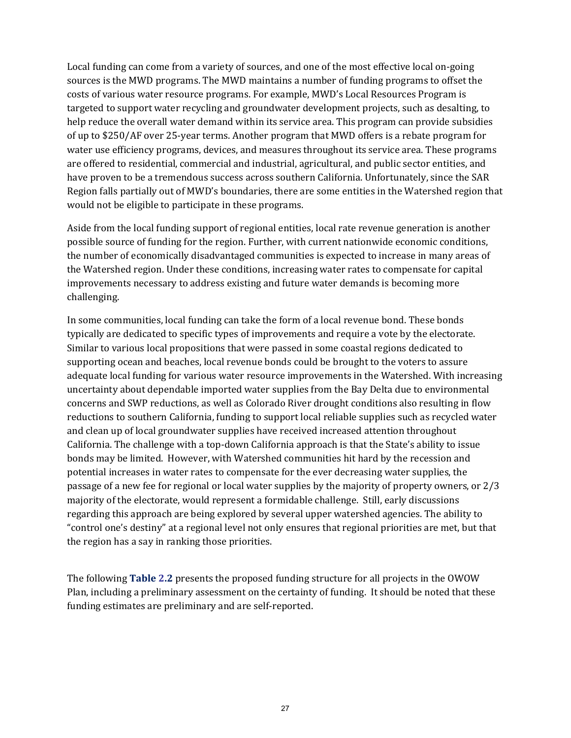Local funding can come from a variety of sources, and one of the most effective local on-going sources is the MWD programs. The MWD maintains a number of funding programs to offset the costs of various water resource programs. For example, MWD's Local Resources Program is targeted to support water recycling and groundwater development projects, such as desalting, to help reduce the overall water demand within its service area. This program can provide subsidies of up to $250/AF over 25-year terms. Another program that MWD offers is a rebate program for water use efficiency programs, devices, and measures throughout its service area. These programs are offered to residential, commercial and industrial, agricultural, and public sector entities, and have proven to be a tremendous success across southern California. Unfortunately, since the SAR Region falls partially out of MWD's boundaries, there are some entities in the Watershed region that would not be eligible to participate in these programs.

Aside from the local funding support of regional entities, local rate revenue generation is another possible source of funding for the region. Further, with current nationwide economic conditions, the number of economically disadvantaged communities is expected to increase in many areas of the Watershed region. Under these conditions, increasing water rates to compensate for capital improvements necessary to address existing and future water demands is becoming more challenging.

In some communities, local funding can take the form of a local revenue bond. These bonds typically are dedicated to specific types of improvements and require a vote by the electorate. Similar to various local propositions that were passed in some coastal regions dedicated to supporting ocean and beaches, local revenue bonds could be brought to the voters to assure adequate local funding for various water resource improvements in the Watershed. With increasing uncertainty about dependable imported water supplies from the Bay Delta due to environmental concerns and SWP reductions, as well as Colorado River drought conditions also resulting in flow reductions to southern California, funding to support local reliable supplies such as recycled water and clean up of local groundwater supplies have received increased attention throughout California. The challenge with a top-down California approach is that the State's ability to issue bonds may be limited. However, with Watershed communities hit hard by the recession and potential increases in water rates to compensate for the ever decreasing water supplies, the passage of a new fee for regional or local water supplies by the majority of property owners, or 2/3 majority of the electorate, would represent a formidable challenge. Still, early discussions regarding this approach are being explored by several upper watershed agencies. The ability to "control one's destiny" at a regional level not only ensures that regional priorities are met, but that the region has a say in ranking those priorities.

The following **Table 2.2** presents the proposed funding structure for all projects in the OWOW Plan, including a preliminary assessment on the certainty of funding. It should be noted that these funding estimates are preliminary and are self-reported.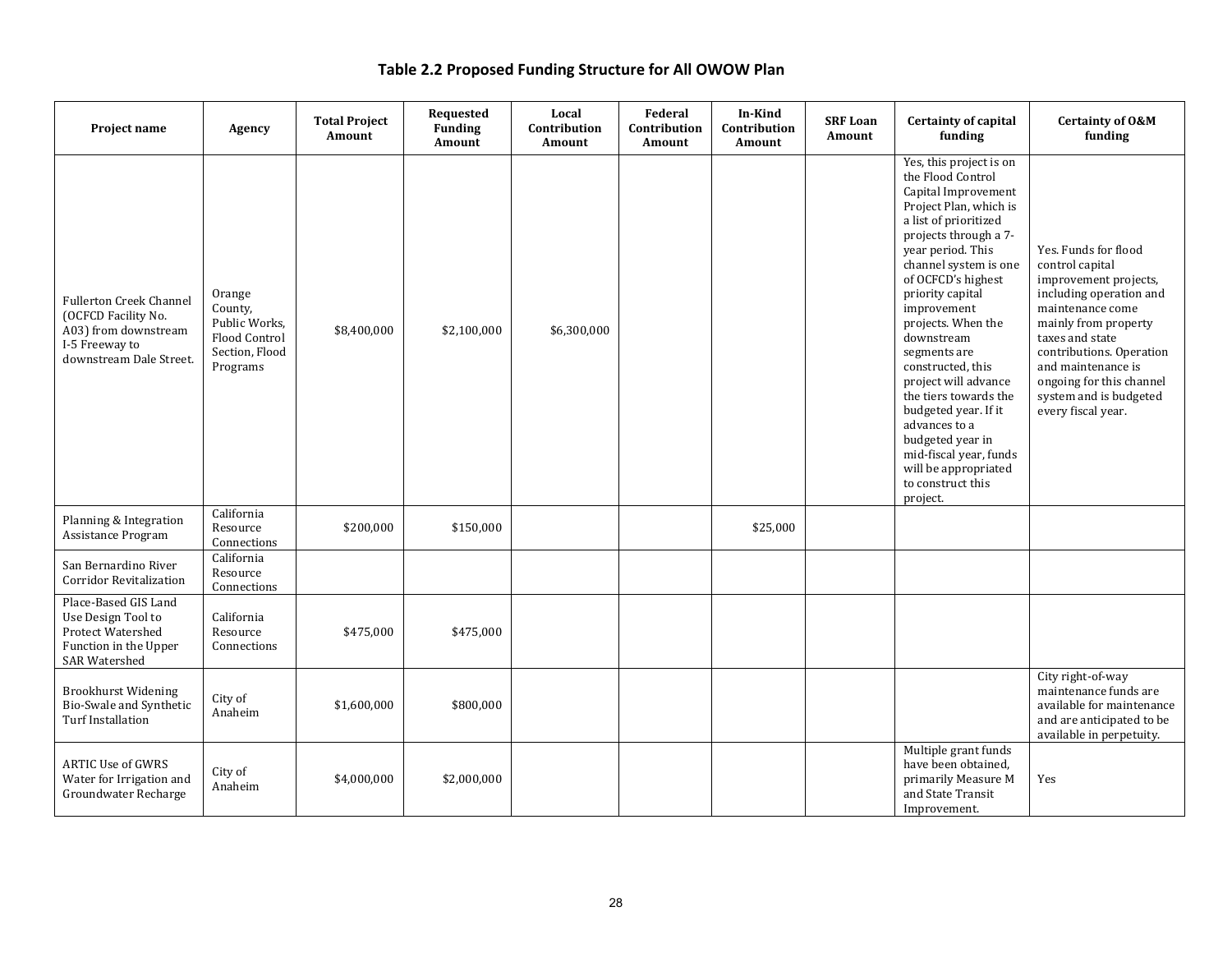## Table 2.2 Proposed Funding Structure for All OWOW Plan

| Project name | Agency | Total Project Amount | Requested Funding Amount | Local Contribution Amount | Federal Contribution Amount | In-Kind Contribution Amount | SRF Loan Amount | Certainty of capital funding | Certainty of O&M funding |
|---|---|---|---|---|---|---|---|---|---|
| Fullerton Creek Channel (OCFCD Facility No. A03) from downstream I-5 Freeway to downstream Dale Street. | Orange County, Public Works, Flood Control Section, Flood Programs | $8,400,000 | $2,100,000 | $6,300,000 | | | | Yes, this project is on the Flood Control Capital Improvement Project Plan, which is a list of prioritized projects through a 7-year period. This channel system is one of OCFCD's highest priority capital improvement projects. When the downstream segments are constructed, this project will advance the tiers towards the budgeted year. If it advances to a budgeted year in mid-fiscal year, funds will be appropriated to construct this project. | Yes. Funds for flood control capital improvement projects, including operation and maintenance come mainly from property taxes and state contributions. Operation and maintenance is ongoing for this channel system and is budgeted every fiscal year. |
| Planning & Integration Assistance Program | California Resource Connections | $200,000 | $150,000 | | | $25,000 | | | |
| San Bernardino River Corridor Revitalization | California Resource Connections | | | | | | | | |
| Place-Based GIS Land Use Design Tool to Protect Watershed Function in the Upper SAR Watershed | California Resource Connections | $475,000 | $475,000 | | | | | | |
| Brookhurst Widening Bio-Swale and Synthetic Turf Installation | City of Anaheim | $1,600,000 | $800,000 | | | | | | City right-of-way maintenance funds are available for maintenance and are anticipated to be available in perpetuity. |
| ARTIC Use of GWRS Water for Irrigation and Groundwater Recharge | City of Anaheim | $4,000,000 | $2,000,000 | | | | | Multiple grant funds have been obtained, primarily Measure M and State Transit Improvement. | Yes |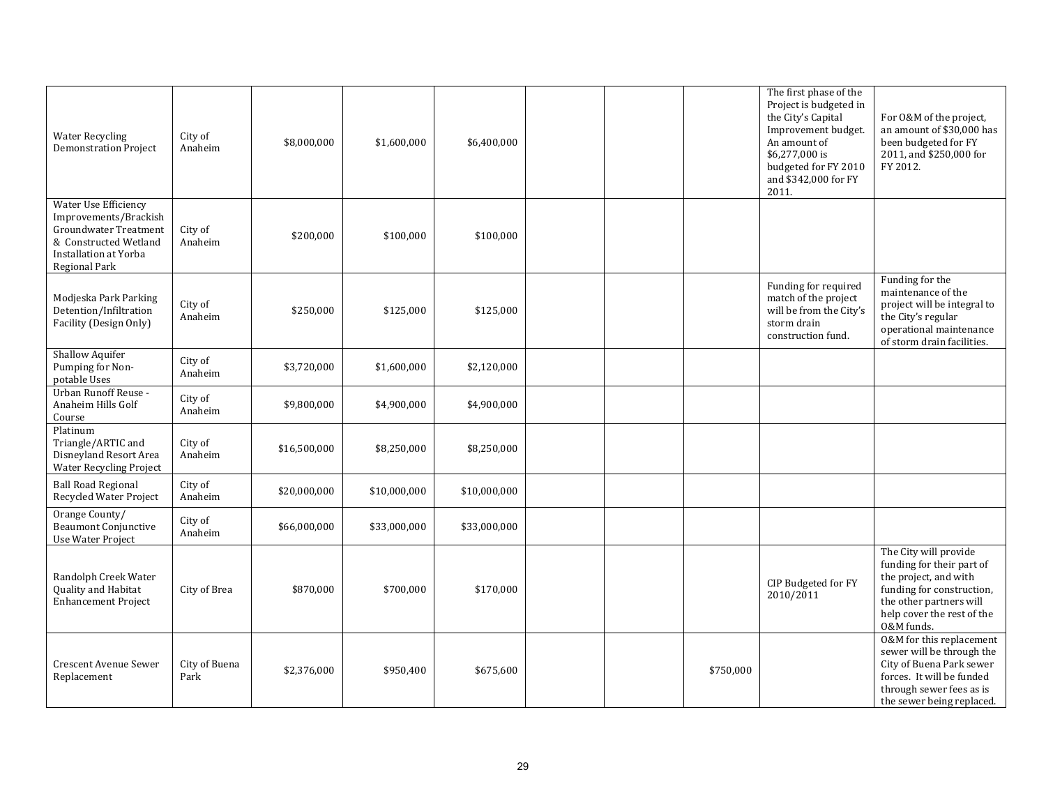| | | | | | | | | | |
|---|---|---|---|---|---|---|---|---|---|
| Water Recycling Demonstration Project | City of Anaheim | $8,000,000 | $1,600,000 | $6,400,000 | | | | The first phase of the Project is budgeted in the City's Capital Improvement budget. An amount of $6,277,000 is budgeted for FY 2010 and $342,000 for FY 2011. | For O&M of the project, an amount of $30,000 has been budgeted for FY 2011, and $250,000 for FY 2012. |
| Water Use Efficiency Improvements/Brackish Groundwater Treatment & Constructed Wetland Installation at Yorba Regional Park | City of Anaheim | $200,000 | $100,000 | $100,000 | | | | | |
| Modjeska Park Parking Detention/Infiltration Facility (Design Only) | City of Anaheim | $250,000 | $125,000 | $125,000 | | | | Funding for required match of the project will be from the City's storm drain construction fund. | Funding for the maintenance of the project will be integral to the City's regular operational maintenance of storm drain facilities. |
| Shallow Aquifer Pumping for Non-potable Uses | City of Anaheim | $3,720,000 | $1,600,000 | $2,120,000 | | | | | |
| Urban Runoff Reuse - Anaheim Hills Golf Course | City of Anaheim | $9,800,000 | $4,900,000 | $4,900,000 | | | | | |
| Platinum Triangle/ARTIC and Disneyland Resort Area Water Recycling Project | City of Anaheim | $16,500,000 | $8,250,000 | $8,250,000 | | | | | |
| Ball Road Regional Recycled Water Project | City of Anaheim | $20,000,000 | $10,000,000 | $10,000,000 | | | | | |
| Orange County/ Beaumont Conjunctive Use Water Project | City of Anaheim | $66,000,000 | $33,000,000 | $33,000,000 | | | | | |
| Randolph Creek Water Quality and Habitat Enhancement Project | City of Brea | $870,000 | $700,000 | $170,000 | | | | CIP Budgeted for FY 2010/2011 | The City will provide funding for their part of the project, and with funding for construction, the other partners will help cover the rest of the O&M funds. |
| Crescent Avenue Sewer Replacement | City of Buena Park | $2,376,000 | $950,400 | $675,600 | | | $750,000 | | O&M for this replacement sewer will be through the City of Buena Park sewer forces. It will be funded through sewer fees as is the sewer being replaced. |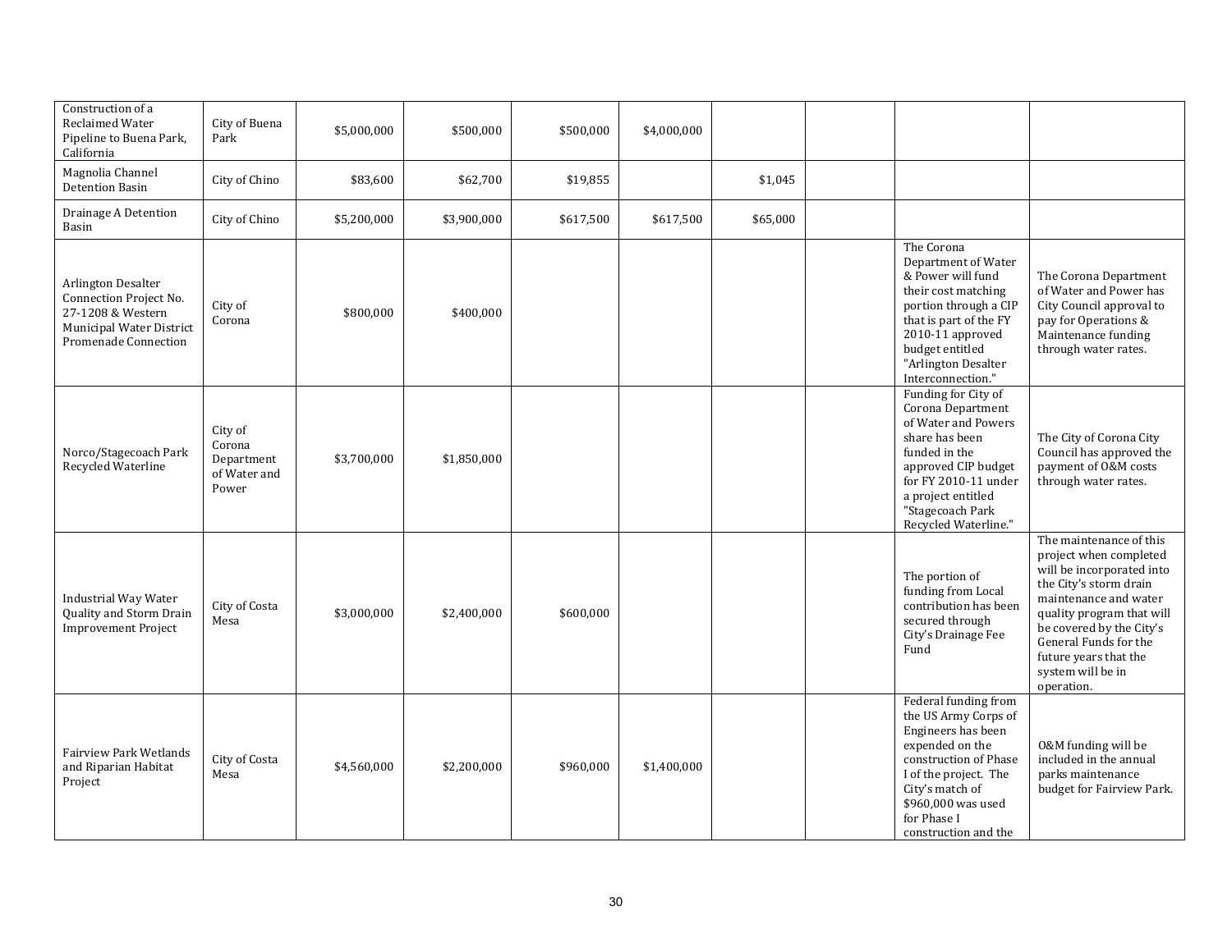| | | | | | | | | | |
|---|---|---|---|---|---|---|---|---|---|
| Construction of a Reclaimed Water Pipeline to Buena Park, California | City of Buena Park | $5,000,000 | $500,000 | $500,000 | $4,000,000 | | | | |
| Magnolia Channel Detention Basin | City of Chino | $83,600 | $62,700 | $19,855 | | $1,045 | | | |
| Drainage A Detention Basin | City of Chino | $5,200,000 | $3,900,000 | $617,500 | $617,500 | $65,000 | | | |
| Arlington Desalter Connection Project No. 27-1208 & Western Municipal Water District Promenade Connection | City of Corona | $800,000 | $400,000 | | | | | The Corona Department of Water & Power will fund their cost matching portion through a CIP that is part of the FY 2010-11 approved budget entitled "Arlington Desalter Interconnection." | The Corona Department of Water and Power has City Council approval to pay for Operations & Maintenance funding through water rates. |
| Norco/Stagecoach Park Recycled Waterline | City of Corona Department of Water and Power | $3,700,000 | $1,850,000 | | | | | Funding for City of Corona Department of Water and Powers share has been funded in the approved CIP budget for FY 2010-11 under a project entitled "Stagecoach Park Recycled Waterline." | The City of Corona City Council has approved the payment of O&M costs through water rates. |
| Industrial Way Water Quality and Storm Drain Improvement Project | City of Costa Mesa | $3,000,000 | $2,400,000 | $600,000 | | | | The portion of funding from Local contribution has been secured through City's Drainage Fee Fund | The maintenance of this project when completed will be incorporated into the City's storm drain maintenance and water quality program that will be covered by the City's General Funds for the future years that the system will be in operation. |
| Fairview Park Wetlands and Riparian Habitat Project | City of Costa Mesa | $4,560,000 | $2,200,000 | $960,000 | $1,400,000 | | | Federal funding from the US Army Corps of Engineers has been expended on the construction of Phase I of the project. The City's match of $960,000 was used for Phase I construction and the | O&M funding will be included in the annual parks maintenance budget for Fairview Park. |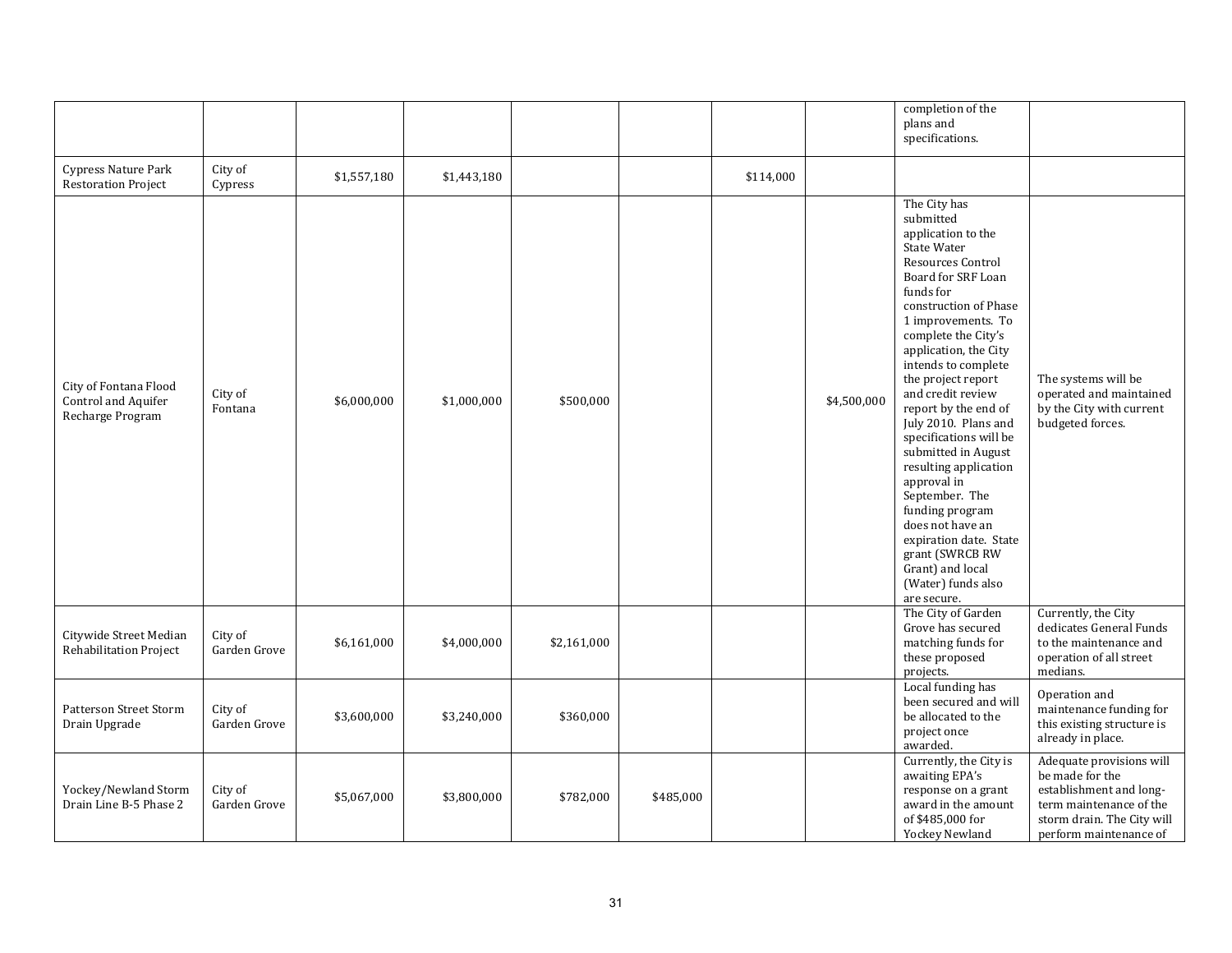| | | | | | | | | | |
|---|---|---|---|---|---|---|---|---|---|
| | | | | | | | | completion of the plans and specifications. | |
| Cypress Nature Park Restoration Project | City of Cypress | $1,557,180 | $1,443,180 | | | $114,000 | | | |
| City of Fontana Flood Control and Aquifer Recharge Program | City of Fontana | $6,000,000 | $1,000,000 | $500,000 | | | $4,500,000 | The City has submitted application to the State Water Resources Control Board for SRF Loan funds for construction of Phase 1 improvements. To complete the City's application, the City intends to complete the project report and credit review report by the end of July 2010. Plans and specifications will be submitted in August resulting application approval in September. The funding program does not have an expiration date. State grant (SWRCB RW Grant) and local (Water) funds also are secure. | The systems will be operated and maintained by the City with current budgeted forces. |
| Citywide Street Median Rehabilitation Project | City of Garden Grove | $6,161,000 | $4,000,000 | $2,161,000 | | | | The City of Garden Grove has secured matching funds for these proposed projects. | Currently, the City dedicates General Funds to the maintenance and operation of all street medians. |
| Patterson Street Storm Drain Upgrade | City of Garden Grove | $3,600,000 | $3,240,000 | $360,000 | | | | Local funding has been secured and will be allocated to the project once awarded. | Operation and maintenance funding for this existing structure is already in place. |
| Yockey/Newland Storm Drain Line B-5 Phase 2 | City of Garden Grove | $5,067,000 | $3,800,000 | $782,000 | $485,000 | | | Currently, the City is awaiting EPA's response on a grant award in the amount of $485,000 for Yockey Newland | Adequate provisions will be made for the establishment and long-term maintenance of the storm drain. The City will perform maintenance of |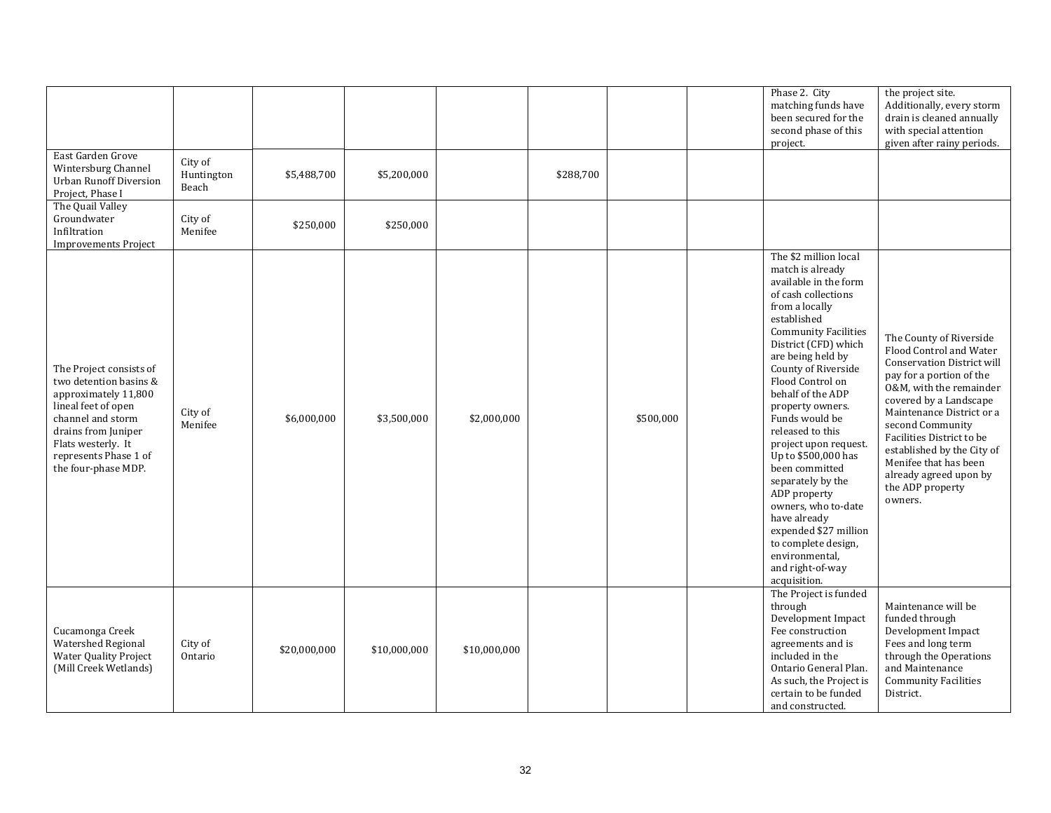| | | | | | | | | | |
|---|---|---|---|---|---|---|---|---|---|
| | | | | | | | | Phase 2. City matching funds have been secured for the second phase of this project. | the project site. Additionally, every storm drain is cleaned annually with special attention given after rainy periods. |
| East Garden Grove Wintersburg Channel Urban Runoff Diversion Project, Phase I | City of Huntington Beach | $5,488,700 | $5,200,000 | | $288,700 | | | | |
| The Quail Valley Groundwater Infiltration Improvements Project | City of Menifee | $250,000 | $250,000 | | | | | | |
| The Project consists of two detention basins & approximately 11,800 lineal feet of open channel and storm drains from Juniper Flats westerly. It represents Phase 1 of the four-phase MDP. | City of Menifee | $6,000,000 | $3,500,000 | $2,000,000 | | $500,000 | | The $2 million local match is already available in the form of cash collections from a locally established Community Facilities District (CFD) which are being held by County of Riverside Flood Control on behalf of the ADP property owners. Funds would be released to this project upon request. Up to $500,000 has been committed separately by the ADP property owners, who to-date have already expended $27 million to complete design, environmental, and right-of-way acquisition. | The County of Riverside Flood Control and Water Conservation District will pay for a portion of the O&M, with the remainder covered by a Landscape Maintenance District or a second Community Facilities District to be established by the City of Menifee that has been already agreed upon by the ADP property owners. |
| Cucamonga Creek Watershed Regional Water Quality Project (Mill Creek Wetlands) | City of Ontario | $20,000,000 | $10,000,000 | $10,000,000 | | | | The Project is funded through Development Impact Fee construction agreements and is included in the Ontario General Plan. As such, the Project is certain to be funded and constructed. | Maintenance will be funded through Development Impact Fees and long term through the Operations and Maintenance Community Facilities District. |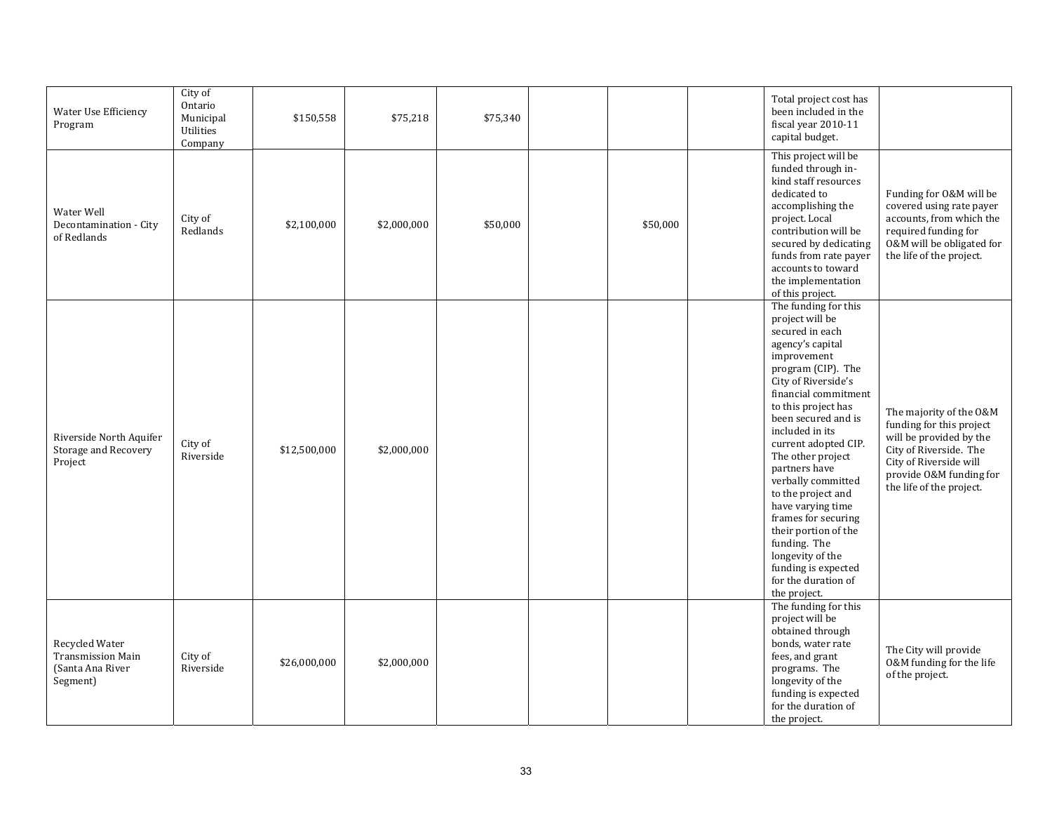| Water Use Efficiency Program | City of Ontario Municipal Utilities Company | $150,558 | $75,218 | $75,340 | | | | Total project cost has been included in the fiscal year 2010-11 capital budget. | |
|---|---|---|---|---|---|---|---|---|---|
| Water Well Decontamination - City of Redlands | City of Redlands | $2,100,000 | $2,000,000 | $50,000 | | $50,000 | | This project will be funded through in-kind staff resources dedicated to accomplishing the project. Local contribution will be secured by dedicating funds from rate payer accounts to toward the implementation of this project. | Funding for O&M will be covered using rate payer accounts, from which the required funding for O&M will be obligated for the life of the project. |
| Riverside North Aquifer Storage and Recovery Project | City of Riverside | $12,500,000 | $2,000,000 | | | | | The funding for this project will be secured in each agency's capital improvement program (CIP). The City of Riverside's financial commitment to this project has been secured and is included in its current adopted CIP. The other project partners have verbally committed to the project and have varying time frames for securing their portion of the funding. The longevity of the funding is expected for the duration of the project. | The majority of the O&M funding for this project will be provided by the City of Riverside. The City of Riverside will provide O&M funding for the life of the project. |
| Recycled Water Transmission Main (Santa Ana River Segment) | City of Riverside | $26,000,000 | $2,000,000 | | | | | The funding for this project will be obtained through bonds, water rate fees, and grant programs. The longevity of the funding is expected for the duration of the project. | The City will provide O&M funding for the life of the project. |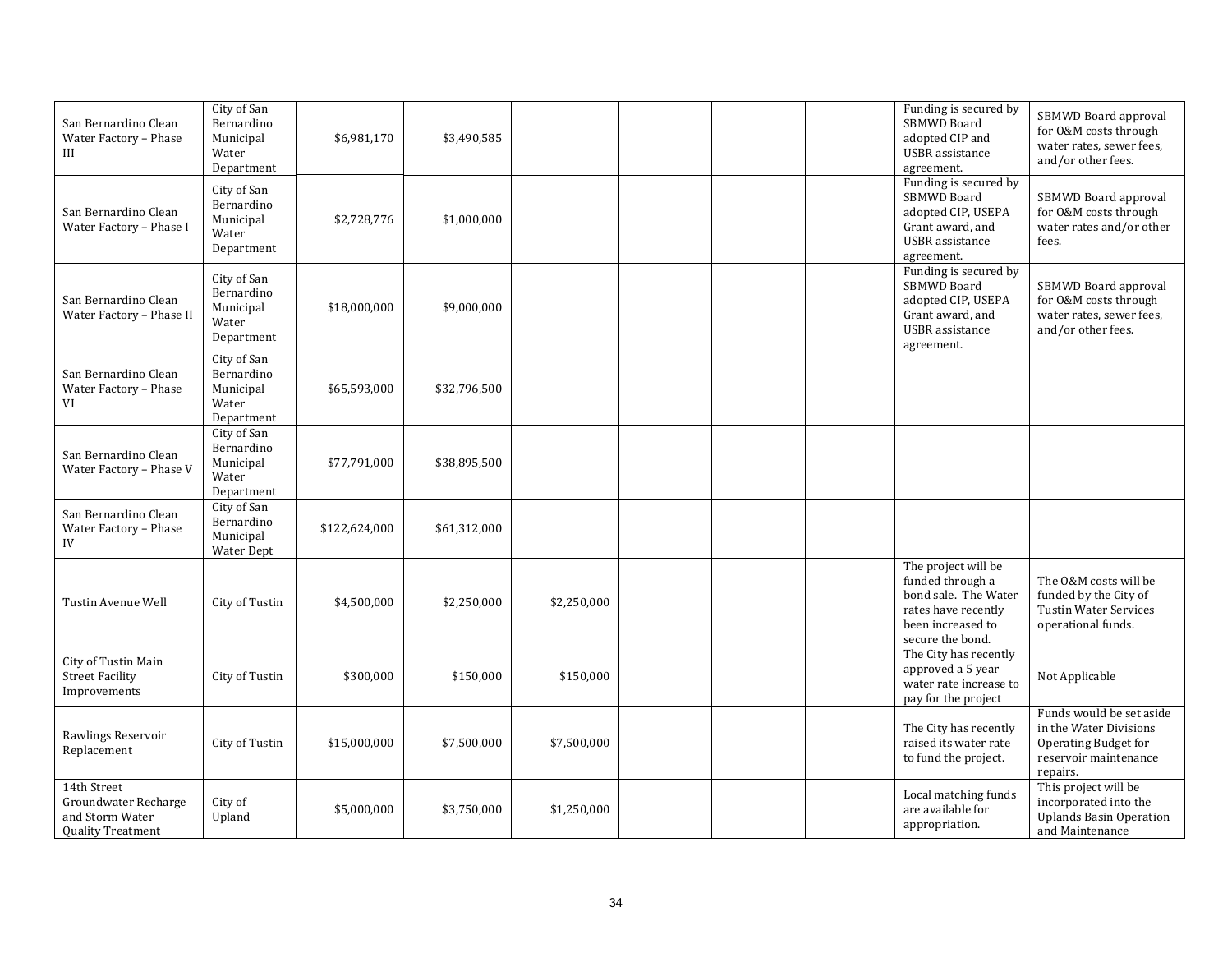| | | | | | | | | | |
|---|---|---|---|---|---|---|---|---|---|
| San Bernardino Clean Water Factory – Phase III | City of San Bernardino Municipal Water Department | $6,981,170 | $3,490,585 | | | | | Funding is secured by SBMWD Board adopted CIP and USBR assistance agreement. | SBMWD Board approval for O&M costs through water rates, sewer fees, and/or other fees. |
| San Bernardino Clean Water Factory – Phase I | City of San Bernardino Municipal Water Department | $2,728,776 | $1,000,000 | | | | | Funding is secured by SBMWD Board adopted CIP, USEPA Grant award, and USBR assistance agreement. | SBMWD Board approval for O&M costs through water rates and/or other fees. |
| San Bernardino Clean Water Factory – Phase II | City of San Bernardino Municipal Water Department | $18,000,000 | $9,000,000 | | | | | Funding is secured by SBMWD Board adopted CIP, USEPA Grant award, and USBR assistance agreement. | SBMWD Board approval for O&M costs through water rates, sewer fees, and/or other fees. |
| San Bernardino Clean Water Factory – Phase VI | City of San Bernardino Municipal Water Department | $65,593,000 | $32,796,500 | | | | | | |
| San Bernardino Clean Water Factory – Phase V | City of San Bernardino Municipal Water Department | $77,791,000 | $38,895,500 | | | | | | |
| San Bernardino Clean Water Factory – Phase IV | City of San Bernardino Municipal Water Dept | $122,624,000 | $61,312,000 | | | | | | |
| Tustin Avenue Well | City of Tustin | $4,500,000 | $2,250,000 | $2,250,000 | | | | The project will be funded through a bond sale. The Water rates have recently been increased to secure the bond. | The O&M costs will be funded by the City of Tustin Water Services operational funds. |
| City of Tustin Main Street Facility Improvements | City of Tustin | $300,000 | $150,000 | $150,000 | | | | The City has recently approved a 5 year water rate increase to pay for the project | Not Applicable |
| Rawlings Reservoir Replacement | City of Tustin | $15,000,000 | $7,500,000 | $7,500,000 | | | | The City has recently raised its water rate to fund the project. | Funds would be set aside in the Water Divisions Operating Budget for reservoir maintenance repairs. |
| 14th Street Groundwater Recharge and Storm Water Quality Treatment | City of Upland | $5,000,000 | $3,750,000 | $1,250,000 | | | | Local matching funds are available for appropriation. | This project will be incorporated into the Uplands Basin Operation and Maintenance |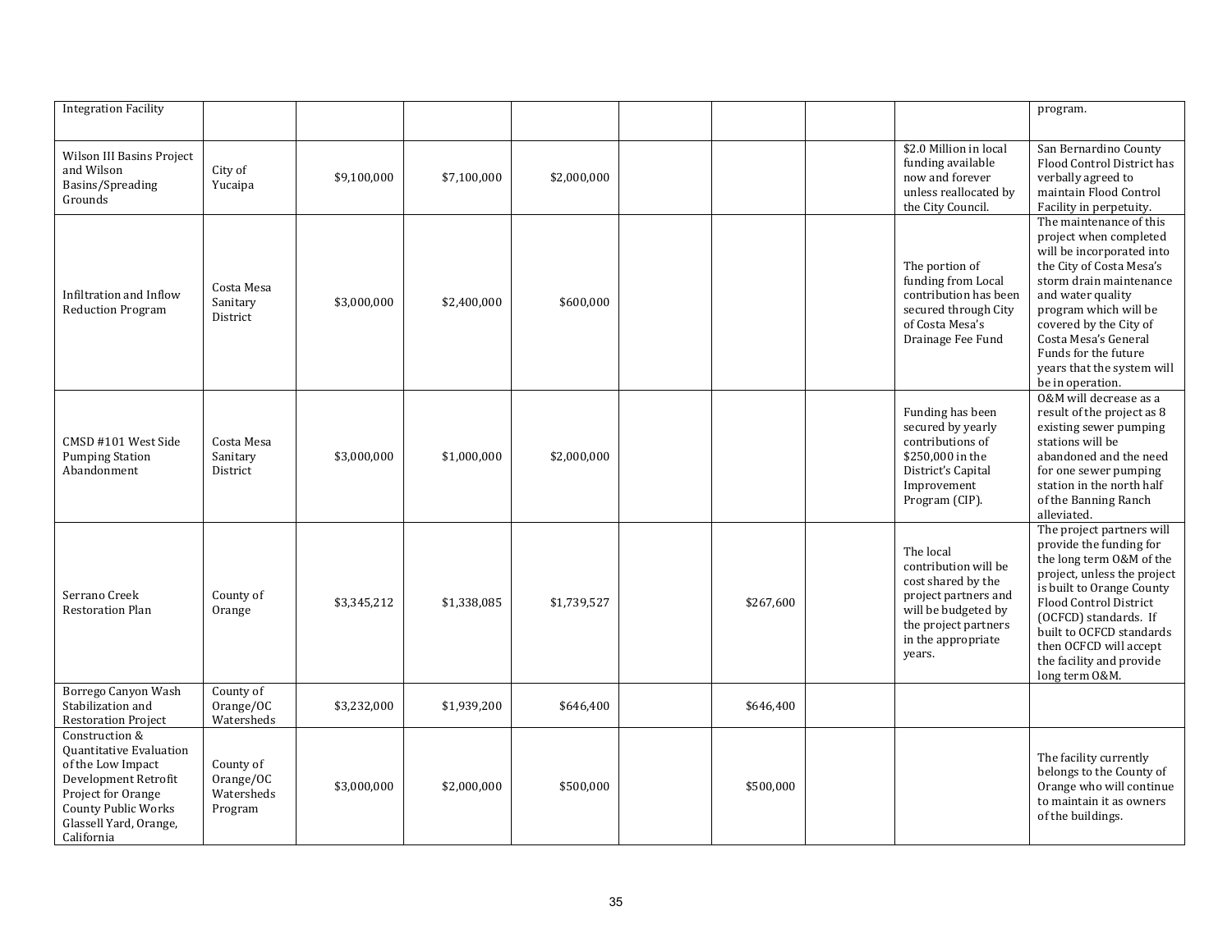| | | | | | | | | | |
|---|---|---|---|---|---|---|---|---|---|
| Integration Facility | | | | | | | | | program. |
| Wilson III Basins Project and Wilson Basins/Spreading Grounds | City of Yucaipa | $9,100,000 | $7,100,000 | $2,000,000 | | | | $2.0 Million in local funding available now and forever unless reallocated by the City Council. | San Bernardino County Flood Control District has verbally agreed to maintain Flood Control Facility in perpetuity. |
| Infiltration and Inflow Reduction Program | Costa Mesa Sanitary District | $3,000,000 | $2,400,000 | $600,000 | | | | The portion of funding from Local contribution has been secured through City of Costa Mesa's Drainage Fee Fund | The maintenance of this project when completed will be incorporated into the City of Costa Mesa's storm drain maintenance and water quality program which will be covered by the City of Costa Mesa's General Funds for the future years that the system will be in operation. |
| CMSD #101 West Side Pumping Station Abandonment | Costa Mesa Sanitary District | $3,000,000 | $1,000,000 | $2,000,000 | | | | Funding has been secured by yearly contributions of $250,000 in the District's Capital Improvement Program (CIP). | O&M will decrease as a result of the project as 8 existing sewer pumping stations will be abandoned and the need for one sewer pumping station in the north half of the Banning Ranch alleviated. |
| Serrano Creek Restoration Plan | County of Orange | $3,345,212 | $1,338,085 | $1,739,527 | | $267,600 | | The local contribution will be cost shared by the project partners and will be budgeted by the project partners in the appropriate years. | The project partners will provide the funding for the long term O&M of the project, unless the project is built to Orange County Flood Control District (OCFCD) standards. If built to OCFCD standards then OCFCD will accept the facility and provide long term O&M. |
| Borrego Canyon Wash Stabilization and Restoration Project | County of Orange/OC Watersheds | $3,232,000 | $1,939,200 | $646,400 | | $646,400 | | | |
| Construction & Quantitative Evaluation of the Low Impact Development Retrofit Project for Orange County Public Works Glassell Yard, Orange, California | County of Orange/OC Watersheds Program | $3,000,000 | $2,000,000 | $500,000 | | $500,000 | | | The facility currently belongs to the County of Orange who will continue to maintain it as owners of the buildings. |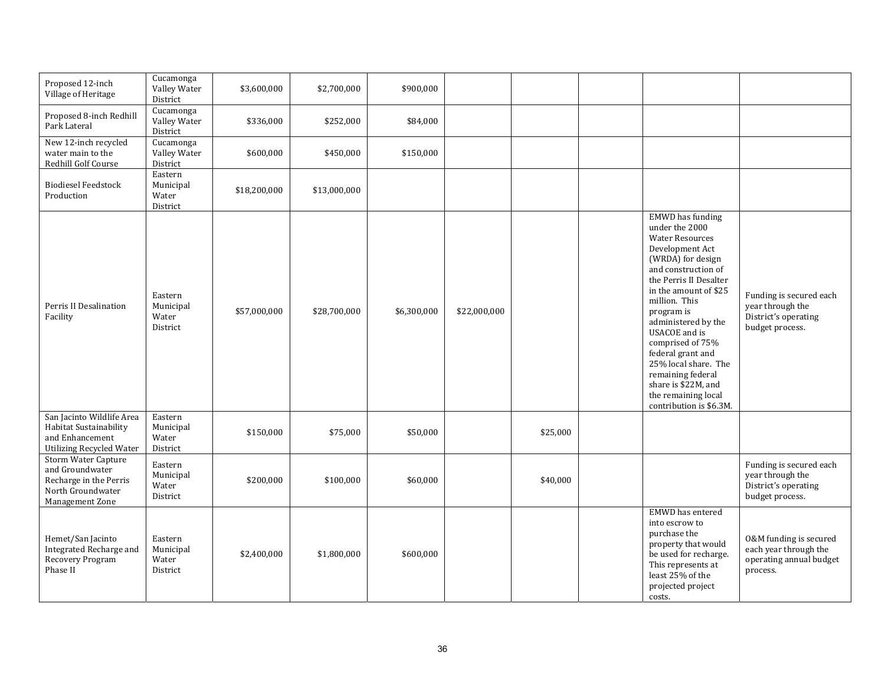| | | | | | | | | | |
|---|---|---|---|---|---|---|---|---|---|
| Proposed 12-inch Village of Heritage | Cucamonga Valley Water District | $3,600,000 | $2,700,000 | $900,000 | | | | | |
| Proposed 8-inch Redhill Park Lateral | Cucamonga Valley Water District | $336,000 | $252,000 | $84,000 | | | | | |
| New 12-inch recycled water main to the Redhill Golf Course | Cucamonga Valley Water District | $600,000 | $450,000 | $150,000 | | | | | |
| Biodiesel Feedstock Production | Eastern Municipal Water District | $18,200,000 | $13,000,000 | | | | | | |
| Perris II Desalination Facility | Eastern Municipal Water District | $57,000,000 | $28,700,000 | $6,300,000 | $22,000,000 | | | EMWD has funding under the 2000 Water Resources Development Act (WRDA) for design and construction of the Perris II Desalter in the amount of $25 million. This program is administered by the USACOE and is comprised of 75% federal grant and 25% local share. The remaining federal share is $22M, and the remaining local contribution is $6.3M. | Funding is secured each year through the District's operating budget process. |
| San Jacinto Wildlife Area Habitat Sustainability and Enhancement Utilizing Recycled Water | Eastern Municipal Water District | $150,000 | $75,000 | $50,000 | | $25,000 | | | |
| Storm Water Capture and Groundwater Recharge in the Perris North Groundwater Management Zone | Eastern Municipal Water District | $200,000 | $100,000 | $60,000 | | $40,000 | | | Funding is secured each year through the District's operating budget process. |
| Hemet/San Jacinto Integrated Recharge and Recovery Program Phase II | Eastern Municipal Water District | $2,400,000 | $1,800,000 | $600,000 | | | | EMWD has entered into escrow to purchase the property that would be used for recharge. This represents at least 25% of the projected project costs. | O&M funding is secured each year through the operating annual budget process. |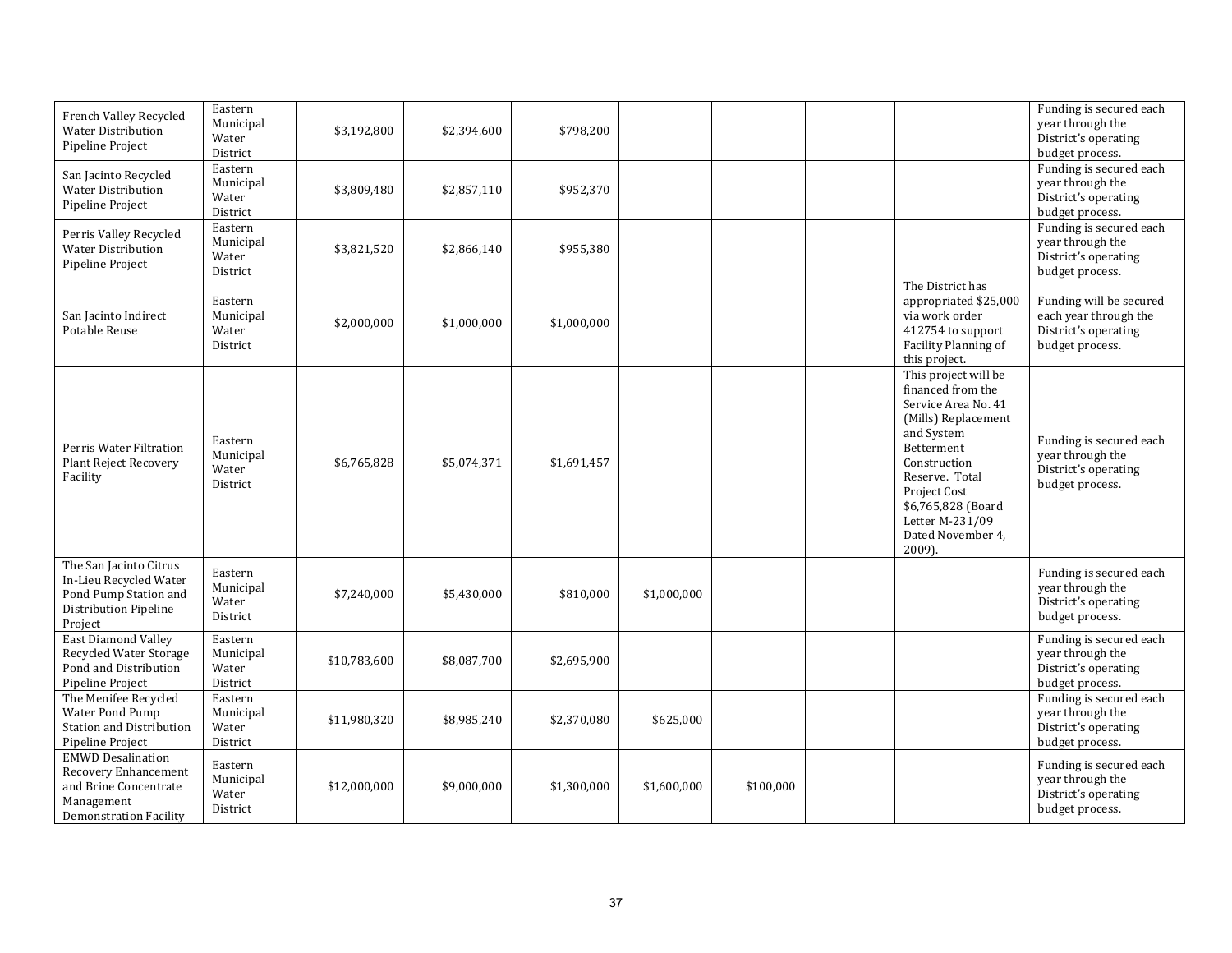| | | | | | | | | | |
|---|---|---|---|---|---|---|---|---|---|
| French Valley Recycled Water Distribution Pipeline Project | Eastern Municipal Water District | $3,192,800 | $2,394,600 | $798,200 | | | | | Funding is secured each year through the District's operating budget process. |
| San Jacinto Recycled Water Distribution Pipeline Project | Eastern Municipal Water District | $3,809,480 | $2,857,110 | $952,370 | | | | | Funding is secured each year through the District's operating budget process. |
| Perris Valley Recycled Water Distribution Pipeline Project | Eastern Municipal Water District | $3,821,520 | $2,866,140 | $955,380 | | | | | Funding is secured each year through the District's operating budget process. |
| San Jacinto Indirect Potable Reuse | Eastern Municipal Water District | $2,000,000 | $1,000,000 | $1,000,000 | | | | The District has appropriated $25,000 via work order 412754 to support Facility Planning of this project. | Funding will be secured each year through the District's operating budget process. |
| Perris Water Filtration Plant Reject Recovery Facility | Eastern Municipal Water District | $6,765,828 | $5,074,371 | $1,691,457 | | | | This project will be financed from the Service Area No. 41 (Mills) Replacement and System Betterment Construction Reserve. Total Project Cost $6,765,828 (Board Letter M-231/09 Dated November 4, 2009). | Funding is secured each year through the District's operating budget process. |
| The San Jacinto Citrus In-Lieu Recycled Water Pond Pump Station and Distribution Pipeline Project | Eastern Municipal Water District | $7,240,000 | $5,430,000 | $810,000 | $1,000,000 | | | | Funding is secured each year through the District's operating budget process. |
| East Diamond Valley Recycled Water Storage Pond and Distribution Pipeline Project | Eastern Municipal Water District | $10,783,600 | $8,087,700 | $2,695,900 | | | | | Funding is secured each year through the District's operating budget process. |
| The Menifee Recycled Water Pond Pump Station and Distribution Pipeline Project | Eastern Municipal Water District | $11,980,320 | $8,985,240 | $2,370,080 | $625,000 | | | | Funding is secured each year through the District's operating budget process. |
| EMWD Desalination Recovery Enhancement and Brine Concentrate Management Demonstration Facility | Eastern Municipal Water District | $12,000,000 | $9,000,000 | $1,300,000 | $1,600,000 | $100,000 | | | Funding is secured each year through the District's operating budget process. |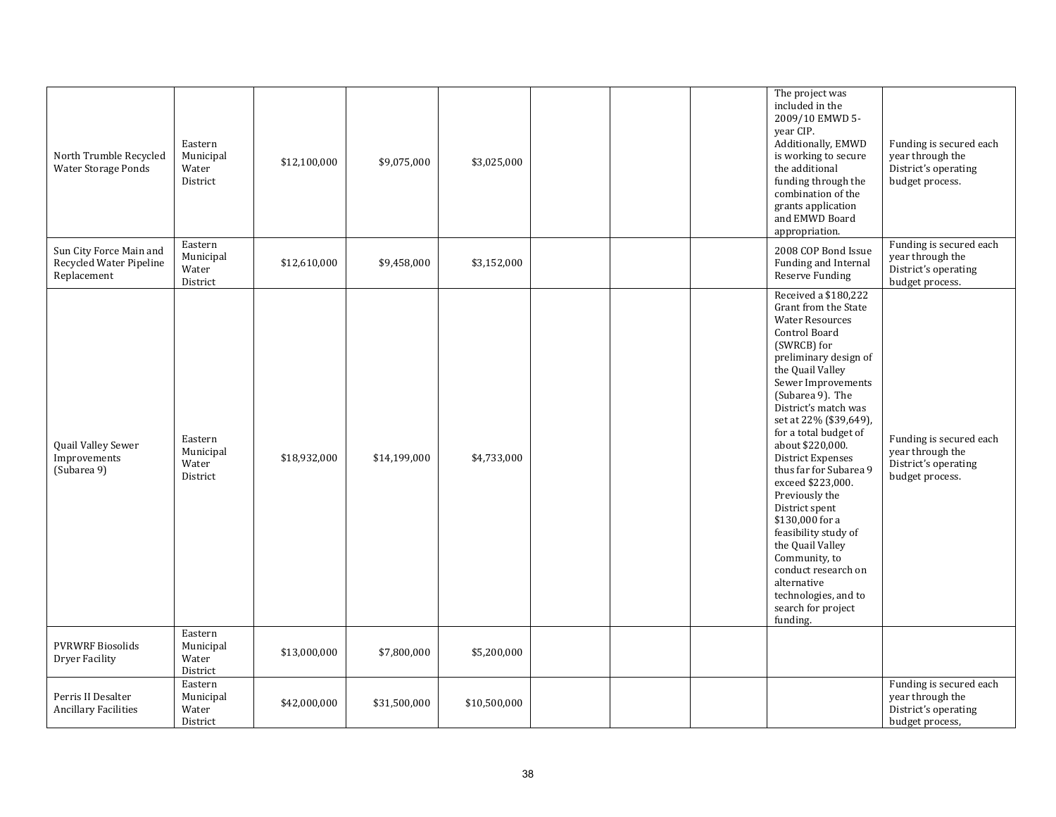| | | | | | | | | | |
|---|---|---|---|---|---|---|---|---|---|
| North Trumble Recycled Water Storage Ponds | Eastern Municipal Water District | $12,100,000 | $9,075,000 | $3,025,000 | | | | The project was included in the 2009/10 EMWD 5-year CIP. Additionally, EMWD is working to secure the additional funding through the combination of the grants application and EMWD Board appropriation. | Funding is secured each year through the District's operating budget process. |
| Sun City Force Main and Recycled Water Pipeline Replacement | Eastern Municipal Water District | $12,610,000 | $9,458,000 | $3,152,000 | | | | 2008 COP Bond Issue Funding and Internal Reserve Funding | Funding is secured each year through the District's operating budget process. |
| Quail Valley Sewer Improvements (Subarea 9) | Eastern Municipal Water District | $18,932,000 | $14,199,000 | $4,733,000 | | | | Received a $180,222 Grant from the State Water Resources Control Board (SWRCB) for preliminary design of the Quail Valley Sewer Improvements (Subarea 9). The District's match was set at 22% ($39,649), for a total budget of about $220,000. District Expenses thus far for Subarea 9 exceed $223,000. Previously the District spent $130,000 for a feasibility study of the Quail Valley Community, to conduct research on alternative technologies, and to search for project funding. | Funding is secured each year through the District's operating budget process. |
| PVRWRF Biosolids Dryer Facility | Eastern Municipal Water District | $13,000,000 | $7,800,000 | $5,200,000 | | | | | |
| Perris II Desalter Ancillary Facilities | Eastern Municipal Water District | $42,000,000 | $31,500,000 | $10,500,000 | | | | | Funding is secured each year through the District's operating budget process, |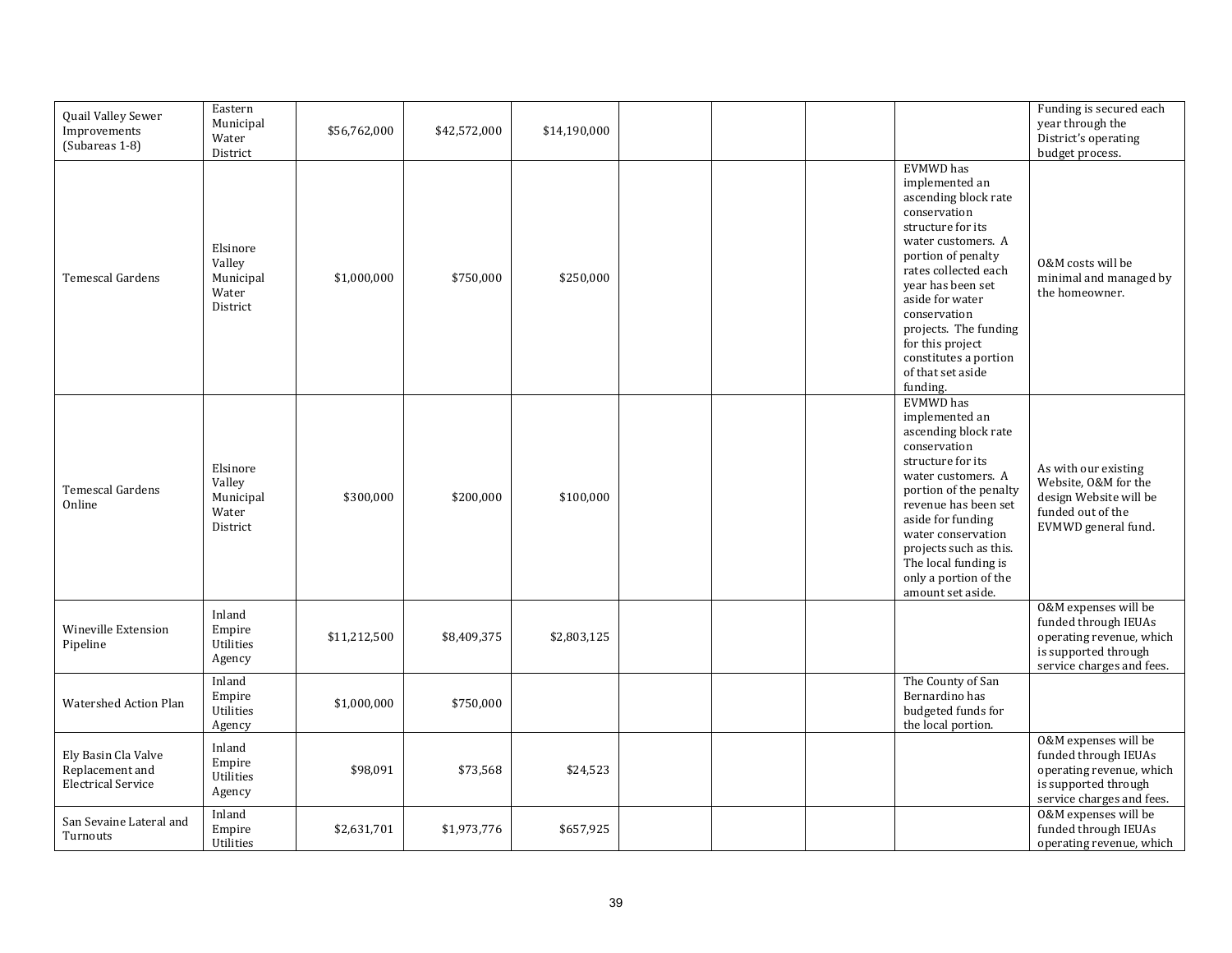| | | | | | | | | | |
|---|---|---|---|---|---|---|---|---|---|
| Quail Valley Sewer Improvements (Subareas 1-8) | Eastern Municipal Water District | $56,762,000 | $42,572,000 | $14,190,000 | | | | | Funding is secured each year through the District's operating budget process. |
| Temescal Gardens | Elsinore Valley Municipal Water District | $1,000,000 | $750,000 | $250,000 | | | | EVMWD has implemented an ascending block rate conservation structure for its water customers. A portion of penalty rates collected each year has been set aside for water conservation projects. The funding for this project constitutes a portion of that set aside funding. | O&M costs will be minimal and managed by the homeowner. |
| Temescal Gardens Online | Elsinore Valley Municipal Water District | $300,000 | $200,000 | $100,000 | | | | EVMWD has implemented an ascending block rate conservation structure for its water customers. A portion of the penalty revenue has been set aside for funding water conservation projects such as this. The local funding is only a portion of the amount set aside. | As with our existing Website, O&M for the design Website will be funded out of the EVMWD general fund. |
| Wineville Extension Pipeline | Inland Empire Utilities Agency | $11,212,500 | $8,409,375 | $2,803,125 | | | | | O&M expenses will be funded through IEUAs operating revenue, which is supported through service charges and fees. |
| Watershed Action Plan | Inland Empire Utilities Agency | $1,000,000 | $750,000 | | | | | The County of San Bernardino has budgeted funds for the local portion. | |
| Ely Basin Cla Valve Replacement and Electrical Service | Inland Empire Utilities Agency | $98,091 | $73,568 | $24,523 | | | | | O&M expenses will be funded through IEUAs operating revenue, which is supported through service charges and fees. |
| San Sevaine Lateral and Turnouts | Inland Empire Utilities | $2,631,701 | $1,973,776 | $657,925 | | | | | O&M expenses will be funded through IEUAs operating revenue, which |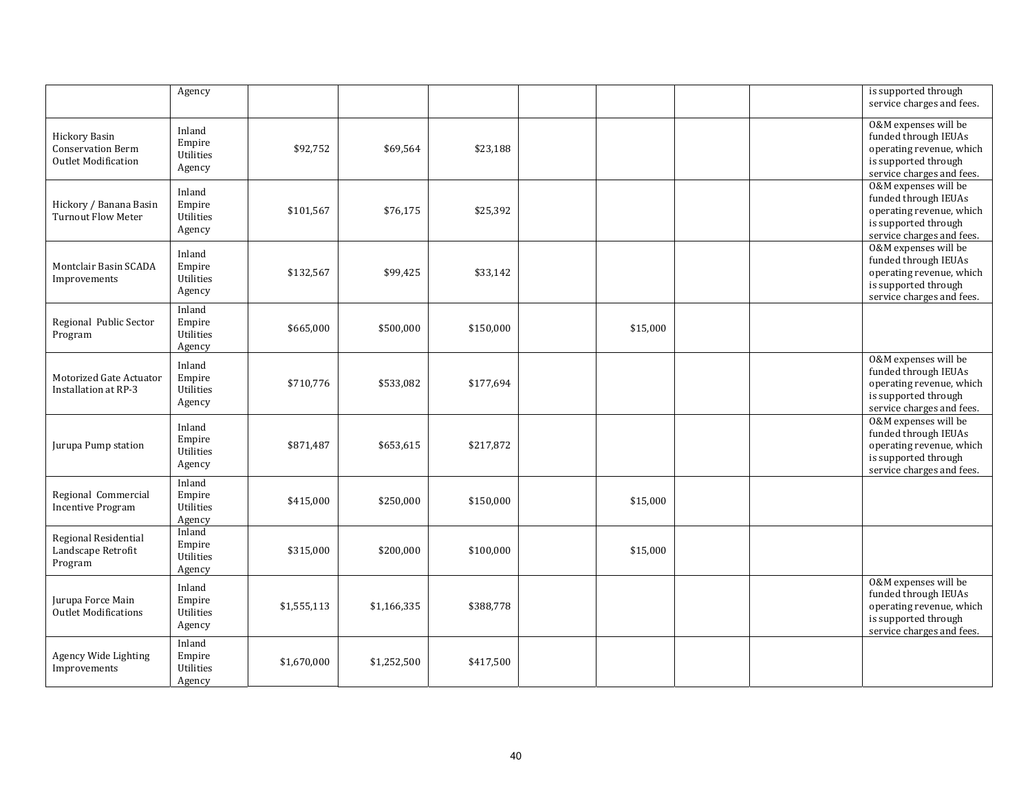| | | | | | | | | | |
|---|---|---|---|---|---|---|---|---|---|
| | Agency | | | | | | | | is supported through service charges and fees. |
| Hickory Basin Conservation Berm Outlet Modification | Inland Empire Utilities Agency | $92,752 | $69,564 | $23,188 | | | | | O&M expenses will be funded through IEUAs operating revenue, which is supported through service charges and fees. |
| Hickory / Banana Basin Turnout Flow Meter | Inland Empire Utilities Agency | $101,567 | $76,175 | $25,392 | | | | | O&M expenses will be funded through IEUAs operating revenue, which is supported through service charges and fees. |
| Montclair Basin SCADA Improvements | Inland Empire Utilities Agency | $132,567 | $99,425 | $33,142 | | | | | O&M expenses will be funded through IEUAs operating revenue, which is supported through service charges and fees. |
| Regional Public Sector Program | Inland Empire Utilities Agency | $665,000 | $500,000 | $150,000 | | $15,000 | | | |
| Motorized Gate Actuator Installation at RP-3 | Inland Empire Utilities Agency | $710,776 | $533,082 | $177,694 | | | | | O&M expenses will be funded through IEUAs operating revenue, which is supported through service charges and fees. |
| Jurupa Pump station | Inland Empire Utilities Agency | $871,487 | $653,615 | $217,872 | | | | | O&M expenses will be funded through IEUAs operating revenue, which is supported through service charges and fees. |
| Regional Commercial Incentive Program | Inland Empire Utilities Agency | $415,000 | $250,000 | $150,000 | | $15,000 | | | |
| Regional Residential Landscape Retrofit Program | Inland Empire Utilities Agency | $315,000 | $200,000 | $100,000 | | $15,000 | | | |
| Jurupa Force Main Outlet Modifications | Inland Empire Utilities Agency | $1,555,113 | $1,166,335 | $388,778 | | | | | O&M expenses will be funded through IEUAs operating revenue, which is supported through service charges and fees. |
| Agency Wide Lighting Improvements | Inland Empire Utilities Agency | $1,670,000 | $1,252,500 | $417,500 | | | | | |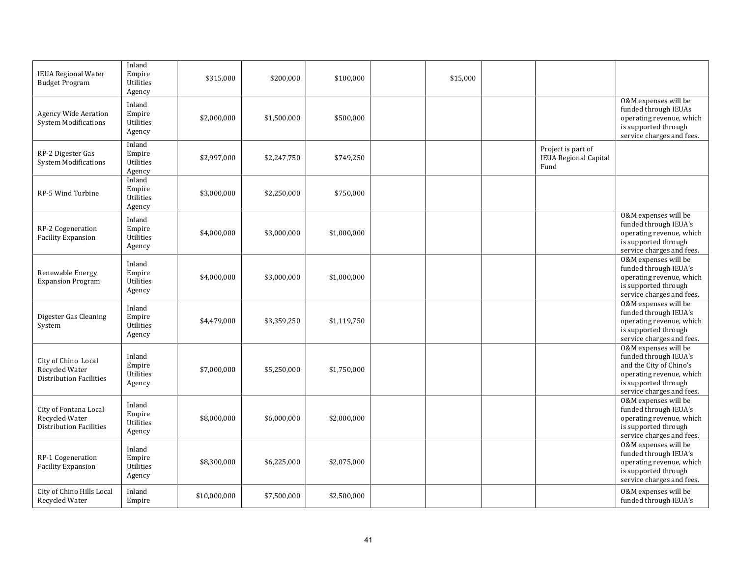| | | | | | | | | | |
|---|---|---|---|---|---|---|---|---|---|
| IEUA Regional Water Budget Program | Inland Empire Utilities Agency | $315,000 | $200,000 | $100,000 | | $15,000 | | | |
| Agency Wide Aeration System Modifications | Inland Empire Utilities Agency | $2,000,000 | $1,500,000 | $500,000 | | | | | O&M expenses will be funded through IEUAs operating revenue, which is supported through service charges and fees. |
| RP-2 Digester Gas System Modifications | Inland Empire Utilities Agency | $2,997,000 | $2,247,750 | $749,250 | | | | Project is part of IEUA Regional Capital Fund | |
| RP-5 Wind Turbine | Inland Empire Utilities Agency | $3,000,000 | $2,250,000 | $750,000 | | | | | |
| RP-2 Cogeneration Facility Expansion | Inland Empire Utilities Agency | $4,000,000 | $3,000,000 | $1,000,000 | | | | | O&M expenses will be funded through IEUA's operating revenue, which is supported through service charges and fees. |
| Renewable Energy Expansion Program | Inland Empire Utilities Agency | $4,000,000 | $3,000,000 | $1,000,000 | | | | | O&M expenses will be funded through IEUA's operating revenue, which is supported through service charges and fees. |
| Digester Gas Cleaning System | Inland Empire Utilities Agency | $4,479,000 | $3,359,250 | $1,119,750 | | | | | O&M expenses will be funded through IEUA's operating revenue, which is supported through service charges and fees. |
| City of Chino Local Recycled Water Distribution Facilities | Inland Empire Utilities Agency | $7,000,000 | $5,250,000 | $1,750,000 | | | | | O&M expenses will be funded through IEUA's and the City of Chino's operating revenue, which is supported through service charges and fees. |
| City of Fontana Local Recycled Water Distribution Facilities | Inland Empire Utilities Agency | $8,000,000 | $6,000,000 | $2,000,000 | | | | | O&M expenses will be funded through IEUA's operating revenue, which is supported through service charges and fees. |
| RP-1 Cogeneration Facility Expansion | Inland Empire Utilities Agency | $8,300,000 | $6,225,000 | $2,075,000 | | | | | O&M expenses will be funded through IEUA's operating revenue, which is supported through service charges and fees. |
| City of Chino Hills Local Recycled Water | Inland Empire | $10,000,000 | $7,500,000 | $2,500,000 | | | | | O&M expenses will be funded through IEUA's |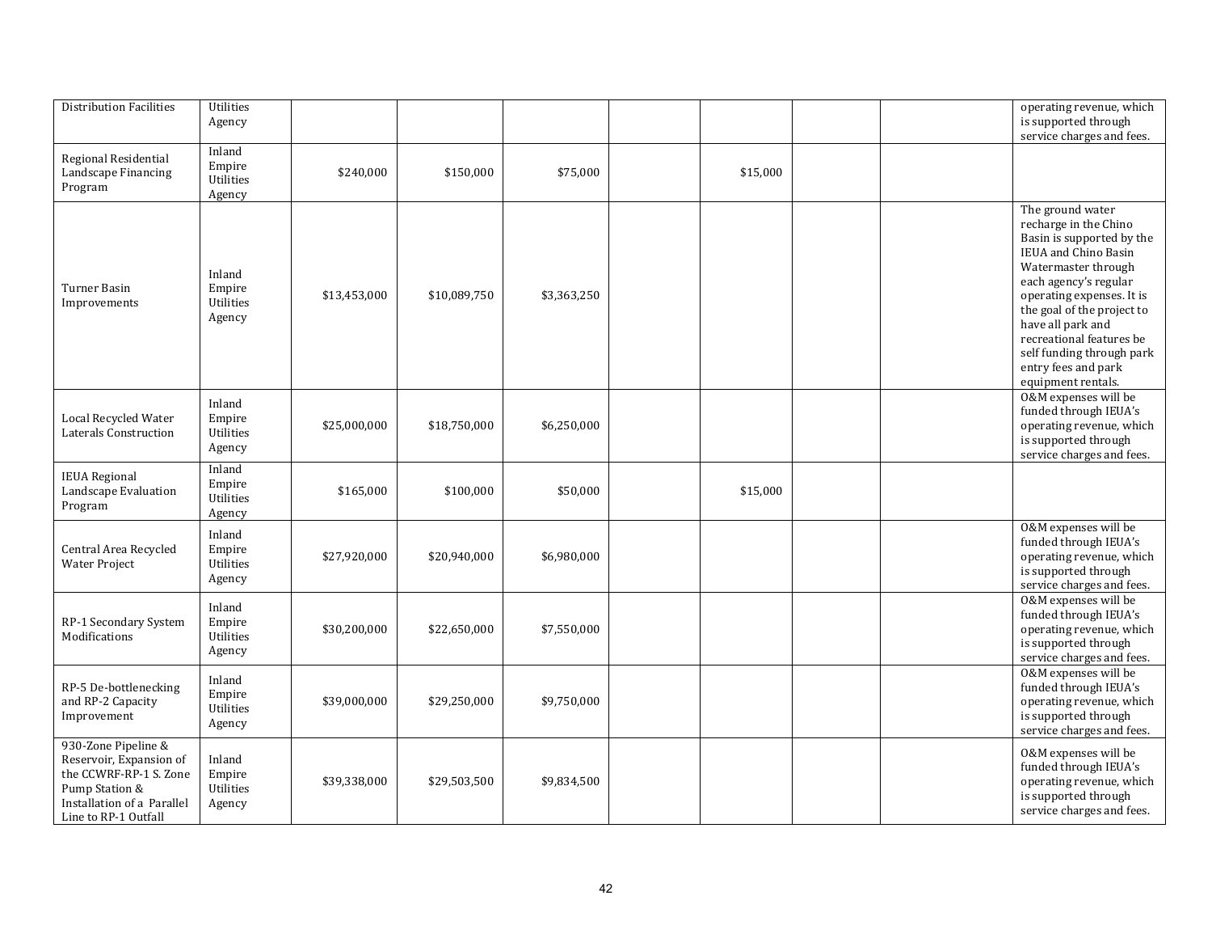| | | | | | | | | | |
|---|---|---|---|---|---|---|---|---|---|
| Distribution Facilities | Utilities Agency | | | | | | | | operating revenue, which is supported through service charges and fees. |
| Regional Residential Landscape Financing Program | Inland Empire Utilities Agency | $240,000 | $150,000 | $75,000 | | $15,000 | | | |
| Turner Basin Improvements | Inland Empire Utilities Agency | $13,453,000 | $10,089,750 | $3,363,250 | | | | | The ground water recharge in the Chino Basin is supported by the IEUA and Chino Basin Watermaster through each agency's regular operating expenses. It is the goal of the project to have all park and recreational features be self funding through park entry fees and park equipment rentals. |
| Local Recycled Water Laterals Construction | Inland Empire Utilities Agency | $25,000,000 | $18,750,000 | $6,250,000 | | | | | O&M expenses will be funded through IEUA's operating revenue, which is supported through service charges and fees. |
| IEUA Regional Landscape Evaluation Program | Inland Empire Utilities Agency | $165,000 | $100,000 | $50,000 | | $15,000 | | | |
| Central Area Recycled Water Project | Inland Empire Utilities Agency | $27,920,000 | $20,940,000 | $6,980,000 | | | | | O&M expenses will be funded through IEUA's operating revenue, which is supported through service charges and fees. |
| RP-1 Secondary System Modifications | Inland Empire Utilities Agency | $30,200,000 | $22,650,000 | $7,550,000 | | | | | O&M expenses will be funded through IEUA's operating revenue, which is supported through service charges and fees. |
| RP-5 De-bottlenecking and RP-2 Capacity Improvement | Inland Empire Utilities Agency | $39,000,000 | $29,250,000 | $9,750,000 | | | | | O&M expenses will be funded through IEUA's operating revenue, which is supported through service charges and fees. |
| 930-Zone Pipeline & Reservoir, Expansion of the CCWRF-RP-1 S. Zone Pump Station & Installation of a Parallel Line to RP-1 Outfall | Inland Empire Utilities Agency | $39,338,000 | $29,503,500 | $9,834,500 | | | | | O&M expenses will be funded through IEUA's operating revenue, which is supported through service charges and fees. |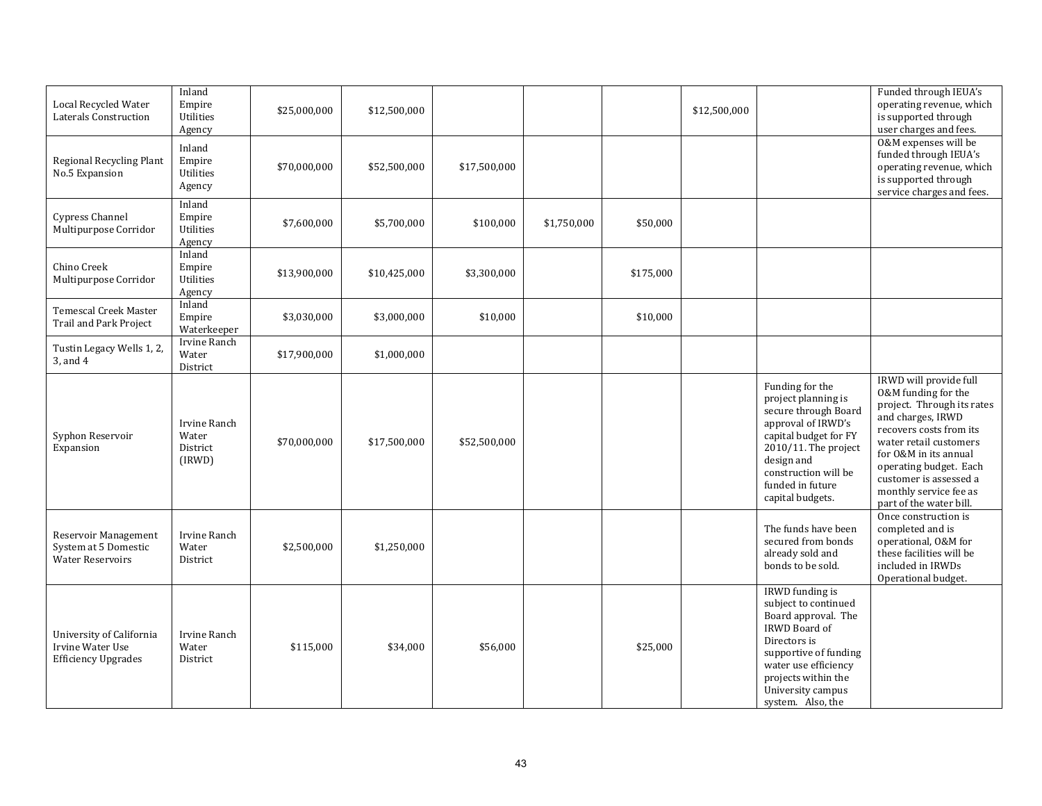| | | | | | | | | | |
|---|---|---|---|---|---|---|---|---|---|
| Local Recycled Water Laterals Construction | Inland Empire Utilities Agency | $25,000,000 | $12,500,000 | | | | $12,500,000 | | Funded through IEUA's operating revenue, which is supported through user charges and fees. |
| Regional Recycling Plant No.5 Expansion | Inland Empire Utilities Agency | $70,000,000 | $52,500,000 | $17,500,000 | | | | | O&M expenses will be funded through IEUA's operating revenue, which is supported through service charges and fees. |
| Cypress Channel Multipurpose Corridor | Inland Empire Utilities Agency | $7,600,000 | $5,700,000 | $100,000 | $1,750,000 | $50,000 | | | |
| Chino Creek Multipurpose Corridor | Inland Empire Utilities Agency | $13,900,000 | $10,425,000 | $3,300,000 | | $175,000 | | | |
| Temescal Creek Master Trail and Park Project | Inland Empire Waterkeeper | $3,030,000 | $3,000,000 | $10,000 | | $10,000 | | | |
| Tustin Legacy Wells 1, 2, 3, and 4 | Irvine Ranch Water District | $17,900,000 | $1,000,000 | | | | | | |
| Syphon Reservoir Expansion | Irvine Ranch Water District (IRWD) | $70,000,000 | $17,500,000 | $52,500,000 | | | | Funding for the project planning is secure through Board approval of IRWD's capital budget for FY 2010/11. The project design and construction will be funded in future capital budgets. | IRWD will provide full O&M funding for the project. Through its rates and charges, IRWD recovers costs from its water retail customers for O&M in its annual operating budget. Each customer is assessed a monthly service fee as part of the water bill. |
| Reservoir Management System at 5 Domestic Water Reservoirs | Irvine Ranch Water District | $2,500,000 | $1,250,000 | | | | | The funds have been secured from bonds already sold and bonds to be sold. | Once construction is completed and is operational, O&M for these facilities will be included in IRWDs Operational budget. |
| University of California Irvine Water Use Efficiency Upgrades | Irvine Ranch Water District | $115,000 | $34,000 | $56,000 | | $25,000 | | IRWD funding is subject to continued Board approval. The IRWD Board of Directors is supportive of funding water use efficiency projects within the University campus system. Also, the | |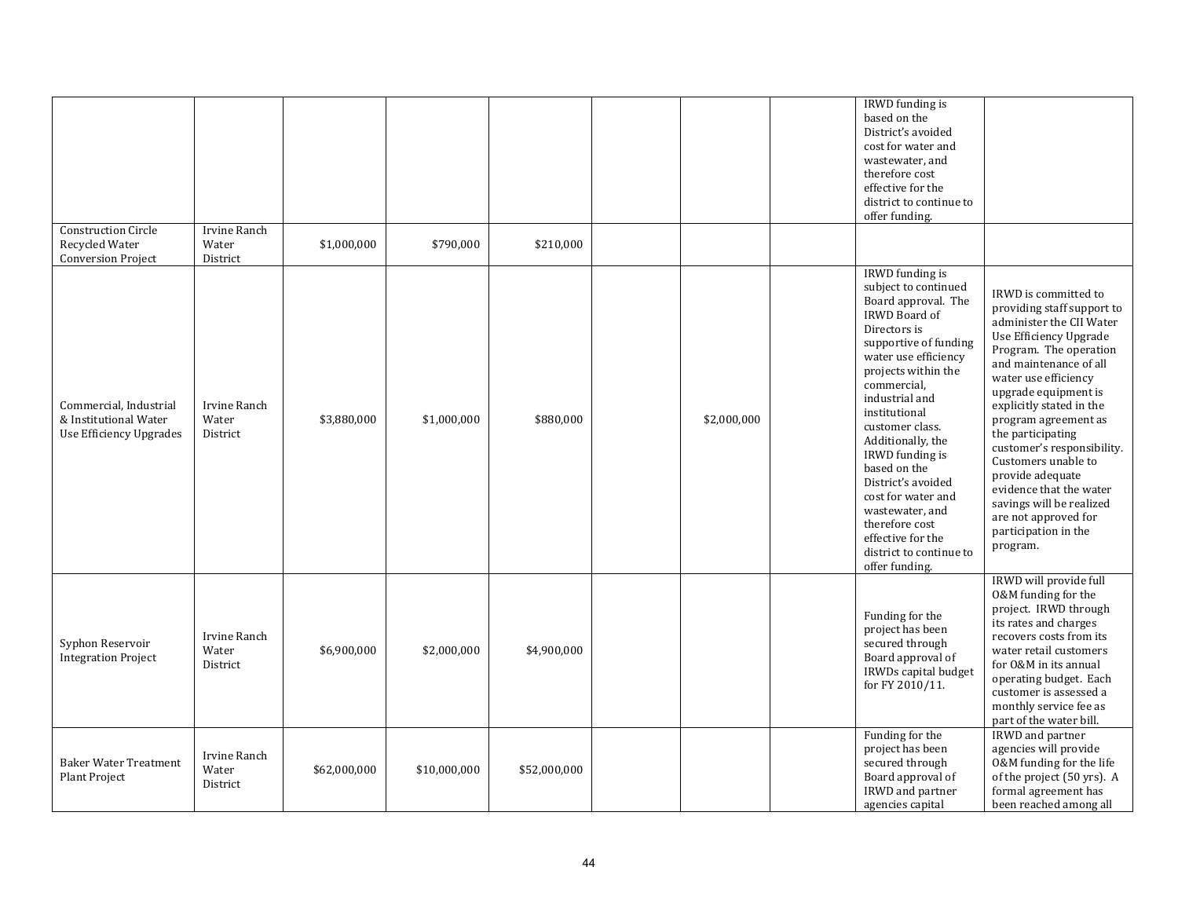| | | | | | | | | | |
|---|---|---|---|---|---|---|---|---|---|
| | | | | | | | | IRWD funding is based on the District's avoided cost for water and wastewater, and therefore cost effective for the district to continue to offer funding. | |
| Construction Circle Recycled Water Conversion Project | Irvine Ranch Water District | $1,000,000 | $790,000 | $210,000 | | | | | |
| Commercial, Industrial & Institutional Water Use Efficiency Upgrades | Irvine Ranch Water District | $3,880,000 | $1,000,000 | $880,000 | | $2,000,000 | | IRWD funding is subject to continued Board approval. The IRWD Board of Directors is supportive of funding water use efficiency projects within the commercial, industrial and institutional customer class. Additionally, the IRWD funding is based on the District's avoided cost for water and wastewater, and therefore cost effective for the district to continue to offer funding. | IRWD is committed to providing staff support to administer the CII Water Use Efficiency Upgrade Program. The operation and maintenance of all water use efficiency upgrade equipment is explicitly stated in the program agreement as the participating customer's responsibility. Customers unable to provide adequate evidence that the water savings will be realized are not approved for participation in the program. |
| Syphon Reservoir Integration Project | Irvine Ranch Water District | $6,900,000 | $2,000,000 | $4,900,000 | | | | Funding for the project has been secured through Board approval of IRWDs capital budget for FY 2010/11. | IRWD will provide full O&M funding for the project. IRWD through its rates and charges recovers costs from its water retail customers for O&M in its annual operating budget. Each customer is assessed a monthly service fee as part of the water bill. |
| Baker Water Treatment Plant Project | Irvine Ranch Water District | $62,000,000 | $10,000,000 | $52,000,000 | | | | Funding for the project has been secured through Board approval of IRWD and partner agencies capital | IRWD and partner agencies will provide O&M funding for the life of the project (50 yrs). A formal agreement has been reached among all |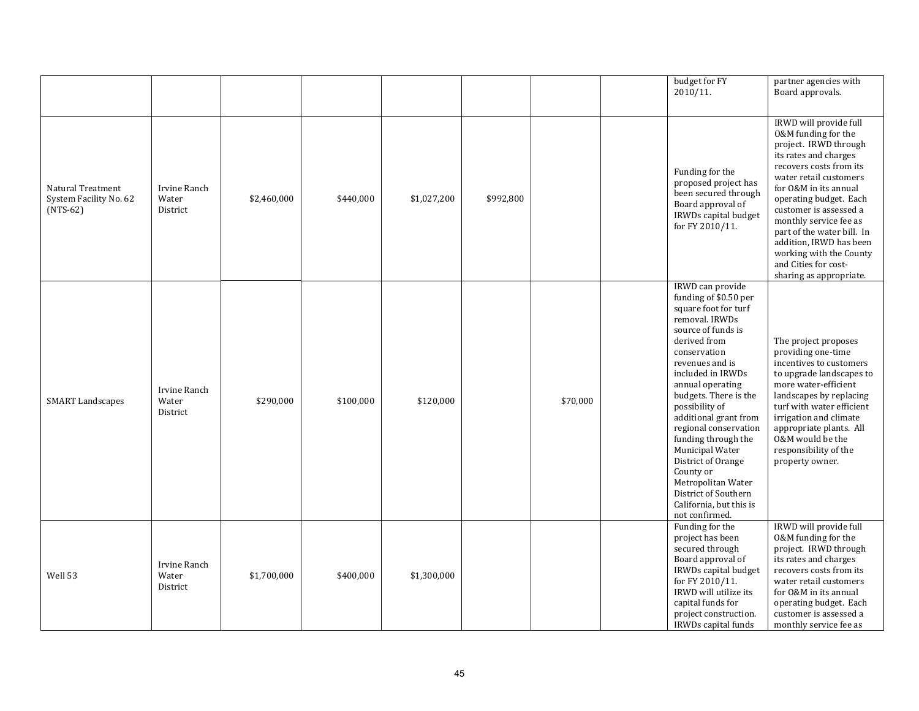| | | | | | | | | | |
|---|---|---|---|---|---|---|---|---|---|
| | | | | | | | | budget for FY 2010/11. | partner agencies with Board approvals. |
| Natural Treatment System Facility No. 62 (NTS-62) | Irvine Ranch Water District | $2,460,000 | $440,000 | $1,027,200 | $992,800 | | | Funding for the proposed project has been secured through Board approval of IRWDs capital budget for FY 2010/11. | IRWD will provide full O&M funding for the project. IRWD through its rates and charges recovers costs from its water retail customers for O&M in its annual operating budget. Each customer is assessed a monthly service fee as part of the water bill. In addition, IRWD has been working with the County and Cities for cost-sharing as appropriate. |
| SMART Landscapes | Irvine Ranch Water District | $290,000 | $100,000 | $120,000 | | $70,000 | | IRWD can provide funding of $0.50 per square foot for turf removal. IRWDs source of funds is derived from conservation revenues and is included in IRWDs annual operating budgets. There is the possibility of additional grant from regional conservation funding through the Municipal Water District of Orange County or Metropolitan Water District of Southern California, but this is not confirmed. | The project proposes providing one-time incentives to customers to upgrade landscapes to more water-efficient landscapes by replacing turf with water efficient irrigation and climate appropriate plants. All O&M would be the responsibility of the property owner. |
| Well 53 | Irvine Ranch Water District | $1,700,000 | $400,000 | $1,300,000 | | | | Funding for the project has been secured through Board approval of IRWDs capital budget for FY 2010/11. IRWD will utilize its capital funds for project construction. IRWDs capital funds | IRWD will provide full O&M funding for the project. IRWD through its rates and charges recovers costs from its water retail customers for O&M in its annual operating budget. Each customer is assessed a monthly service fee as |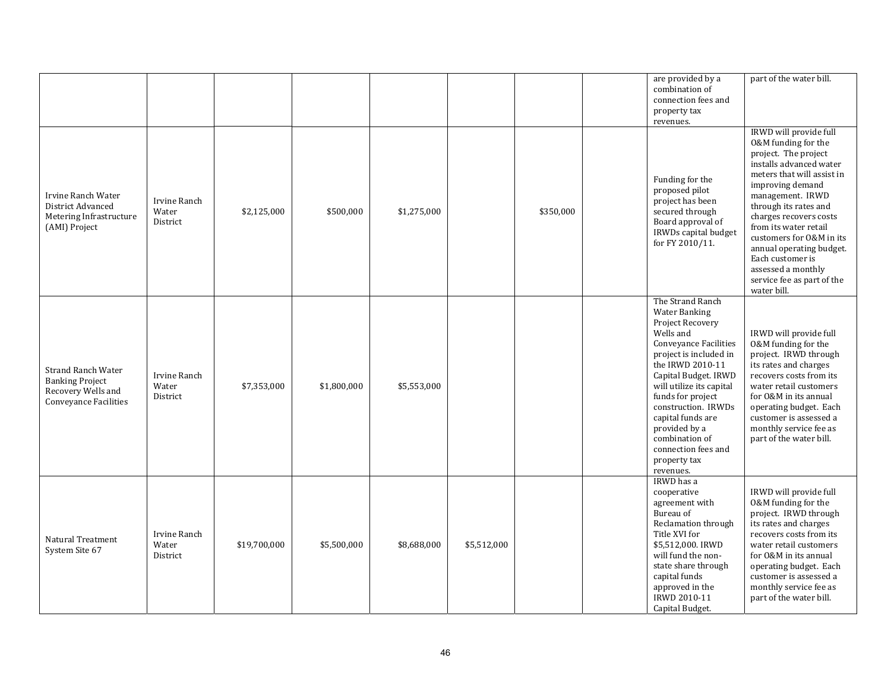| | | | | | | | | | |
|---|---|---|---|---|---|---|---|---|---|
| | | | | | | | | are provided by a combination of connection fees and property tax revenues. | part of the water bill. |
| Irvine Ranch Water District Advanced Metering Infrastructure (AMI) Project | Irvine Ranch Water District | $2,125,000 | $500,000 | $1,275,000 | | $350,000 | | Funding for the proposed pilot project has been secured through Board approval of IRWDs capital budget for FY 2010/11. | IRWD will provide full O&M funding for the project. The project installs advanced water meters that will assist in improving demand management. IRWD through its rates and charges recovers costs from its water retail customers for O&M in its annual operating budget. Each customer is assessed a monthly service fee as part of the water bill. |
| Strand Ranch Water Banking Project Recovery Wells and Conveyance Facilities | Irvine Ranch Water District | $7,353,000 | $1,800,000 | $5,553,000 | | | | The Strand Ranch Water Banking Project Recovery Wells and Conveyance Facilities project is included in the IRWD 2010-11 Capital Budget. IRWD will utilize its capital funds for project construction. IRWDs capital funds are provided by a combination of connection fees and property tax revenues. | IRWD will provide full O&M funding for the project. IRWD through its rates and charges recovers costs from its water retail customers for O&M in its annual operating budget. Each customer is assessed a monthly service fee as part of the water bill. |
| Natural Treatment System Site 67 | Irvine Ranch Water District | $19,700,000 | $5,500,000 | $8,688,000 | $5,512,000 | | | IRWD has a cooperative agreement with Bureau of Reclamation through Title XVI for $5,512,000. IRWD will fund the non-state share through capital funds approved in the IRWD 2010-11 Capital Budget. | IRWD will provide full O&M funding for the project. IRWD through its rates and charges recovers costs from its water retail customers for O&M in its annual operating budget. Each customer is assessed a monthly service fee as part of the water bill. |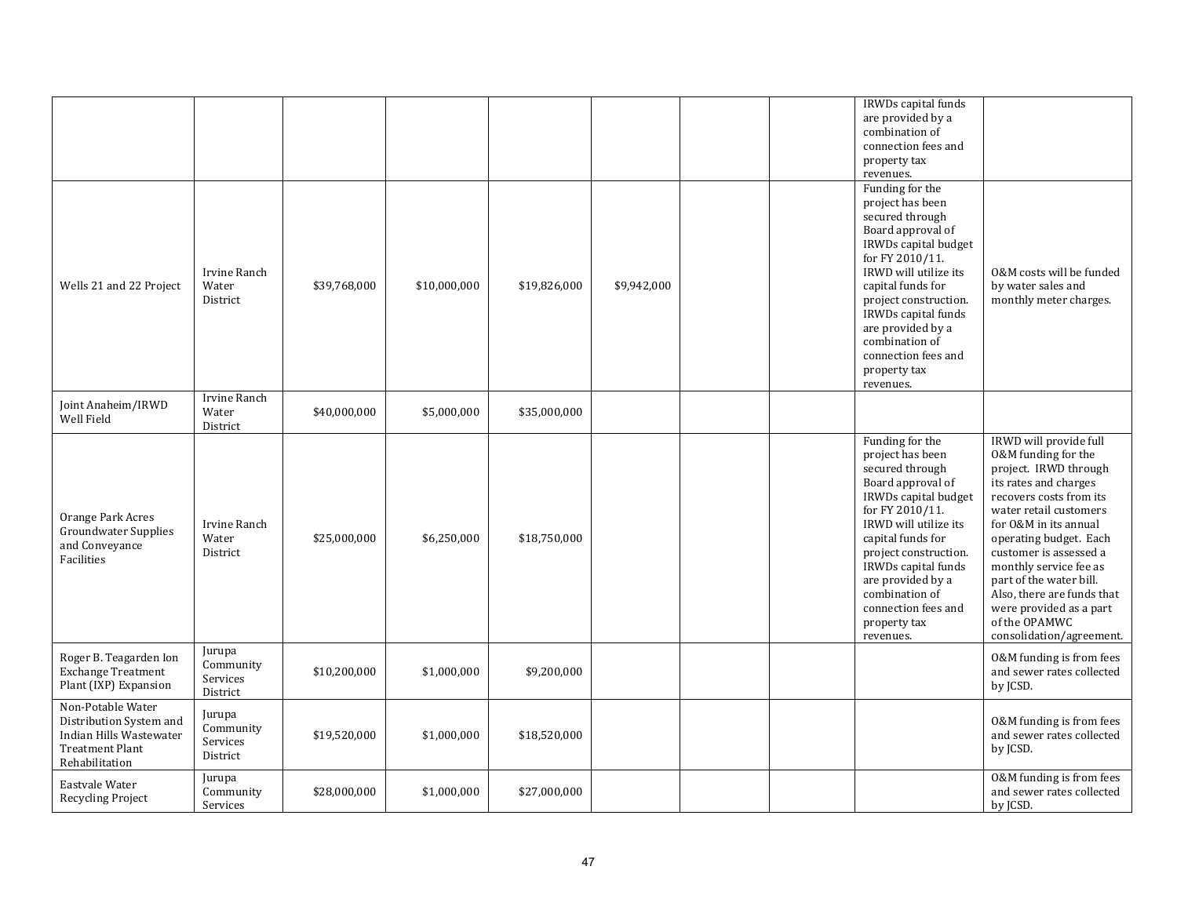| | | | | | | | | | |
|---|---|---|---|---|---|---|---|---|---|
| | | | | | | | | IRWDs capital funds are provided by a combination of connection fees and property tax revenues. | |
| Wells 21 and 22 Project | Irvine Ranch Water District | $39,768,000 | $10,000,000 | $19,826,000 | $9,942,000 | | | Funding for the project has been secured through Board approval of IRWDs capital budget for FY 2010/11. IRWD will utilize its capital funds for project construction. IRWDs capital funds are provided by a combination of connection fees and property tax revenues. | O&M costs will be funded by water sales and monthly meter charges. |
| Joint Anaheim/IRWD Well Field | Irvine Ranch Water District | $40,000,000 | $5,000,000 | $35,000,000 | | | | | |
| Orange Park Acres Groundwater Supplies and Conveyance Facilities | Irvine Ranch Water District | $25,000,000 | $6,250,000 | $18,750,000 | | | | Funding for the project has been secured through Board approval of IRWDs capital budget for FY 2010/11. IRWD will utilize its capital funds for project construction. IRWDs capital funds are provided by a combination of connection fees and property tax revenues. | IRWD will provide full O&M funding for the project. IRWD through its rates and charges recovers costs from its water retail customers for O&M in its annual operating budget. Each customer is assessed a monthly service fee as part of the water bill. Also, there are funds that were provided as a part of the OPAMWC consolidation/agreement. |
| Roger B. Teagarden Ion Exchange Treatment Plant (IXP) Expansion | Jurupa Community Services District | $10,200,000 | $1,000,000 | $9,200,000 | | | | | O&M funding is from fees and sewer rates collected by JCSD. |
| Non-Potable Water Distribution System and Indian Hills Wastewater Treatment Plant Rehabilitation | Jurupa Community Services District | $19,520,000 | $1,000,000 | $18,520,000 | | | | | O&M funding is from fees and sewer rates collected by JCSD. |
| Eastvale Water Recycling Project | Jurupa Community Services | $28,000,000 | $1,000,000 | $27,000,000 | | | | | O&M funding is from fees and sewer rates collected by JCSD. |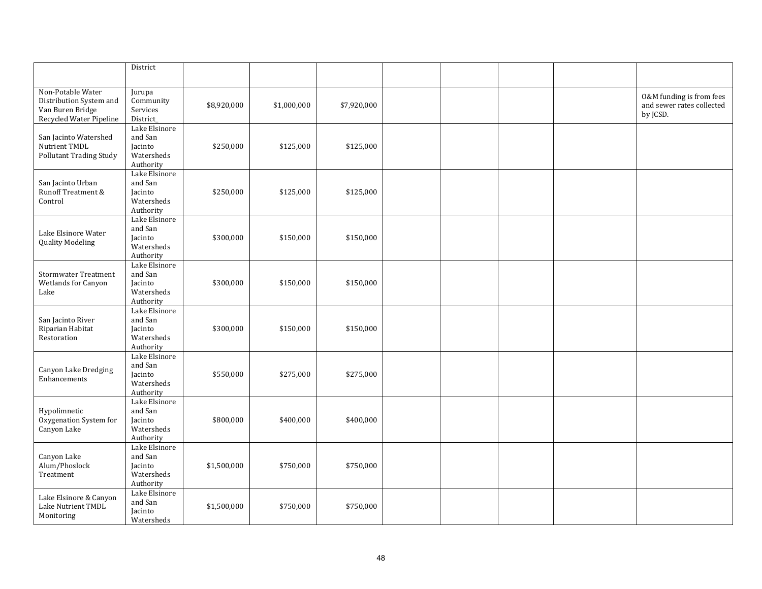| | | | | | | | | | |
|---|---|---|---|---|---|---|---|---|---|
| | District | | | | | | | | |
| Non-Potable Water Distribution System and Van Buren Bridge Recycled Water Pipeline | Jurupa Community Services District_ | $8,920,000 | $1,000,000 | $7,920,000 | | | | | O&M funding is from fees and sewer rates collected by JCSD. |
| San Jacinto Watershed Nutrient TMDL Pollutant Trading Study | Lake Elsinore and San Jacinto Watersheds Authority | $250,000 | $125,000 | $125,000 | | | | | |
| San Jacinto Urban Runoff Treatment & Control | Lake Elsinore and San Jacinto Watersheds Authority | $250,000 | $125,000 | $125,000 | | | | | |
| Lake Elsinore Water Quality Modeling | Lake Elsinore and San Jacinto Watersheds Authority | $300,000 | $150,000 | $150,000 | | | | | |
| Stormwater Treatment Wetlands for Canyon Lake | Lake Elsinore and San Jacinto Watersheds Authority | $300,000 | $150,000 | $150,000 | | | | | |
| San Jacinto River Riparian Habitat Restoration | Lake Elsinore and San Jacinto Watersheds Authority | $300,000 | $150,000 | $150,000 | | | | | |
| Canyon Lake Dredging Enhancements | Lake Elsinore and San Jacinto Watersheds Authority | $550,000 | $275,000 | $275,000 | | | | | |
| Hypolimnetic Oxygenation System for Canyon Lake | Lake Elsinore and San Jacinto Watersheds Authority | $800,000 | $400,000 | $400,000 | | | | | |
| Canyon Lake Alum/Phoslock Treatment | Lake Elsinore and San Jacinto Watersheds Authority | $1,500,000 | $750,000 | $750,000 | | | | | |
| Lake Elsinore & Canyon Lake Nutrient TMDL Monitoring | Lake Elsinore and San Jacinto Watersheds | $1,500,000 | $750,000 | $750,000 | | | | | |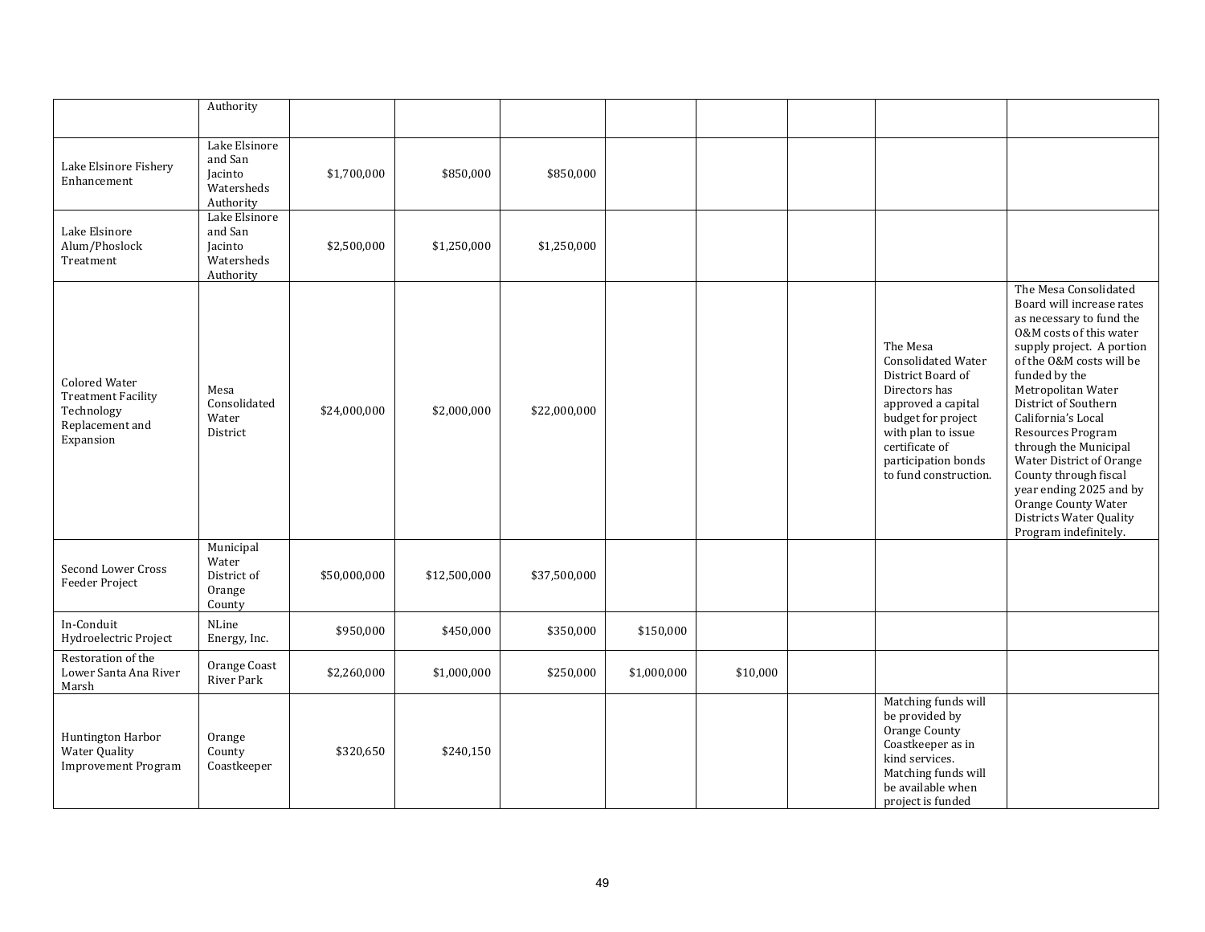| | | | | | | | | | |
|---|---|---|---|---|---|---|---|---|---|
| | Authority | | | | | | | | |
| Lake Elsinore Fishery Enhancement | Lake Elsinore and San Jacinto Watersheds Authority | $1,700,000 | $850,000 | $850,000 | | | | | |
| Lake Elsinore Alum/Phoslock Treatment | Lake Elsinore and San Jacinto Watersheds Authority | $2,500,000 | $1,250,000 | $1,250,000 | | | | | |
| Colored Water Treatment Facility Technology Replacement and Expansion | Mesa Consolidated Water District | $24,000,000 | $2,000,000 | $22,000,000 | | | | The Mesa Consolidated Water District Board of Directors has approved a capital budget for project with plan to issue certificate of participation bonds to fund construction. | The Mesa Consolidated Board will increase rates as necessary to fund the O&M costs of this water supply project. A portion of the O&M costs will be funded by the Metropolitan Water District of Southern California's Local Resources Program through the Municipal Water District of Orange County through fiscal year ending 2025 and by Orange County Water Districts Water Quality Program indefinitely. |
| Second Lower Cross Feeder Project | Municipal Water District of Orange County | $50,000,000 | $12,500,000 | $37,500,000 | | | | | |
| In-Conduit Hydroelectric Project | NLine Energy, Inc. | $950,000 | $450,000 | $350,000 | $150,000 | | | | |
| Restoration of the Lower Santa Ana River Marsh | Orange Coast River Park | $2,260,000 | $1,000,000 | $250,000 | $1,000,000 | $10,000 | | | |
| Huntington Harbor Water Quality Improvement Program | Orange County Coastkeeper | $320,650 | $240,150 | | | | | Matching funds will be provided by Orange County Coastkeeper as in kind services. Matching funds will be available when project is funded | |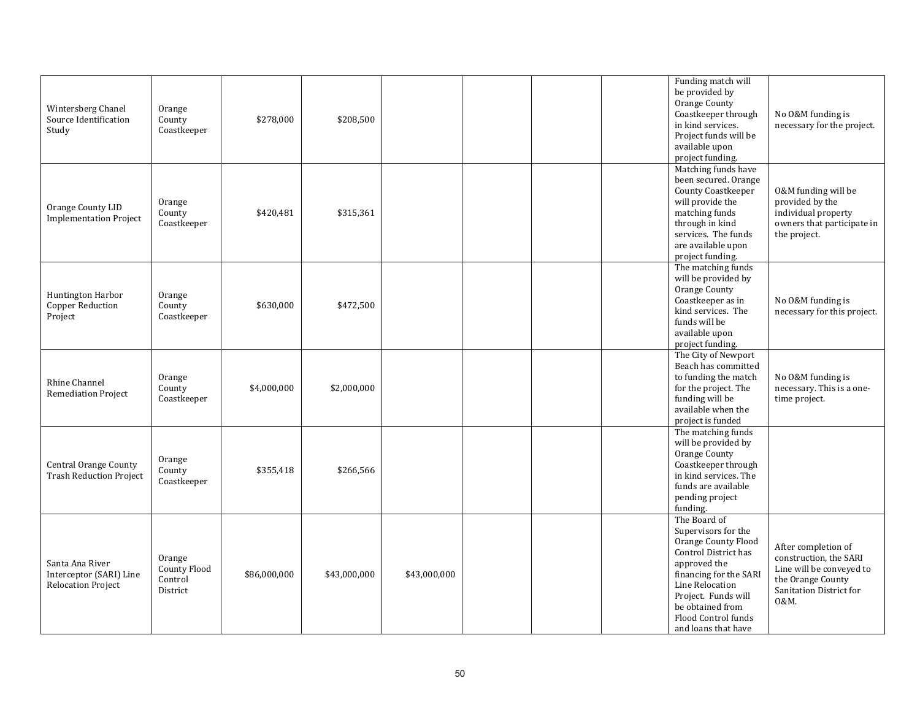| | | | | | | | | | |
|---|---|---|---|---|---|---|---|---|---|
| Wintersberg Chanel Source Identification Study | Orange County Coastkeeper | $278,000 | $208,500 | | | | | Funding match will be provided by Orange County Coastkeeper through in kind services. Project funds will be available upon project funding. | No O&M funding is necessary for the project. |
| Orange County LID Implementation Project | Orange County Coastkeeper | $420,481 | $315,361 | | | | | Matching funds have been secured. Orange County Coastkeeper will provide the matching funds through in kind services. The funds are available upon project funding. | O&M funding will be provided by the individual property owners that participate in the project. |
| Huntington Harbor Copper Reduction Project | Orange County Coastkeeper | $630,000 | $472,500 | | | | | The matching funds will be provided by Orange County Coastkeeper as in kind services. The funds will be available upon project funding. | No O&M funding is necessary for this project. |
| Rhine Channel Remediation Project | Orange County Coastkeeper | $4,000,000 | $2,000,000 | | | | | The City of Newport Beach has committed to funding the match for the project. The funding will be available when the project is funded | No O&M funding is necessary. This is a one-time project. |
| Central Orange County Trash Reduction Project | Orange County Coastkeeper | $355,418 | $266,566 | | | | | The matching funds will be provided by Orange County Coastkeeper through in kind services. The funds are available pending project funding. | |
| Santa Ana River Interceptor (SARI) Line Relocation Project | Orange County Flood Control District | $86,000,000 | $43,000,000 | $43,000,000 | | | | The Board of Supervisors for the Orange County Flood Control District has approved the financing for the SARI Line Relocation Project. Funds will be obtained from Flood Control funds and loans that have | After completion of construction, the SARI Line will be conveyed to the Orange County Sanitation District for O&M. |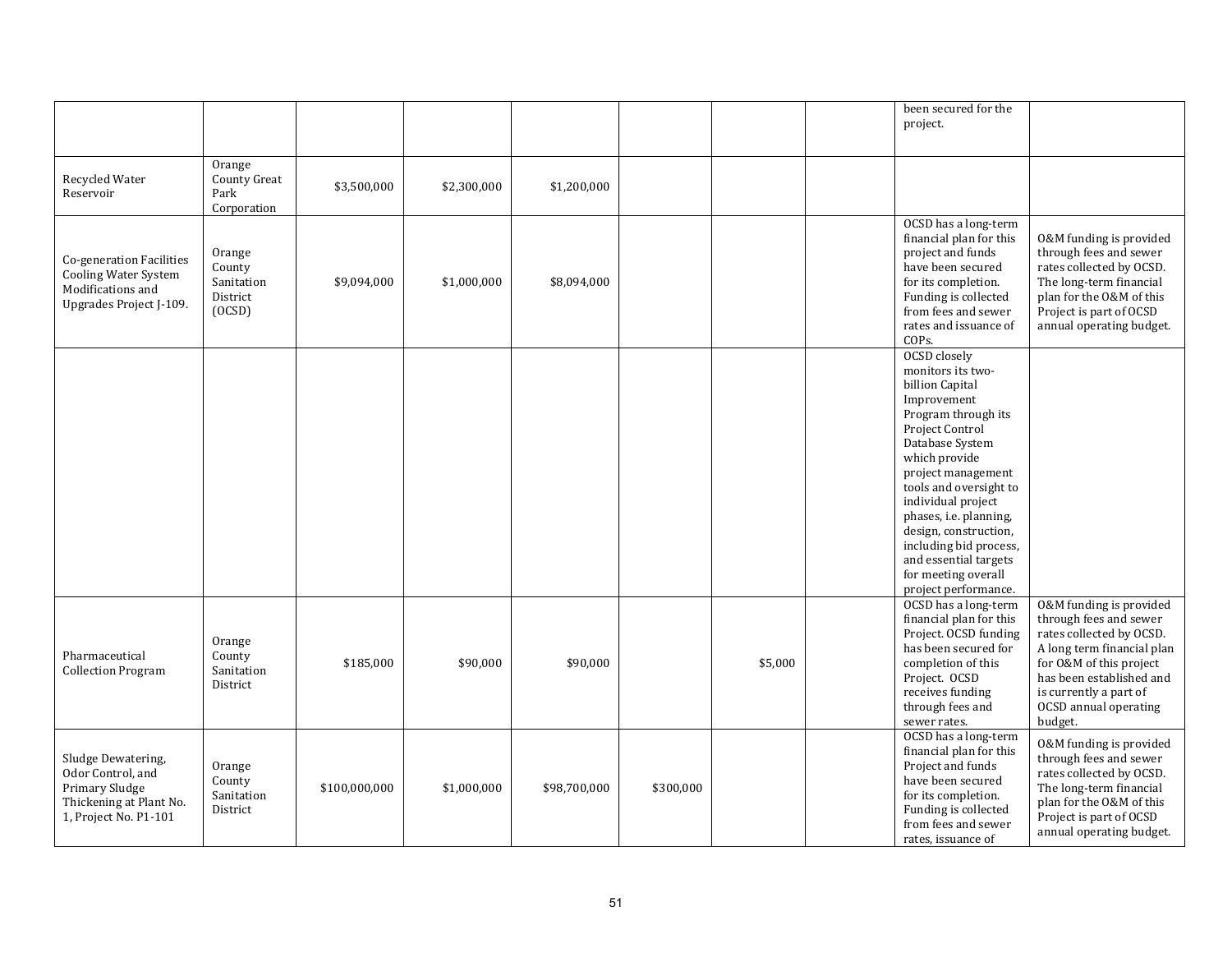| | | | | | | | | | |
|---|---|---|---|---|---|---|---|---|---|
| | | | | | | | | been secured for the project. | |
| Recycled Water Reservoir | Orange County Great Park Corporation | $3,500,000 | $2,300,000 | $1,200,000 | | | | | |
| Co-generation Facilities Cooling Water System Modifications and Upgrades Project J-109. | Orange County Sanitation District (OCSD) | $9,094,000 | $1,000,000 | $8,094,000 | | | | OCSD has a long-term financial plan for this project and funds have been secured for its completion. Funding is collected from fees and sewer rates and issuance of COPs. | O&M funding is provided through fees and sewer rates collected by OCSD. The long-term financial plan for the O&M of this Project is part of OCSD annual operating budget. |
| | | | | | | | | OCSD closely monitors its two-billion Capital Improvement Program through its Project Control Database System which provide project management tools and oversight to individual project phases, i.e. planning, design, construction, including bid process, and essential targets for meeting overall project performance. | |
| Pharmaceutical Collection Program | Orange County Sanitation District | $185,000 | $90,000 | $90,000 | | $5,000 | | OCSD has a long-term financial plan for this Project. OCSD funding has been secured for completion of this Project. OCSD receives funding through fees and sewer rates. | O&M funding is provided through fees and sewer rates collected by OCSD. A long term financial plan for O&M of this project has been established and is currently a part of OCSD annual operating budget. |
| Sludge Dewatering, Odor Control, and Primary Sludge Thickening at Plant No. 1, Project No. P1-101 | Orange County Sanitation District | $100,000,000 | $1,000,000 | $98,700,000 | $300,000 | | | OCSD has a long-term financial plan for this Project and funds have been secured for its completion. Funding is collected from fees and sewer rates, issuance of | O&M funding is provided through fees and sewer rates collected by OCSD. The long-term financial plan for the O&M of this Project is part of OCSD annual operating budget. |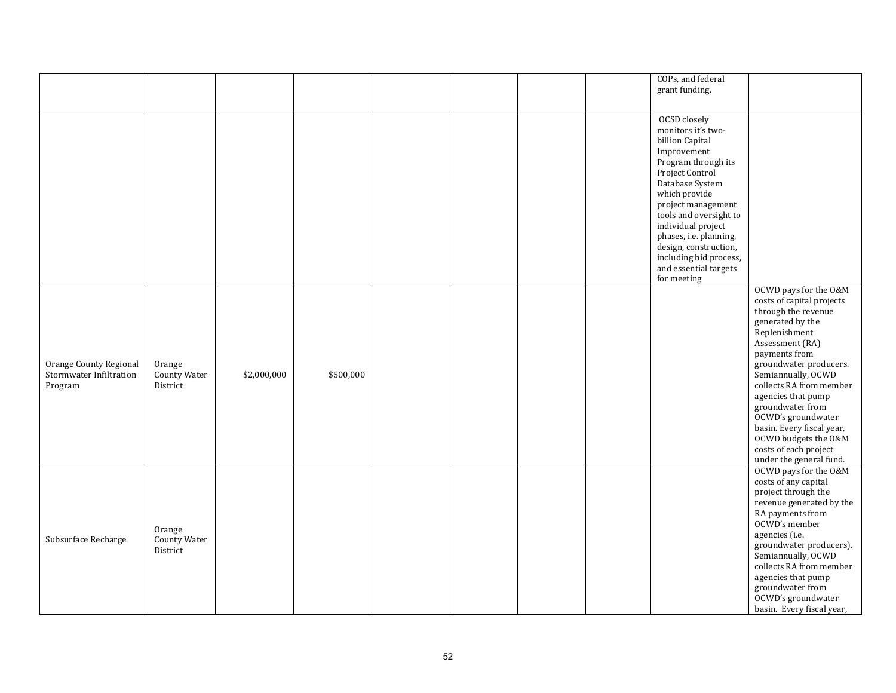| | | | | | | | | | |
|---|---|---|---|---|---|---|---|---|---|
| | | | | | | | | COPs, and federal grant funding. | |
| | | | | | | | | OCSD closely monitors it's two-billion Capital Improvement Program through its Project Control Database System which provide project management tools and oversight to individual project phases, i.e. planning, design, construction, including bid process, and essential targets for meeting | |
| Orange County Regional Stormwater Infiltration Program | Orange County Water District | $2,000,000 | $500,000 | | | | | | OCWD pays for the O&M costs of capital projects through the revenue generated by the Replenishment Assessment (RA) payments from groundwater producers. Semiannually, OCWD collects RA from member agencies that pump groundwater from OCWD's groundwater basin. Every fiscal year, OCWD budgets the O&M costs of each project under the general fund. |
| Subsurface Recharge | Orange County Water District | | | | | | | | OCWD pays for the O&M costs of any capital project through the revenue generated by the RA payments from OCWD's member agencies (i.e. groundwater producers). Semiannually, OCWD collects RA from member agencies that pump groundwater from OCWD's groundwater basin. Every fiscal year, |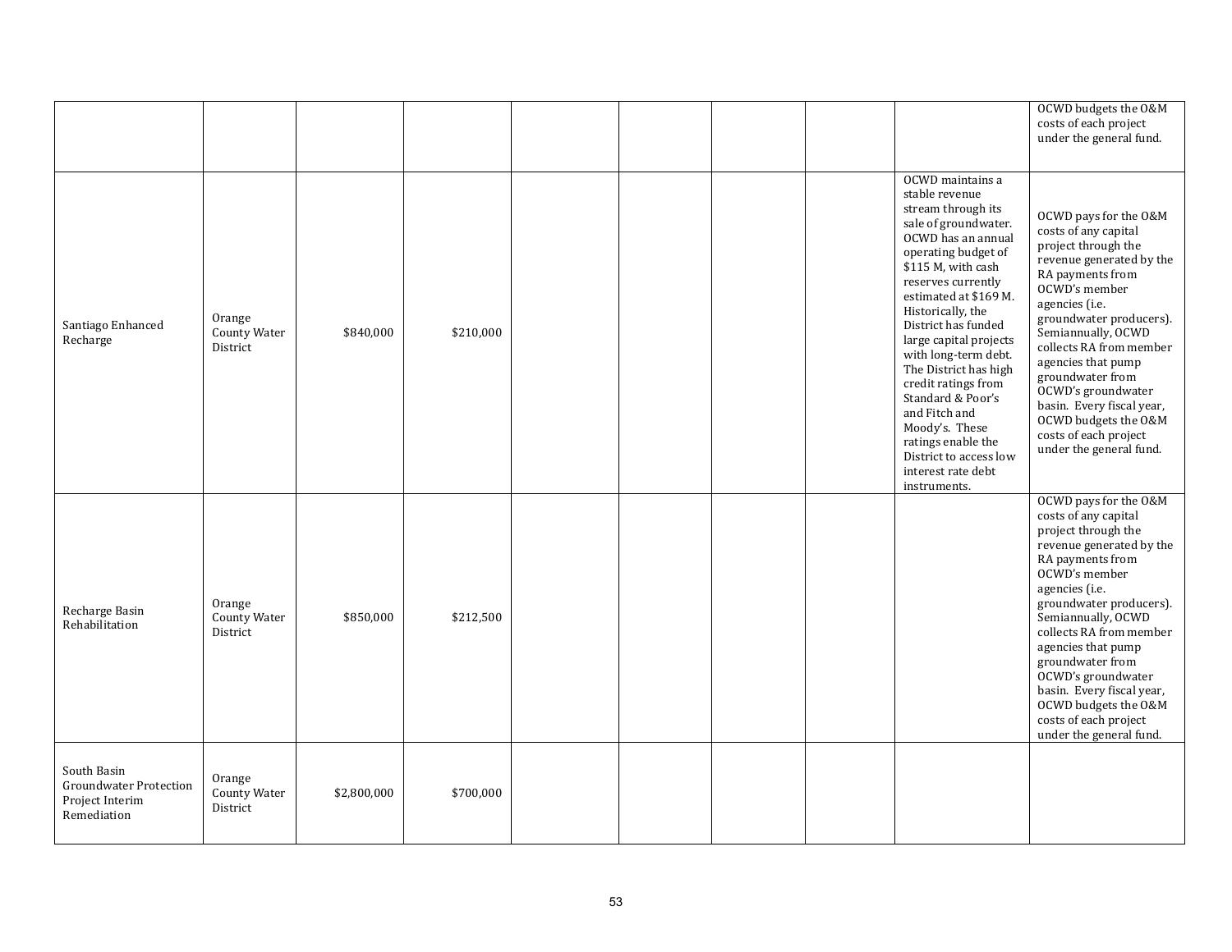| | | | | | | | | | |
|---|---|---|---|---|---|---|---|---|---|
| | | | | | | | | | OCWD budgets the O&M costs of each project under the general fund. |
| Santiago Enhanced Recharge | Orange County Water District | $840,000 | $210,000 | | | | | OCWD maintains a stable revenue stream through its sale of groundwater. OCWD has an annual operating budget of $115 M, with cash reserves currently estimated at $169 M. Historically, the District has funded large capital projects with long-term debt. The District has high credit ratings from Standard & Poor's and Fitch and Moody's. These ratings enable the District to access low interest rate debt instruments. | OCWD pays for the O&M costs of any capital project through the revenue generated by the RA payments from OCWD's member agencies (i.e. groundwater producers). Semiannually, OCWD collects RA from member agencies that pump groundwater from OCWD's groundwater basin. Every fiscal year, OCWD budgets the O&M costs of each project under the general fund. |
| Recharge Basin Rehabilitation | Orange County Water District | $850,000 | $212,500 | | | | | | OCWD pays for the O&M costs of any capital project through the revenue generated by the RA payments from OCWD's member agencies (i.e. groundwater producers). Semiannually, OCWD collects RA from member agencies that pump groundwater from OCWD's groundwater basin. Every fiscal year, OCWD budgets the O&M costs of each project under the general fund. |
| South Basin Groundwater Protection Project Interim Remediation | Orange County Water District | $2,800,000 | $700,000 | | | | | | |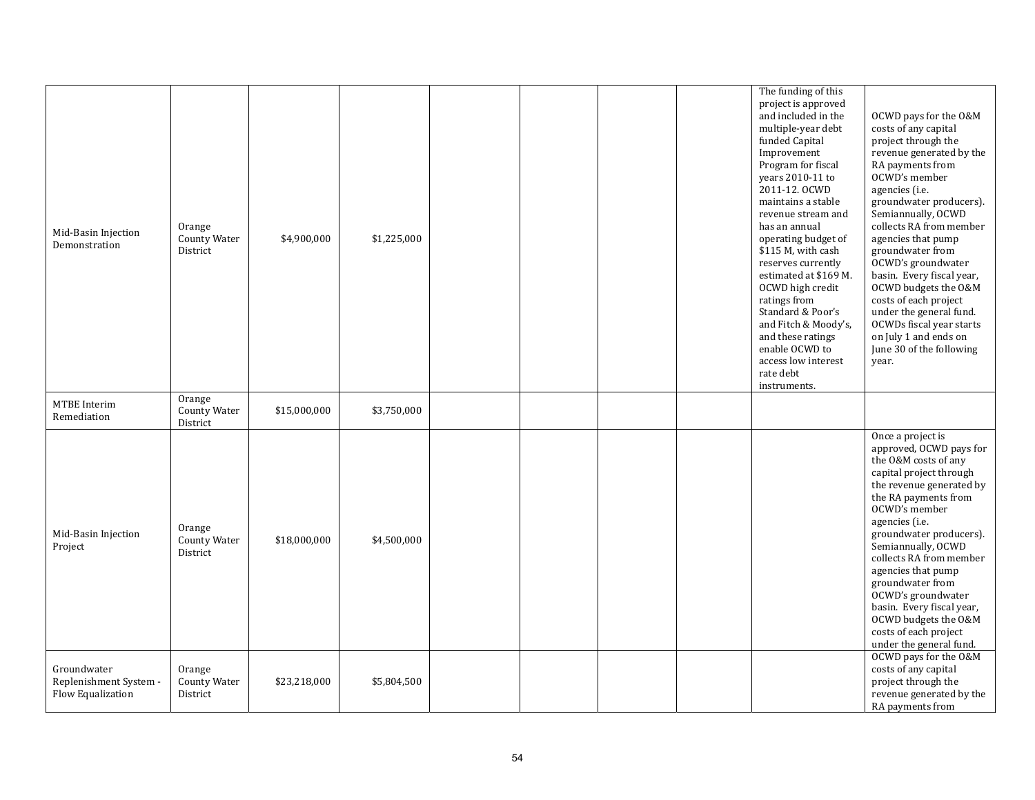| | | | | | | | | | |
|---|---|---|---|---|---|---|---|---|---|
| Mid-Basin Injection Demonstration | Orange County Water District | $4,900,000 | $1,225,000 | | | | | The funding of this project is approved and included in the multiple-year debt funded Capital Improvement Program for fiscal years 2010-11 to 2011-12. OCWD maintains a stable revenue stream and has an annual operating budget of $115 M, with cash reserves currently estimated at $169 M. OCWD high credit ratings from Standard & Poor's and Fitch & Moody's, and these ratings enable OCWD to access low interest rate debt instruments. | OCWD pays for the O&M costs of any capital project through the revenue generated by the RA payments from OCWD's member agencies (i.e. groundwater producers). Semiannually, OCWD collects RA from member agencies that pump groundwater from OCWD's groundwater basin. Every fiscal year, OCWD budgets the O&M costs of each project under the general fund. OCWDs fiscal year starts on July 1 and ends on June 30 of the following year. |
| MTBE Interim Remediation | Orange County Water District | $15,000,000 | $3,750,000 | | | | | | |
| Mid-Basin Injection Project | Orange County Water District | $18,000,000 | $4,500,000 | | | | | | Once a project is approved, OCWD pays for the O&M costs of any capital project through the revenue generated by the RA payments from OCWD's member agencies (i.e. groundwater producers). Semiannually, OCWD collects RA from member agencies that pump groundwater from OCWD's groundwater basin. Every fiscal year, OCWD budgets the O&M costs of each project under the general fund. |
| Groundwater Replenishment System - Flow Equalization | Orange County Water District | $23,218,000 | $5,804,500 | | | | | | OCWD pays for the O&M costs of any capital project through the revenue generated by the RA payments from |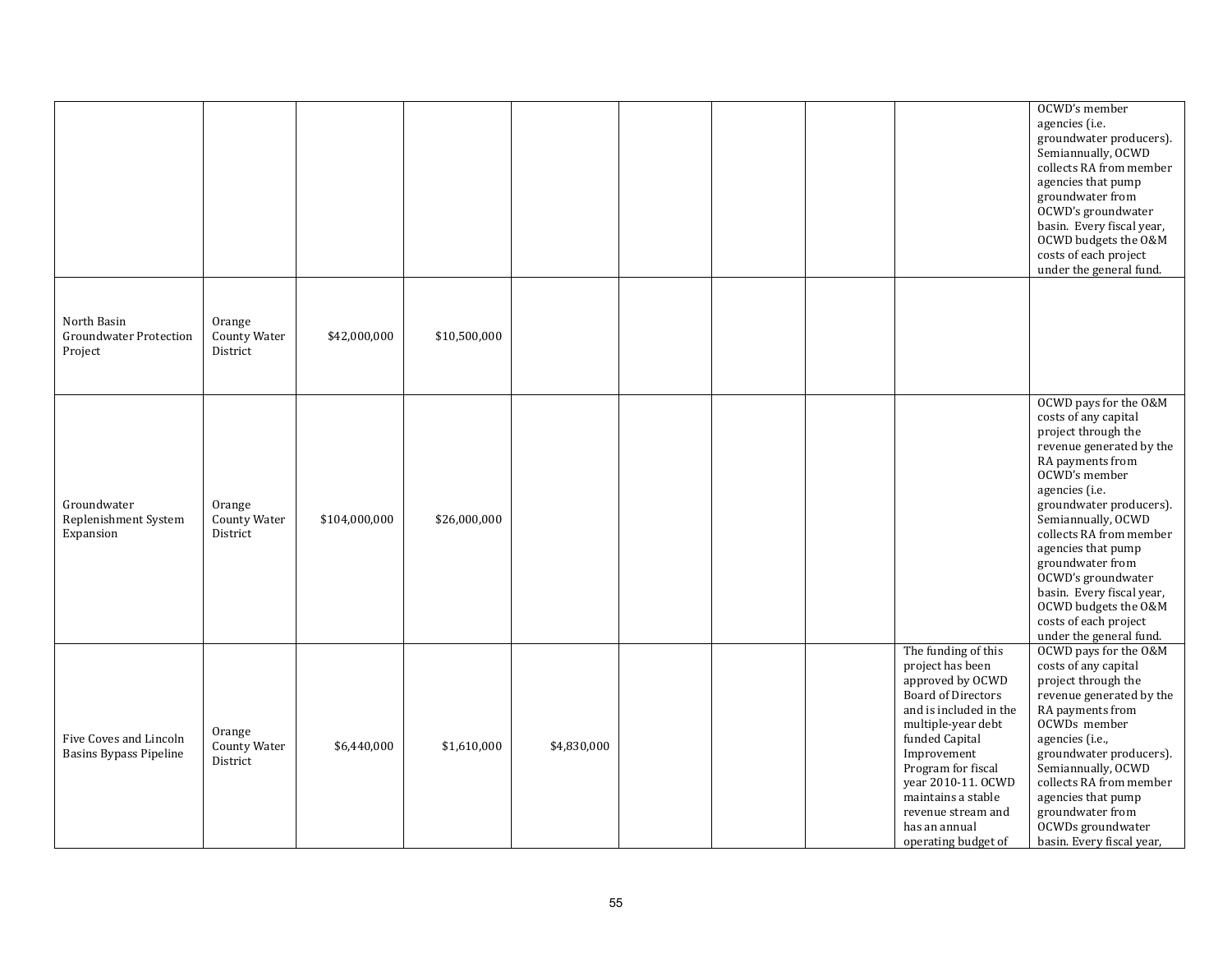| | | | | | | | | | |
|---|---|---|---|---|---|---|---|---|---|
| | | | | | | | | | OCWD's member agencies (i.e. groundwater producers). Semiannually, OCWD collects RA from member agencies that pump groundwater from OCWD's groundwater basin. Every fiscal year, OCWD budgets the O&M costs of each project under the general fund. |
| North Basin Groundwater Protection Project | Orange County Water District | $42,000,000 | $10,500,000 | | | | | | |
| Groundwater Replenishment System Expansion | Orange County Water District | $104,000,000 | $26,000,000 | | | | | | OCWD pays for the O&M costs of any capital project through the revenue generated by the RA payments from OCWD's member agencies (i.e. groundwater producers). Semiannually, OCWD collects RA from member agencies that pump groundwater from OCWD's groundwater basin. Every fiscal year, OCWD budgets the O&M costs of each project under the general fund. |
| Five Coves and Lincoln Basins Bypass Pipeline | Orange County Water District | $6,440,000 | $1,610,000 | $4,830,000 | | | | The funding of this project has been approved by OCWD Board of Directors and is included in the multiple-year debt funded Capital Improvement Program for fiscal year 2010-11. OCWD maintains a stable revenue stream and has an annual operating budget of | OCWD pays for the O&M costs of any capital project through the revenue generated by the RA payments from OCWDs member agencies (i.e., groundwater producers). Semiannually, OCWD collects RA from member agencies that pump groundwater from OCWDs groundwater basin. Every fiscal year, |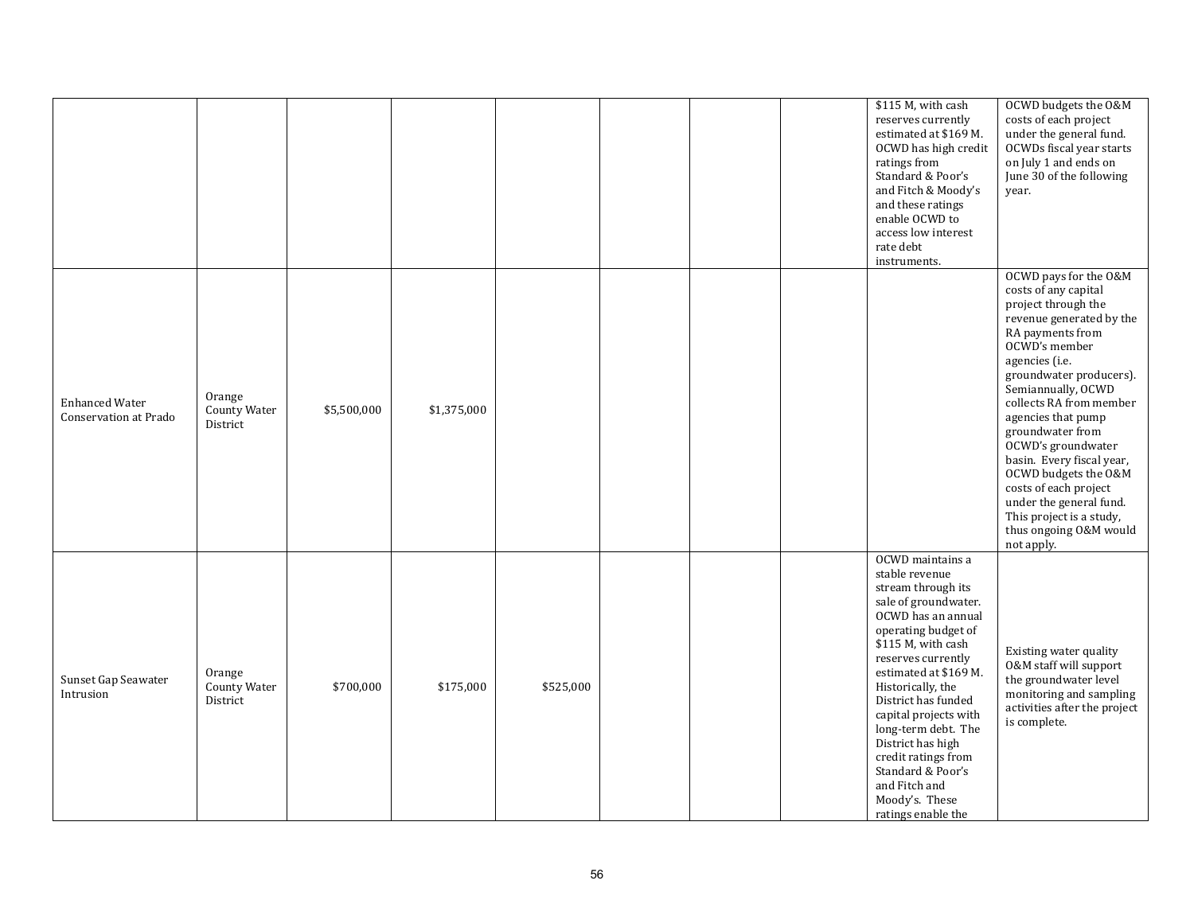| | | | | | | | | | |
|---|---|---|---|---|---|---|---|---|---|
| | | | | | | | | $115 M, with cash reserves currently estimated at $169 M. OCWD has high credit ratings from Standard & Poor's and Fitch & Moody's and these ratings enable OCWD to access low interest rate debt instruments. | OCWD budgets the O&M costs of each project under the general fund. OCWDs fiscal year starts on July 1 and ends on June 30 of the following year. |
| Enhanced Water Conservation at Prado | Orange County Water District | $5,500,000 | $1,375,000 | | | | | | OCWD pays for the O&M costs of any capital project through the revenue generated by the RA payments from OCWD's member agencies (i.e. groundwater producers). Semiannually, OCWD collects RA from member agencies that pump groundwater from OCWD's groundwater basin. Every fiscal year, OCWD budgets the O&M costs of each project under the general fund. This project is a study, thus ongoing O&M would not apply. |
| Sunset Gap Seawater Intrusion | Orange County Water District | $700,000 | $175,000 | $525,000 | | | | OCWD maintains a stable revenue stream through its sale of groundwater. OCWD has an annual operating budget of $115 M, with cash reserves currently estimated at $169 M. Historically, the District has funded capital projects with long-term debt. The District has high credit ratings from Standard & Poor's and Fitch and Moody's. These ratings enable the | Existing water quality O&M staff will support the groundwater level monitoring and sampling activities after the project is complete. |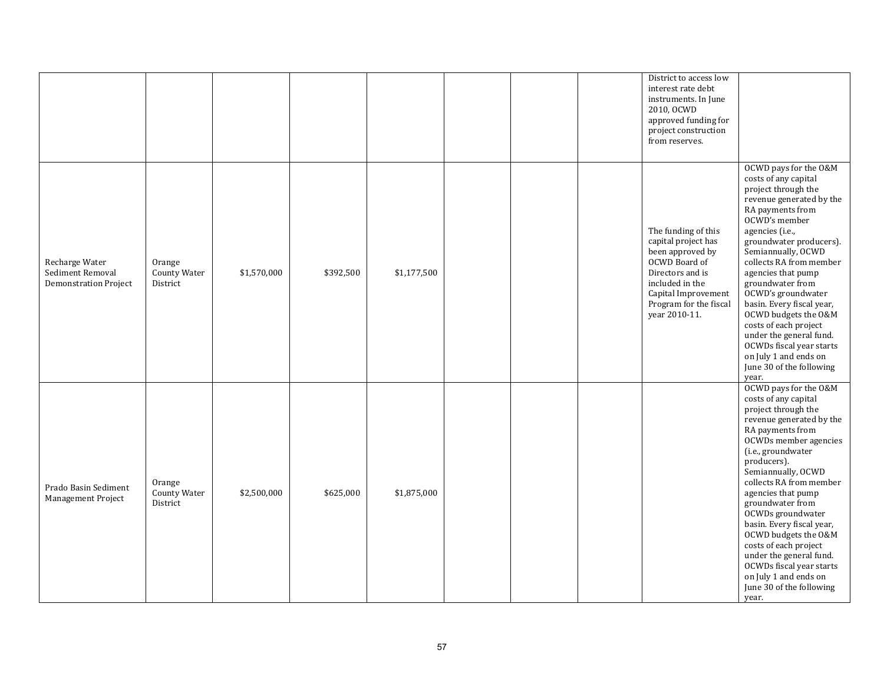| | | | | | | | | | |
|---|---|---|---|---|---|---|---|---|---|
| | | | | | | | | District to access low interest rate debt instruments. In June 2010, OCWD approved funding for project construction from reserves. | |
| Recharge Water Sediment Removal Demonstration Project | Orange County Water District | $1,570,000 | $392,500 | $1,177,500 | | | | The funding of this capital project has been approved by OCWD Board of Directors and is included in the Capital Improvement Program for the fiscal year 2010-11. | OCWD pays for the O&M costs of any capital project through the revenue generated by the RA payments from OCWD's member agencies (i.e., groundwater producers). Semiannually, OCWD collects RA from member agencies that pump groundwater from OCWD's groundwater basin. Every fiscal year, OCWD budgets the O&M costs of each project under the general fund. OCWDs fiscal year starts on July 1 and ends on June 30 of the following year. |
| Prado Basin Sediment Management Project | Orange County Water District | $2,500,000 | $625,000 | $1,875,000 | | | | | OCWD pays for the O&M costs of any capital project through the revenue generated by the RA payments from OCWDs member agencies (i.e., groundwater producers). Semiannually, OCWD collects RA from member agencies that pump groundwater from OCWDs groundwater basin. Every fiscal year, OCWD budgets the O&M costs of each project under the general fund. OCWDs fiscal year starts on July 1 and ends on June 30 of the following year. |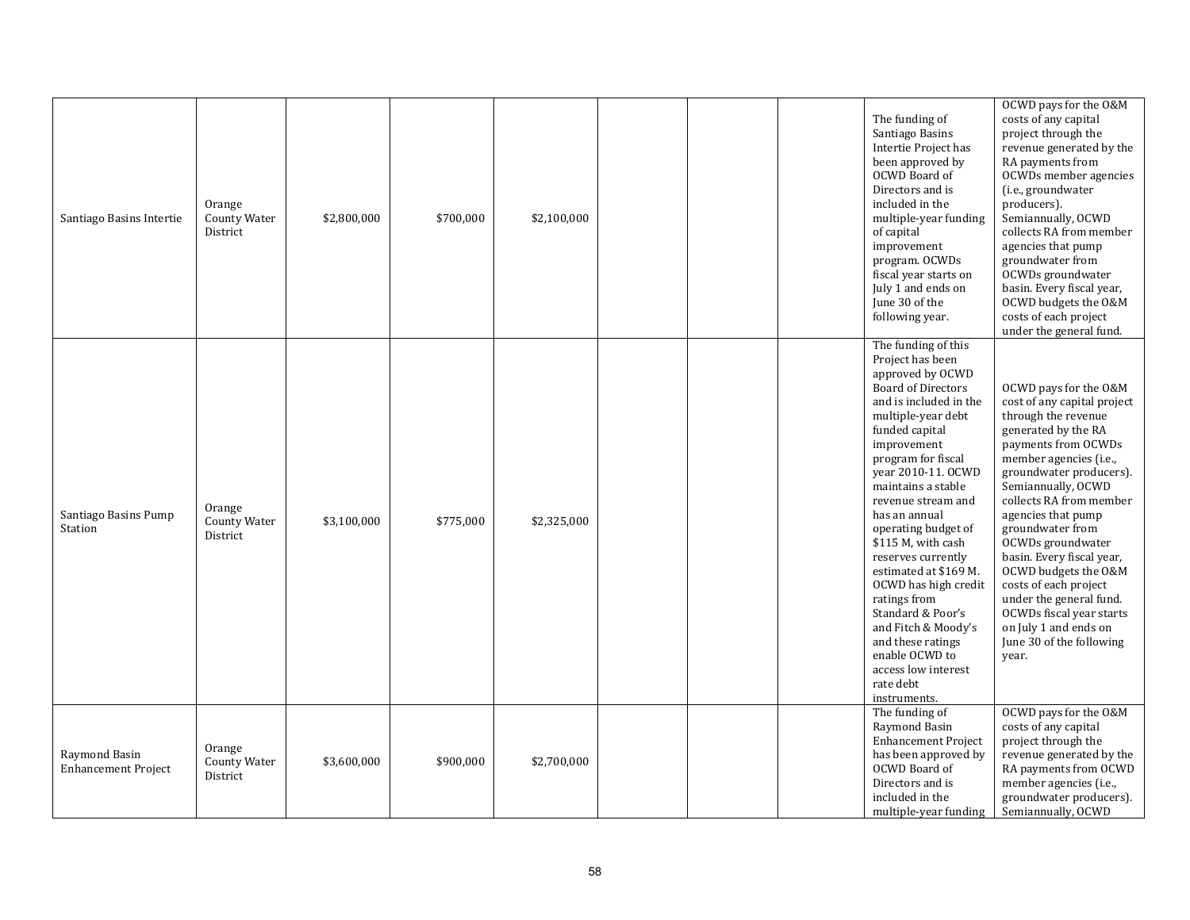| | | | | | | | | | |
|---|---|---|---|---|---|---|---|---|---|
| Santiago Basins Intertie | Orange County Water District | $2,800,000 | $700,000 | $2,100,000 | | | | The funding of Santiago Basins Intertie Project has been approved by OCWD Board of Directors and is included in the multiple-year funding of capital improvement program. OCWDs fiscal year starts on July 1 and ends on June 30 of the following year. | OCWD pays for the O&M costs of any capital project through the revenue generated by the RA payments from OCWDs member agencies (i.e., groundwater producers). Semiannually, OCWD collects RA from member agencies that pump groundwater from OCWDs groundwater basin. Every fiscal year, OCWD budgets the O&M costs of each project under the general fund. |
| Santiago Basins Pump Station | Orange County Water District | $3,100,000 | $775,000 | $2,325,000 | | | | The funding of this Project has been approved by OCWD Board of Directors and is included in the multiple-year debt funded capital improvement program for fiscal year 2010-11. OCWD maintains a stable revenue stream and has an annual operating budget of $115 M, with cash reserves currently estimated at $169 M. OCWD has high credit ratings from Standard & Poor's and Fitch & Moody's and these ratings enable OCWD to access low interest rate debt instruments. | OCWD pays for the O&M cost of any capital project through the revenue generated by the RA payments from OCWDs member agencies (i.e., groundwater producers). Semiannually, OCWD collects RA from member agencies that pump groundwater from OCWDs groundwater basin. Every fiscal year, OCWD budgets the O&M costs of each project under the general fund. OCWDs fiscal year starts on July 1 and ends on June 30 of the following year. |
| Raymond Basin Enhancement Project | Orange County Water District | $3,600,000 | $900,000 | $2,700,000 | | | | The funding of Raymond Basin Enhancement Project has been approved by OCWD Board of Directors and is included in the multiple-year funding | OCWD pays for the O&M costs of any capital project through the revenue generated by the RA payments from OCWD member agencies (i.e., groundwater producers). Semiannually, OCWD |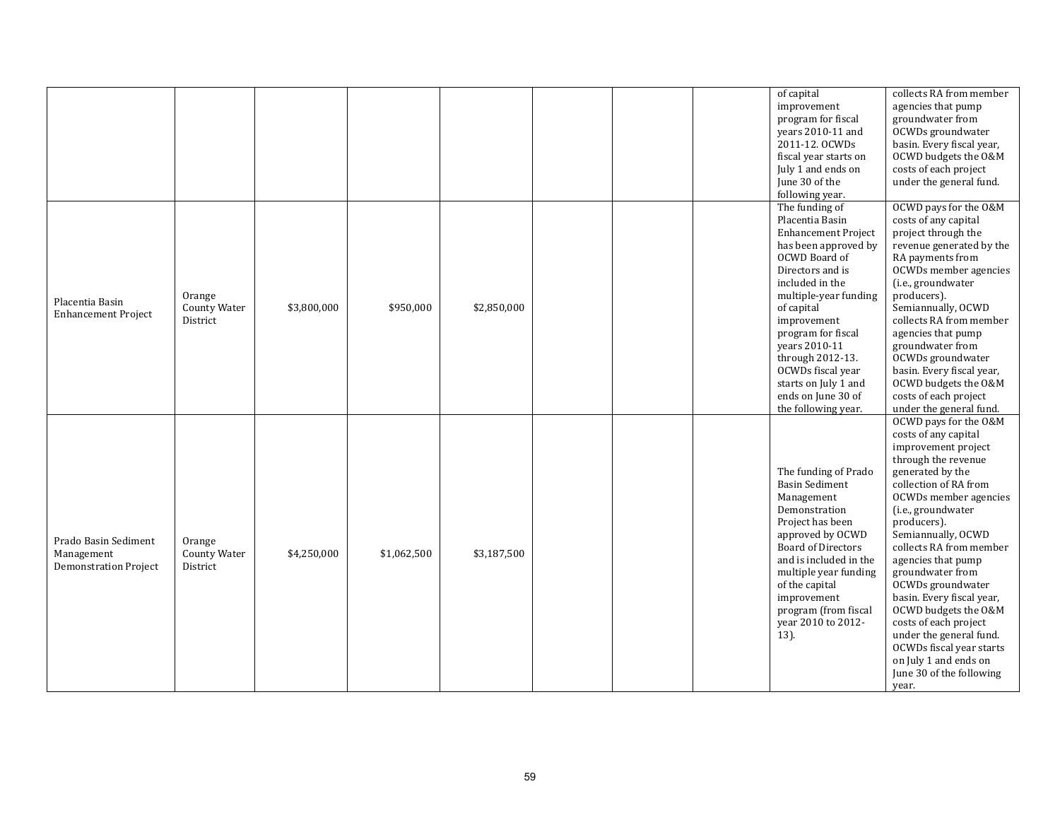| | | | | | | | | | |
|---|---|---|---|---|---|---|---|---|---|
| | | | | | | | | of capital improvement program for fiscal years 2010-11 and 2011-12. OCWDs fiscal year starts on July 1 and ends on June 30 of the following year. | collects RA from member agencies that pump groundwater from OCWDs groundwater basin. Every fiscal year, OCWD budgets the O&M costs of each project under the general fund. |
| Placentia Basin Enhancement Project | Orange County Water District | $3,800,000 | $950,000 | $2,850,000 | | | | The funding of Placentia Basin Enhancement Project has been approved by OCWD Board of Directors and is included in the multiple-year funding of capital improvement program for fiscal years 2010-11 through 2012-13. OCWDs fiscal year starts on July 1 and ends on June 30 of the following year. | OCWD pays for the O&M costs of any capital project through the revenue generated by the RA payments from OCWDs member agencies (i.e., groundwater producers). Semiannually, OCWD collects RA from member agencies that pump groundwater from OCWDs groundwater basin. Every fiscal year, OCWD budgets the O&M costs of each project under the general fund. |
| Prado Basin Sediment Management Demonstration Project | Orange County Water District | $4,250,000 | $1,062,500 | $3,187,500 | | | | The funding of Prado Basin Sediment Management Demonstration Project has been approved by OCWD Board of Directors and is included in the multiple year funding of the capital improvement program (from fiscal year 2010 to 2012-13). | OCWD pays for the O&M costs of any capital improvement project through the revenue generated by the collection of RA from OCWDs member agencies (i.e., groundwater producers). Semiannually, OCWD collects RA from member agencies that pump groundwater from OCWDs groundwater basin. Every fiscal year, OCWD budgets the O&M costs of each project under the general fund. OCWDs fiscal year starts on July 1 and ends on June 30 of the following year. |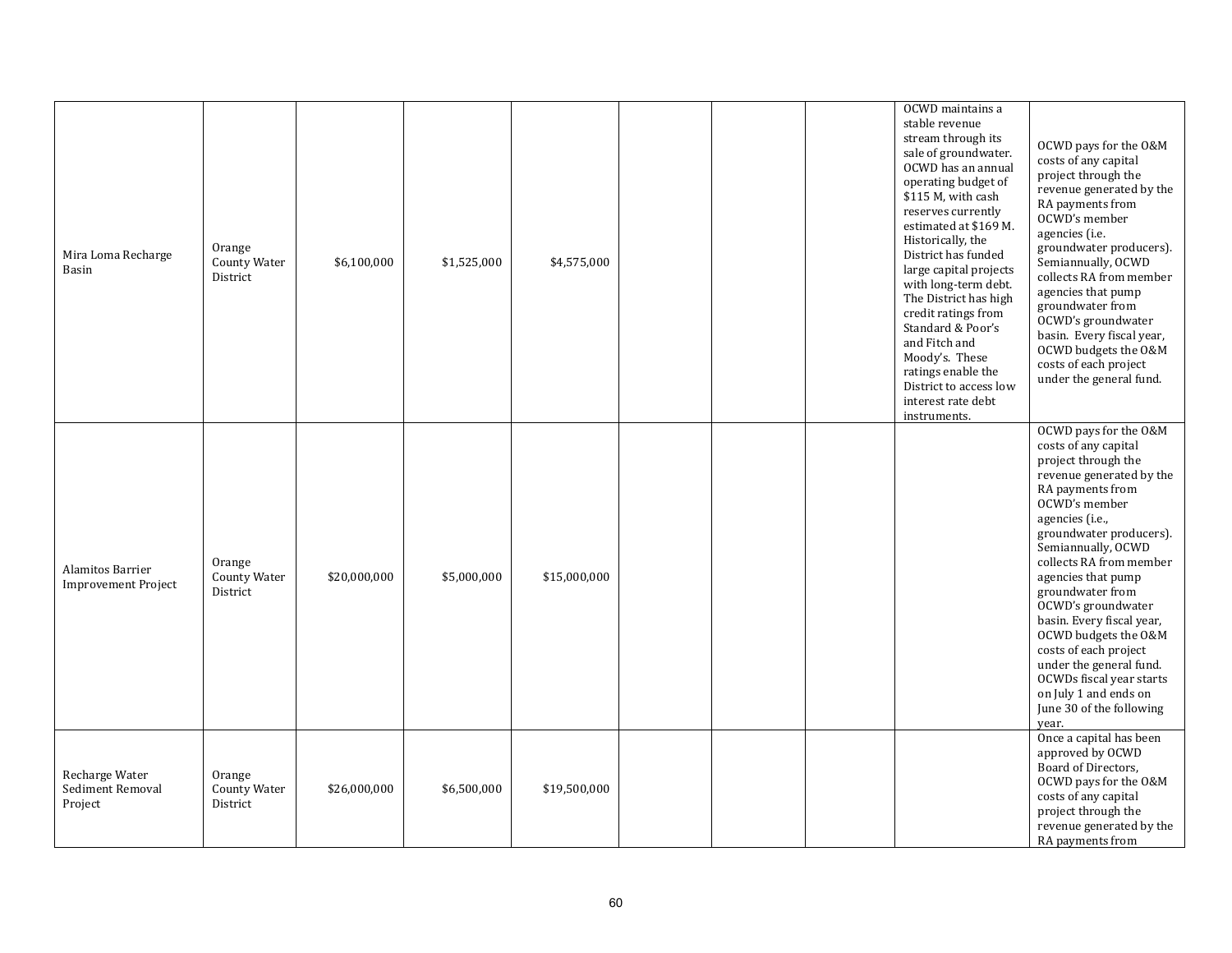| | | | | | | | | | |
|---|---|---|---|---|---|---|---|---|---|
| Mira Loma Recharge Basin | Orange County Water District | $6,100,000 | $1,525,000 | $4,575,000 | | | | OCWD maintains a stable revenue stream through its sale of groundwater. OCWD has an annual operating budget of $115 M, with cash reserves currently estimated at $169 M. Historically, the District has funded large capital projects with long-term debt. The District has high credit ratings from Standard & Poor's and Fitch and Moody's. These ratings enable the District to access low interest rate debt instruments. | OCWD pays for the O&M costs of any capital project through the revenue generated by the RA payments from OCWD's member agencies (i.e. groundwater producers). Semiannually, OCWD collects RA from member agencies that pump groundwater from OCWD's groundwater basin. Every fiscal year, OCWD budgets the O&M costs of each project under the general fund. |
| Alamitos Barrier Improvement Project | Orange County Water District | $20,000,000 | $5,000,000 | $15,000,000 | | | | | OCWD pays for the O&M costs of any capital project through the revenue generated by the RA payments from OCWD's member agencies (i.e., groundwater producers). Semiannually, OCWD collects RA from member agencies that pump groundwater from OCWD's groundwater basin. Every fiscal year, OCWD budgets the O&M costs of each project under the general fund. OCWDs fiscal year starts on July 1 and ends on June 30 of the following year. |
| Recharge Water Sediment Removal Project | Orange County Water District | $26,000,000 | $6,500,000 | $19,500,000 | | | | | Once a capital has been approved by OCWD Board of Directors, OCWD pays for the O&M costs of any capital project through the revenue generated by the RA payments from |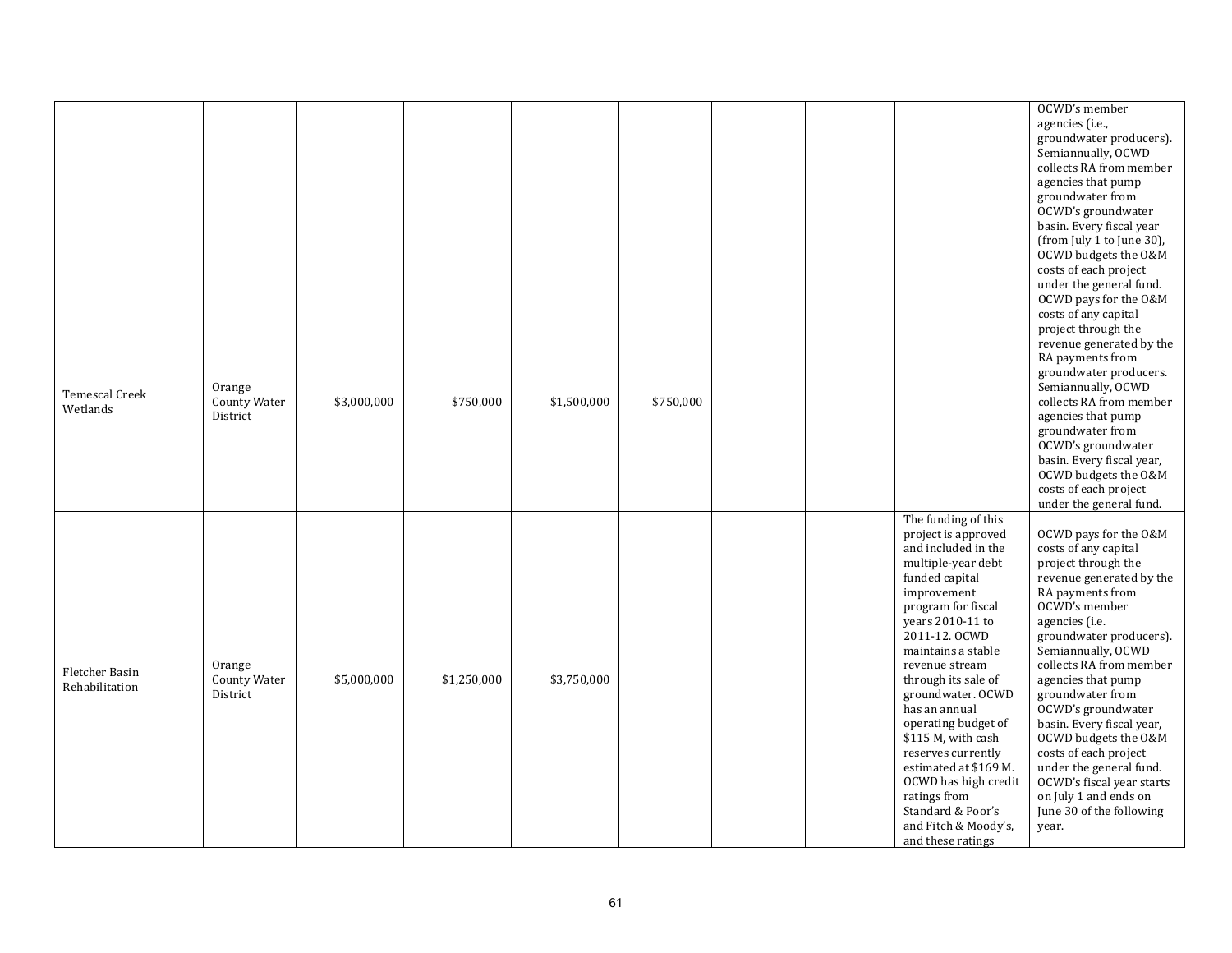| | | | | | | | | | |
|---|---|---|---|---|---|---|---|---|---|
| | | | | | | | | | OCWD's member agencies (i.e., groundwater producers). Semiannually, OCWD collects RA from member agencies that pump groundwater from OCWD's groundwater basin. Every fiscal year (from July 1 to June 30), OCWD budgets the O&M costs of each project under the general fund. |
| Temescal Creek Wetlands | Orange County Water District | $3,000,000 | $750,000 | $1,500,000 | $750,000 | | | | OCWD pays for the O&M costs of any capital project through the revenue generated by the RA payments from groundwater producers. Semiannually, OCWD collects RA from member agencies that pump groundwater from OCWD's groundwater basin. Every fiscal year, OCWD budgets the O&M costs of each project under the general fund. |
| Fletcher Basin Rehabilitation | Orange County Water District | $5,000,000 | $1,250,000 | $3,750,000 | | | | The funding of this project is approved and included in the multiple-year debt funded capital improvement program for fiscal years 2010-11 to 2011-12. OCWD maintains a stable revenue stream through its sale of groundwater. OCWD has an annual operating budget of $115 M, with cash reserves currently estimated at $169 M. OCWD has high credit ratings from Standard & Poor's and Fitch & Moody's, and these ratings | OCWD pays for the O&M costs of any capital project through the revenue generated by the RA payments from OCWD's member agencies (i.e. groundwater producers). Semiannually, OCWD collects RA from member agencies that pump groundwater from OCWD's groundwater basin. Every fiscal year, OCWD budgets the O&M costs of each project under the general fund. OCWD's fiscal year starts on July 1 and ends on June 30 of the following year. |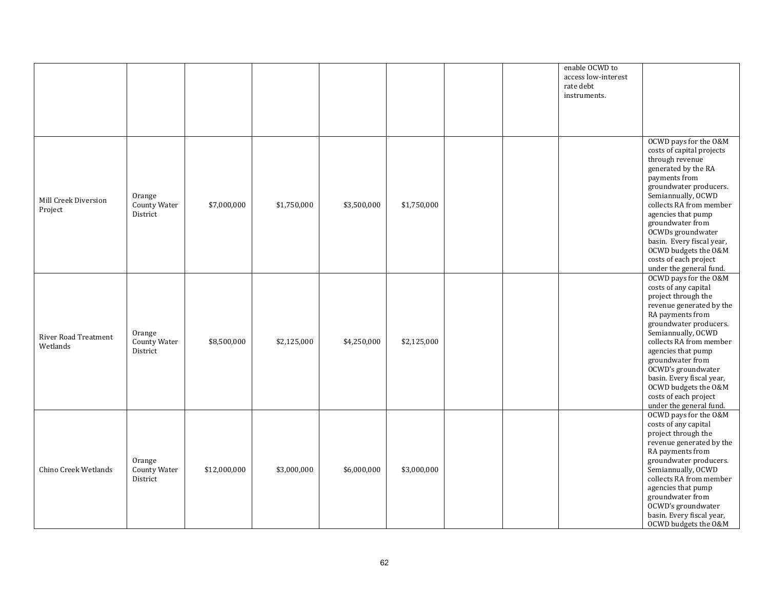| | | | | | | | | | |
|---|---|---|---|---|---|---|---|---|---|
| | | | | | | | | enable OCWD to access low-interest rate debt instruments. | |
| Mill Creek Diversion Project | Orange County Water District | $7,000,000 | $1,750,000 | $3,500,000 | $1,750,000 | | | | OCWD pays for the O&M costs of capital projects through revenue generated by the RA payments from groundwater producers. Semiannually, OCWD collects RA from member agencies that pump groundwater from OCWDs groundwater basin. Every fiscal year, OCWD budgets the O&M costs of each project under the general fund. |
| River Road Treatment Wetlands | Orange County Water District | $8,500,000 | $2,125,000 | $4,250,000 | $2,125,000 | | | | OCWD pays for the O&M costs of any capital project through the revenue generated by the RA payments from groundwater producers. Semiannually, OCWD collects RA from member agencies that pump groundwater from OCWD's groundwater basin. Every fiscal year, OCWD budgets the O&M costs of each project under the general fund. |
| Chino Creek Wetlands | Orange County Water District | $12,000,000 | $3,000,000 | $6,000,000 | $3,000,000 | | | | OCWD pays for the O&M costs of any capital project through the revenue generated by the RA payments from groundwater producers. Semiannually, OCWD collects RA from member agencies that pump groundwater from OCWD's groundwater basin. Every fiscal year, OCWD budgets the O&M |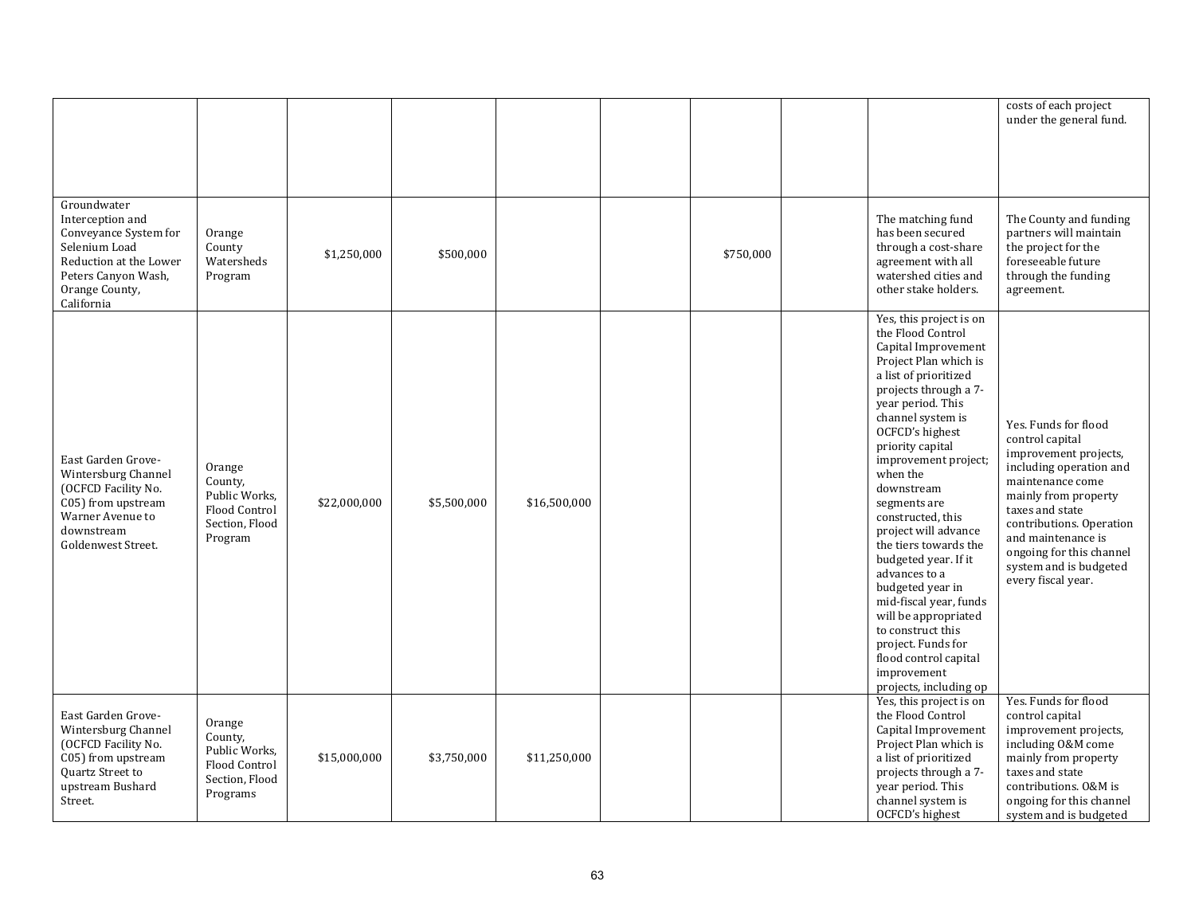| | | | | | | | | | |
|---|---|---|---|---|---|---|---|---|---|
| | | | | | | | | | costs of each project under the general fund. |
| Groundwater Interception and Conveyance System for Selenium Load Reduction at the Lower Peters Canyon Wash, Orange County, California | Orange County Watersheds Program | $1,250,000 | $500,000 | | | $750,000 | | The matching fund has been secured through a cost-share agreement with all watershed cities and other stake holders. | The County and funding partners will maintain the project for the foreseeable future through the funding agreement. |
| East Garden Grove-Wintersburg Channel (OCFCD Facility No. C05) from upstream Warner Avenue to downstream Goldenwest Street. | Orange County, Public Works, Flood Control Section, Flood Program | $22,000,000 | $5,500,000 | $16,500,000 | | | | Yes, this project is on the Flood Control Capital Improvement Project Plan which is a list of prioritized projects through a 7-year period. This channel system is OCFCD's highest priority capital improvement project; when the downstream segments are constructed, this project will advance the tiers towards the budgeted year. If it advances to a budgeted year in mid-fiscal year, funds will be appropriated to construct this project. Funds for flood control capital improvement projects, including op | Yes. Funds for flood control capital improvement projects, including operation and maintenance come mainly from property taxes and state contributions. Operation and maintenance is ongoing for this channel system and is budgeted every fiscal year. |
| East Garden Grove-Wintersburg Channel (OCFCD Facility No. C05) from upstream Quartz Street to upstream Bushard Street. | Orange County, Public Works, Flood Control Section, Flood Programs | $15,000,000 | $3,750,000 | $11,250,000 | | | | Yes, this project is on the Flood Control Capital Improvement Project Plan which is a list of prioritized projects through a 7-year period. This channel system is OCFCD's highest | Yes. Funds for flood control capital improvement projects, including O&M come mainly from property taxes and state contributions. O&M is ongoing for this channel system and is budgeted |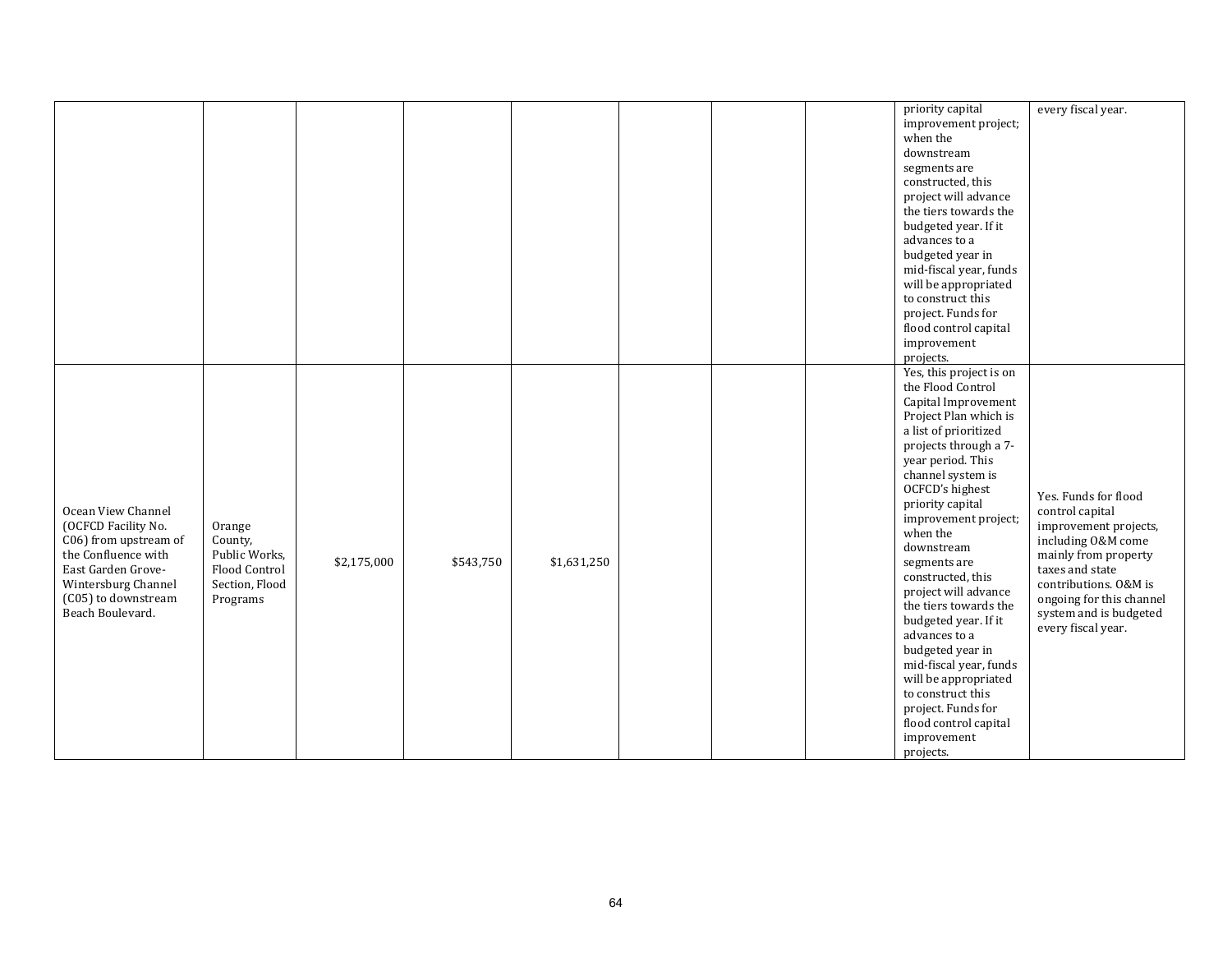| | | | | | | | | | |
|---|---|---|---|---|---|---|---|---|---|
| | | | | | | | | priority capital improvement project; when the downstream segments are constructed, this project will advance the tiers towards the budgeted year. If it advances to a budgeted year in mid-fiscal year, funds will be appropriated to construct this project. Funds for flood control capital improvement projects. | every fiscal year. |
| Ocean View Channel (OCFCD Facility No. C06) from upstream of the Confluence with East Garden Grove-Wintersburg Channel (C05) to downstream Beach Boulevard. | Orange County, Public Works, Flood Control Section, Flood Programs | $2,175,000 | $543,750 | $1,631,250 | | | | Yes, this project is on the Flood Control Capital Improvement Project Plan which is a list of prioritized projects through a 7-year period. This channel system is OCFCD's highest priority capital improvement project; when the downstream segments are constructed, this project will advance the tiers towards the budgeted year. If it advances to a budgeted year in mid-fiscal year, funds will be appropriated to construct this project. Funds for flood control capital improvement projects. | Yes. Funds for flood control capital improvement projects, including O&M come mainly from property taxes and state contributions. O&M is ongoing for this channel system and is budgeted every fiscal year. |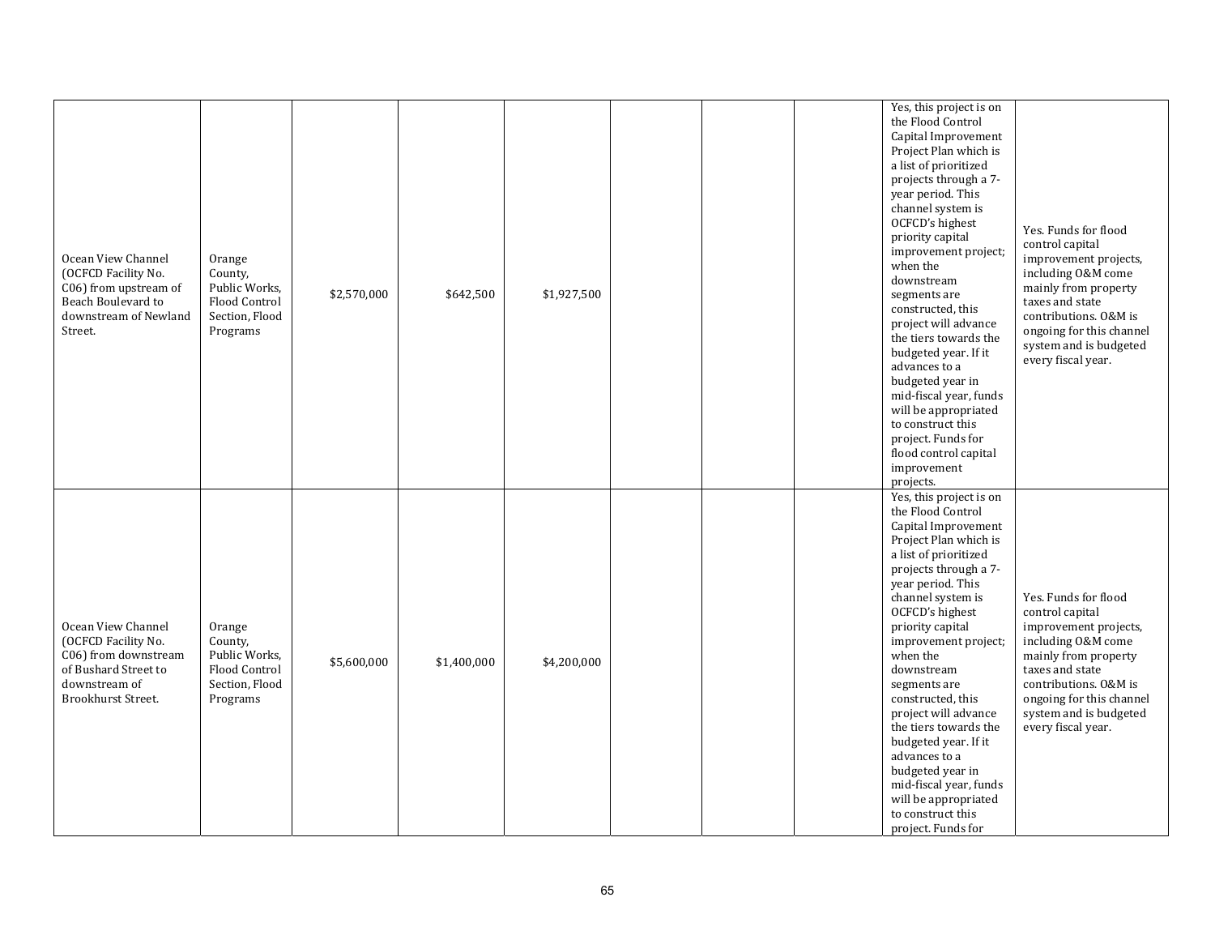| | | | | | | | | | |
|---|---|---|---|---|---|---|---|---|---|
| Ocean View Channel (OCFCD Facility No. C06) from upstream of Beach Boulevard to downstream of Newland Street. | Orange County, Public Works, Flood Control Section, Flood Programs | $2,570,000 | $642,500 | $1,927,500 | | | | Yes, this project is on the Flood Control Capital Improvement Project Plan which is a list of prioritized projects through a 7-year period. This channel system is OCFCD's highest priority capital improvement project; when the downstream segments are constructed, this project will advance the tiers towards the budgeted year. If it advances to a budgeted year in mid-fiscal year, funds will be appropriated to construct this project. Funds for flood control capital improvement projects. | Yes. Funds for flood control capital improvement projects, including O&M come mainly from property taxes and state contributions. O&M is ongoing for this channel system and is budgeted every fiscal year. |
| Ocean View Channel (OCFCD Facility No. C06) from downstream of Bushard Street to downstream of Brookhurst Street. | Orange County, Public Works, Flood Control Section, Flood Programs | $5,600,000 | $1,400,000 | $4,200,000 | | | | Yes, this project is on the Flood Control Capital Improvement Project Plan which is a list of prioritized projects through a 7-year period. This channel system is OCFCD's highest priority capital improvement project; when the downstream segments are constructed, this project will advance the tiers towards the budgeted year. If it advances to a budgeted year in mid-fiscal year, funds will be appropriated to construct this project. Funds for | Yes. Funds for flood control capital improvement projects, including O&M come mainly from property taxes and state contributions. O&M is ongoing for this channel system and is budgeted every fiscal year. |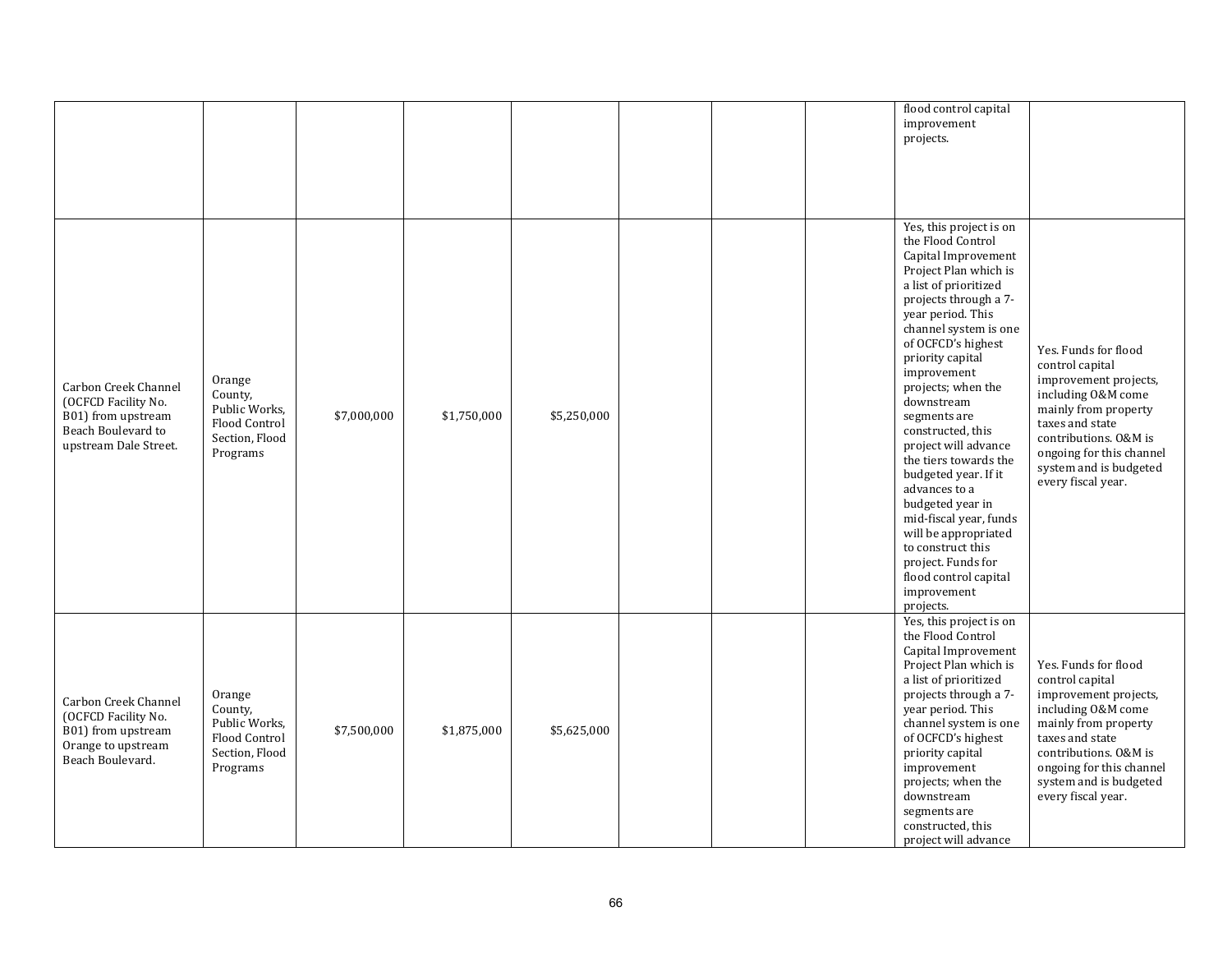| | | | | | | | | | |
|---|---|---|---|---|---|---|---|---|---|
| | | | | | | | | flood control capital improvement projects. | |
| Carbon Creek Channel (OCFCD Facility No. B01) from upstream Beach Boulevard to upstream Dale Street. | Orange County, Public Works, Flood Control Section, Flood Programs | $7,000,000 | $1,750,000 | $5,250,000 | | | | Yes, this project is on the Flood Control Capital Improvement Project Plan which is a list of prioritized projects through a 7-year period. This channel system is one of OCFCD's highest priority capital improvement projects; when the downstream segments are constructed, this project will advance the tiers towards the budgeted year. If it advances to a budgeted year in mid-fiscal year, funds will be appropriated to construct this project. Funds for flood control capital improvement projects. | Yes. Funds for flood control capital improvement projects, including O&M come mainly from property taxes and state contributions. O&M is ongoing for this channel system and is budgeted every fiscal year. |
| Carbon Creek Channel (OCFCD Facility No. B01) from upstream Orange to upstream Beach Boulevard. | Orange County, Public Works, Flood Control Section, Flood Programs | $7,500,000 | $1,875,000 | $5,625,000 | | | | Yes, this project is on the Flood Control Capital Improvement Project Plan which is a list of prioritized projects through a 7-year period. This channel system is one of OCFCD's highest priority capital improvement projects; when the downstream segments are constructed, this project will advance | Yes. Funds for flood control capital improvement projects, including O&M come mainly from property taxes and state contributions. O&M is ongoing for this channel system and is budgeted every fiscal year. |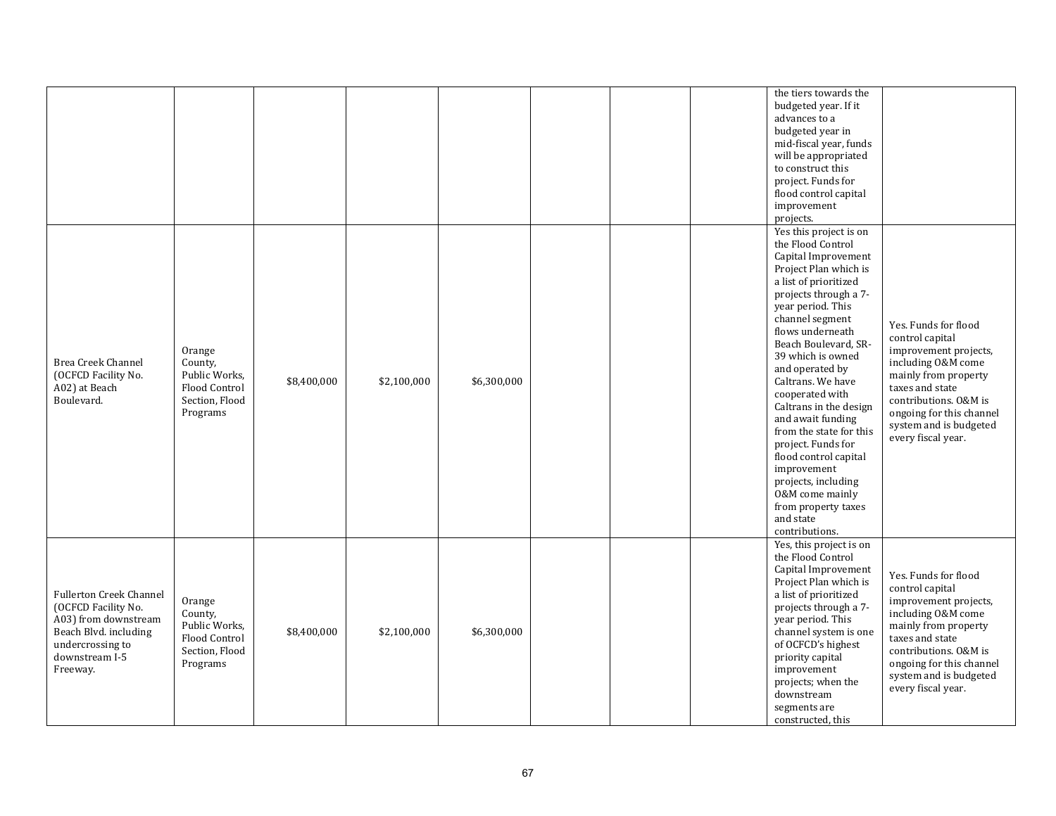| | | | | | | | | | |
|---|---|---|---|---|---|---|---|---|---|
| | | | | | | | | the tiers towards the budgeted year. If it advances to a budgeted year in mid-fiscal year, funds will be appropriated to construct this project. Funds for flood control capital improvement projects. | |
| Brea Creek Channel (OCFCD Facility No. A02) at Beach Boulevard. | Orange County, Public Works, Flood Control Section, Flood Programs | $8,400,000 | $2,100,000 | $6,300,000 | | | | Yes this project is on the Flood Control Capital Improvement Project Plan which is a list of prioritized projects through a 7-year period. This channel segment flows underneath Beach Boulevard, SR-39 which is owned and operated by Caltrans. We have cooperated with Caltrans in the design and await funding from the state for this project. Funds for flood control capital improvement projects, including O&M come mainly from property taxes and state contributions. | Yes. Funds for flood control capital improvement projects, including O&M come mainly from property taxes and state contributions. O&M is ongoing for this channel system and is budgeted every fiscal year. |
| Fullerton Creek Channel (OCFCD Facility No. A03) from downstream Beach Blvd. including undercrossing to downstream I-5 Freeway. | Orange County, Public Works, Flood Control Section, Flood Programs | $8,400,000 | $2,100,000 | $6,300,000 | | | | Yes, this project is on the Flood Control Capital Improvement Project Plan which is a list of prioritized projects through a 7-year period. This channel system is one of OCFCD's highest priority capital improvement projects; when the downstream segments are constructed, this | Yes. Funds for flood control capital improvement projects, including O&M come mainly from property taxes and state contributions. O&M is ongoing for this channel system and is budgeted every fiscal year. |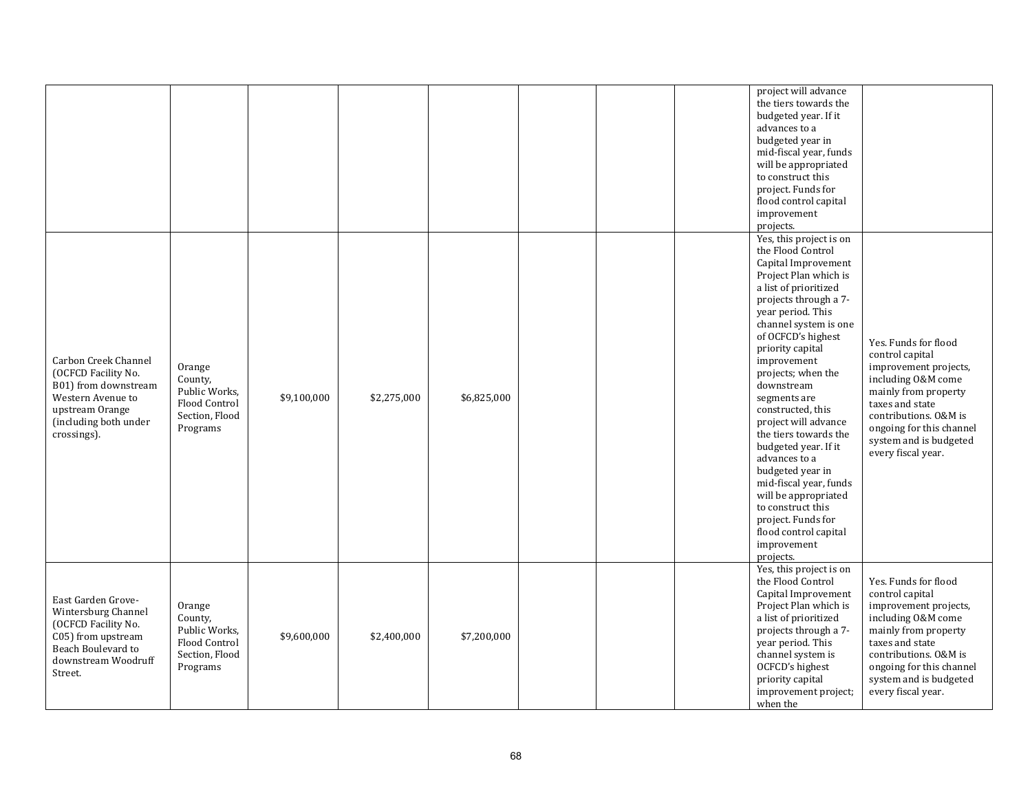| | | | | | | | | | |
|---|---|---|---|---|---|---|---|---|---|
| | | | | | | | | project will advance the tiers towards the budgeted year. If it advances to a budgeted year in mid-fiscal year, funds will be appropriated to construct this project. Funds for flood control capital improvement projects. | |
| Carbon Creek Channel (OCFCD Facility No. B01) from downstream Western Avenue to upstream Orange (including both under crossings). | Orange County, Public Works, Flood Control Section, Flood Programs | $9,100,000 | $2,275,000 | $6,825,000 | | | | Yes, this project is on the Flood Control Capital Improvement Project Plan which is a list of prioritized projects through a 7-year period. This channel system is one of OCFCD's highest priority capital improvement projects; when the downstream segments are constructed, this project will advance the tiers towards the budgeted year. If it advances to a budgeted year in mid-fiscal year, funds will be appropriated to construct this project. Funds for flood control capital improvement projects. | Yes. Funds for flood control capital improvement projects, including O&M come mainly from property taxes and state contributions. O&M is ongoing for this channel system and is budgeted every fiscal year. |
| East Garden Grove-Wintersburg Channel (OCFCD Facility No. C05) from upstream Beach Boulevard to downstream Woodruff Street. | Orange County, Public Works, Flood Control Section, Flood Programs | $9,600,000 | $2,400,000 | $7,200,000 | | | | Yes, this project is on the Flood Control Capital Improvement Project Plan which is a list of prioritized projects through a 7-year period. This channel system is OCFCD's highest priority capital improvement project; when the | Yes. Funds for flood control capital improvement projects, including O&M come mainly from property taxes and state contributions. O&M is ongoing for this channel system and is budgeted every fiscal year. |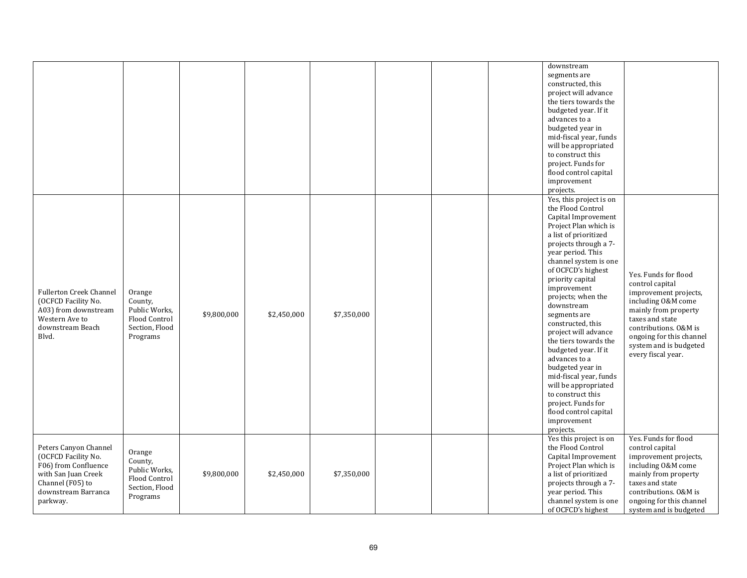| | | | | | | | | | |
|---|---|---|---|---|---|---|---|---|---|
| | | | | | | | | downstream segments are constructed, this project will advance the tiers towards the budgeted year. If it advances to a budgeted year in mid-fiscal year, funds will be appropriated to construct this project. Funds for flood control capital improvement projects. | |
| Fullerton Creek Channel (OCFCD Facility No. A03) from downstream Western Ave to downstream Beach Blvd. | Orange County, Public Works, Flood Control Section, Flood Programs | $9,800,000 | $2,450,000 | $7,350,000 | | | | Yes, this project is on the Flood Control Capital Improvement Project Plan which is a list of prioritized projects through a 7-year period. This channel system is one of OCFCD's highest priority capital improvement projects; when the downstream segments are constructed, this project will advance the tiers towards the budgeted year. If it advances to a budgeted year in mid-fiscal year, funds will be appropriated to construct this project. Funds for flood control capital improvement projects. | Yes. Funds for flood control capital improvement projects, including O&M come mainly from property taxes and state contributions. O&M is ongoing for this channel system and is budgeted every fiscal year. |
| Peters Canyon Channel (OCFCD Facility No. F06) from Confluence with San Juan Creek Channel (F05) to downstream Barranca parkway. | Orange County, Public Works, Flood Control Section, Flood Programs | $9,800,000 | $2,450,000 | $7,350,000 | | | | Yes this project is on the Flood Control Capital Improvement Project Plan which is a list of prioritized projects through a 7-year period. This channel system is one of OCFCD's highest | Yes. Funds for flood control capital improvement projects, including O&M come mainly from property taxes and state contributions. O&M is ongoing for this channel system and is budgeted |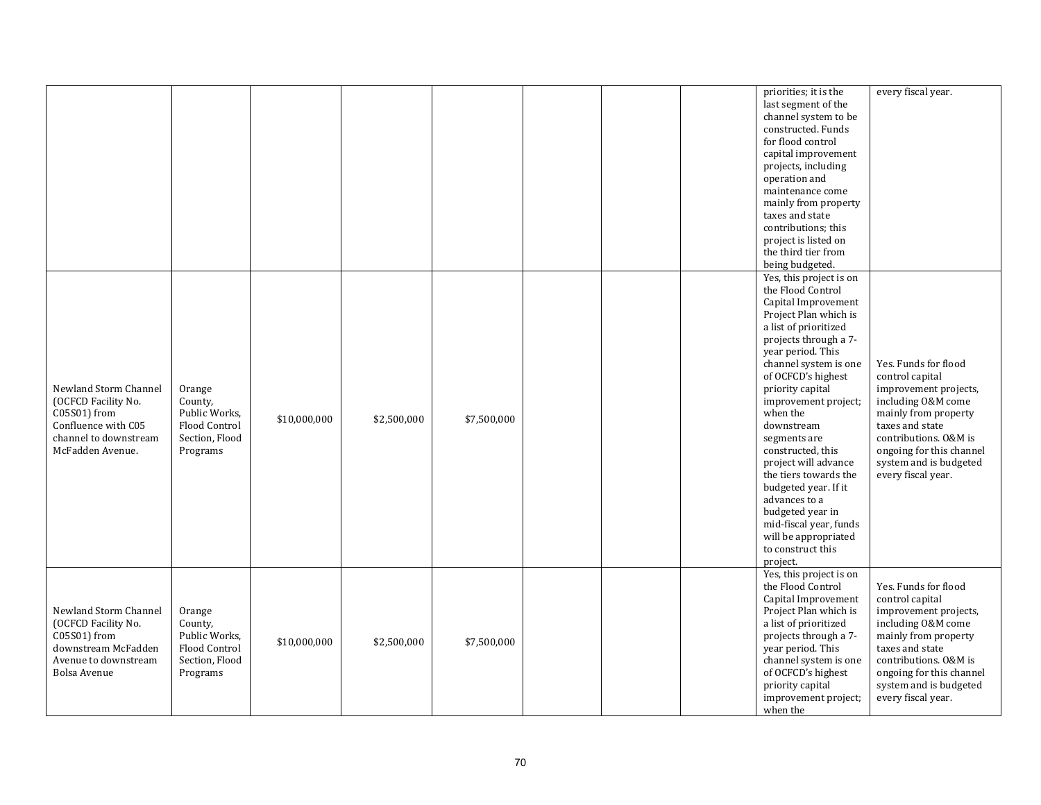| | | | | | | | | | |
|---|---|---|---|---|---|---|---|---|---|
| | | | | | | | | priorities; it is the last segment of the channel system to be constructed. Funds for flood control capital improvement projects, including operation and maintenance come mainly from property taxes and state contributions; this project is listed on the third tier from being budgeted. | every fiscal year. |
| Newland Storm Channel (OCFCD Facility No. C05S01) from Confluence with C05 channel to downstream McFadden Avenue. | Orange County, Public Works, Flood Control Section, Flood Programs | $10,000,000 | $2,500,000 | $7,500,000 | | | | Yes, this project is on the Flood Control Capital Improvement Project Plan which is a list of prioritized projects through a 7-year period. This channel system is one of OCFCD's highest priority capital improvement project; when the downstream segments are constructed, this project will advance the tiers towards the budgeted year. If it advances to a budgeted year in mid-fiscal year, funds will be appropriated to construct this project. | Yes. Funds for flood control capital improvement projects, including O&M come mainly from property taxes and state contributions. O&M is ongoing for this channel system and is budgeted every fiscal year. |
| Newland Storm Channel (OCFCD Facility No. C05S01) from downstream McFadden Avenue to downstream Bolsa Avenue | Orange County, Public Works, Flood Control Section, Flood Programs | $10,000,000 | $2,500,000 | $7,500,000 | | | | Yes, this project is on the Flood Control Capital Improvement Project Plan which is a list of prioritized projects through a 7-year period. This channel system is one of OCFCD's highest priority capital improvement project; when the | Yes. Funds for flood control capital improvement projects, including O&M come mainly from property taxes and state contributions. O&M is ongoing for this channel system and is budgeted every fiscal year. |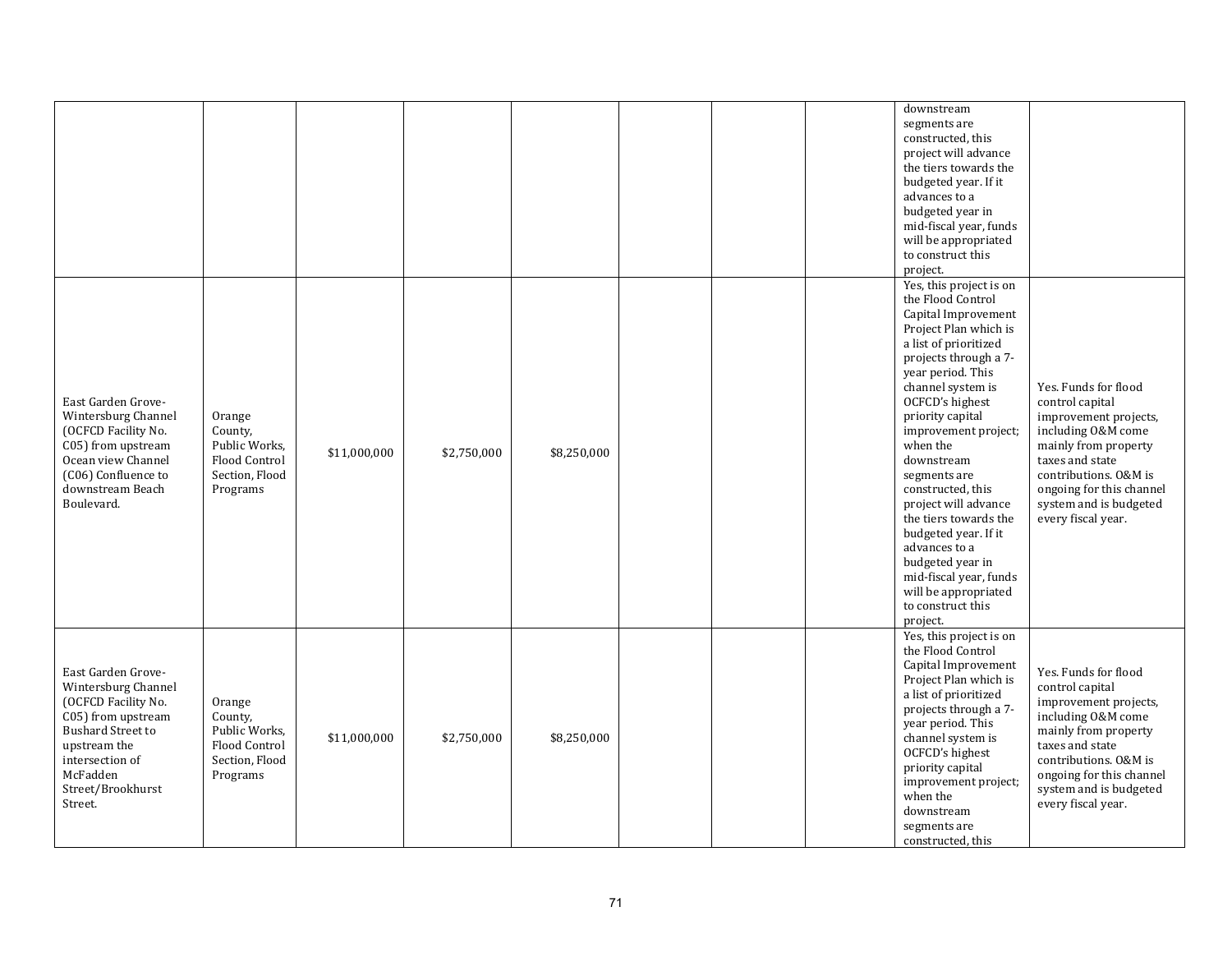| | | | | | | | | | |
|---|---|---|---|---|---|---|---|---|---|
| | | | | | | | | downstream segments are constructed, this project will advance the tiers towards the budgeted year. If it advances to a budgeted year in mid-fiscal year, funds will be appropriated to construct this project. | |
| East Garden Grove-Wintersburg Channel (OCFCD Facility No. C05) from upstream Ocean view Channel (C06) Confluence to downstream Beach Boulevard. | Orange County, Public Works, Flood Control Section, Flood Programs | $11,000,000 | $2,750,000 | $8,250,000 | | | | Yes, this project is on the Flood Control Capital Improvement Project Plan which is a list of prioritized projects through a 7-year period. This channel system is OCFCD's highest priority capital improvement project; when the downstream segments are constructed, this project will advance the tiers towards the budgeted year. If it advances to a budgeted year in mid-fiscal year, funds will be appropriated to construct this project. | Yes. Funds for flood control capital improvement projects, including O&M come mainly from property taxes and state contributions. O&M is ongoing for this channel system and is budgeted every fiscal year. |
| East Garden Grove-Wintersburg Channel (OCFCD Facility No. C05) from upstream Bushard Street to upstream the intersection of McFadden Street/Brookhurst Street. | Orange County, Public Works, Flood Control Section, Flood Programs | $11,000,000 | $2,750,000 | $8,250,000 | | | | Yes, this project is on the Flood Control Capital Improvement Project Plan which is a list of prioritized projects through a 7-year period. This channel system is OCFCD's highest priority capital improvement project; when the downstream segments are constructed, this | Yes. Funds for flood control capital improvement projects, including O&M come mainly from property taxes and state contributions. O&M is ongoing for this channel system and is budgeted every fiscal year. |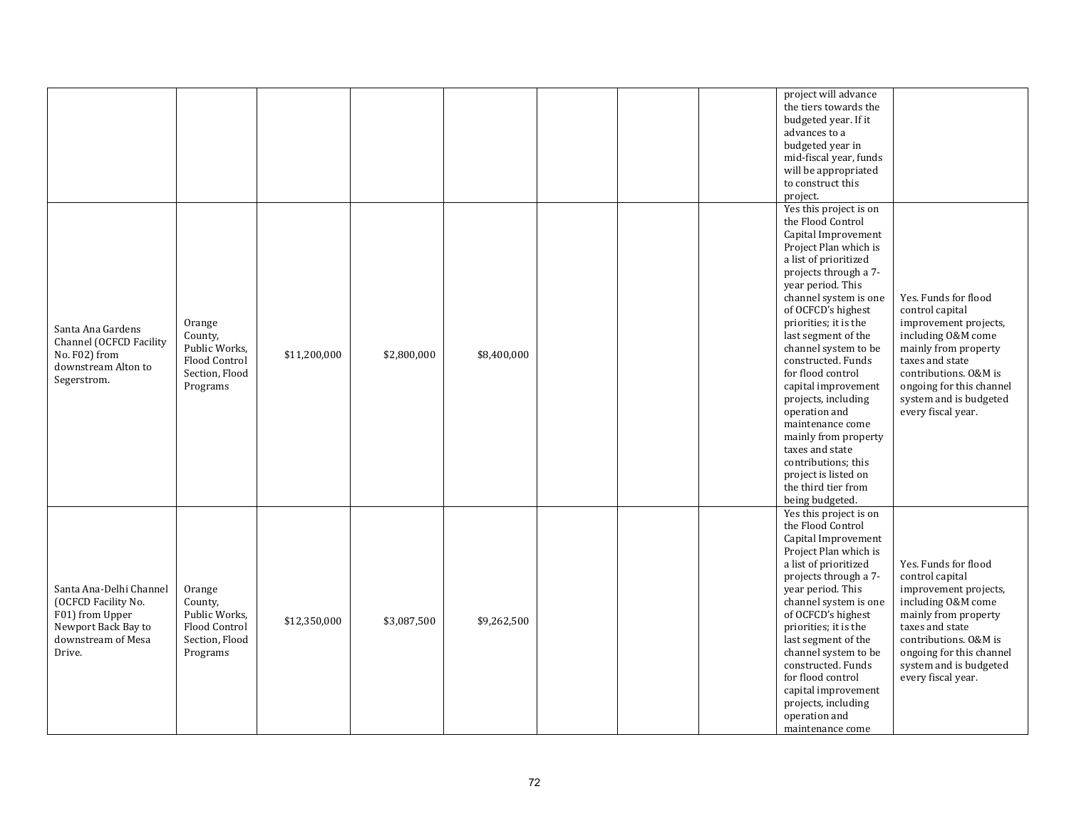| | | | | | | | | | |
|---|---|---|---|---|---|---|---|---|---|
| | | | | | | | | project will advance the tiers towards the budgeted year. If it advances to a budgeted year in mid-fiscal year, funds will be appropriated to construct this project. | |
| Santa Ana Gardens Channel (OCFCD Facility No. F02) from downstream Alton to Segerstrom. | Orange County, Public Works, Flood Control Section, Flood Programs | $11,200,000 | $2,800,000 | $8,400,000 | | | | Yes this project is on the Flood Control Capital Improvement Project Plan which is a list of prioritized projects through a 7-year period. This channel system is one of OCFCD's highest priorities; it is the last segment of the channel system to be constructed. Funds for flood control capital improvement projects, including operation and maintenance come mainly from property taxes and state contributions; this project is listed on the third tier from being budgeted. | Yes. Funds for flood control capital improvement projects, including O&M come mainly from property taxes and state contributions. O&M is ongoing for this channel system and is budgeted every fiscal year. |
| Santa Ana-Delhi Channel (OCFCD Facility No. F01) from Upper Newport Back Bay to downstream of Mesa Drive. | Orange County, Public Works, Flood Control Section, Flood Programs | $12,350,000 | $3,087,500 | $9,262,500 | | | | Yes this project is on the Flood Control Capital Improvement Project Plan which is a list of prioritized projects through a 7-year period. This channel system is one of OCFCD's highest priorities; it is the last segment of the channel system to be constructed. Funds for flood control capital improvement projects, including operation and maintenance come | Yes. Funds for flood control capital improvement projects, including O&M come mainly from property taxes and state contributions. O&M is ongoing for this channel system and is budgeted every fiscal year. |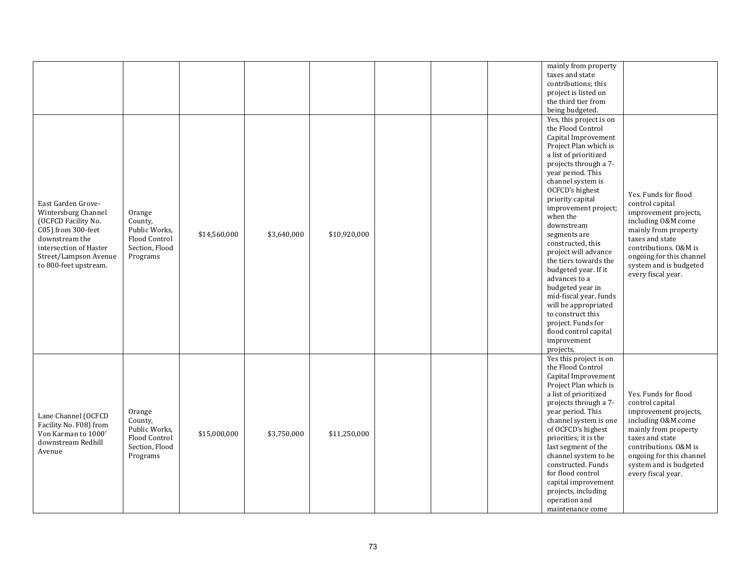| | | | | | | | | | |
|---|---|---|---|---|---|---|---|---|---|
| | | | | | | | | mainly from property taxes and state contributions; this project is listed on the third tier from being budgeted. | |
| East Garden Grove-Wintersburg Channel (OCFCD Facility No. C05) from 300-feet downstream the intersection of Haster Street/Lampson Avenue to 800-feet upstream. | Orange County, Public Works, Flood Control Section, Flood Programs | $14,560,000 | $3,640,000 | $10,920,000 | | | | Yes, this project is on the Flood Control Capital Improvement Project Plan which is a list of prioritized projects through a 7-year period. This channel system is OCFCD's highest priority capital improvement project; when the downstream segments are constructed, this project will advance the tiers towards the budgeted year. If it advances to a budgeted year in mid-fiscal year, funds will be appropriated to construct this project. Funds for flood control capital improvement projects, | Yes. Funds for flood control capital improvement projects, including O&M come mainly from property taxes and state contributions. O&M is ongoing for this channel system and is budgeted every fiscal year. |
| Lane Channel (OCFCD Facility No. F08) from Von Karman to 1000' downstream Redhill Avenue | Orange County, Public Works, Flood Control Section, Flood Programs | $15,000,000 | $3,750,000 | $11,250,000 | | | | Yes this project is on the Flood Control Capital Improvement Project Plan which is a list of prioritized projects through a 7-year period. This channel system is one of OCFCD's highest priorities; it is the last segment of the channel system to be constructed. Funds for flood control capital improvement projects, including operation and maintenance come | Yes. Funds for flood control capital improvement projects, including O&M come mainly from property taxes and state contributions. O&M is ongoing for this channel system and is budgeted every fiscal year. |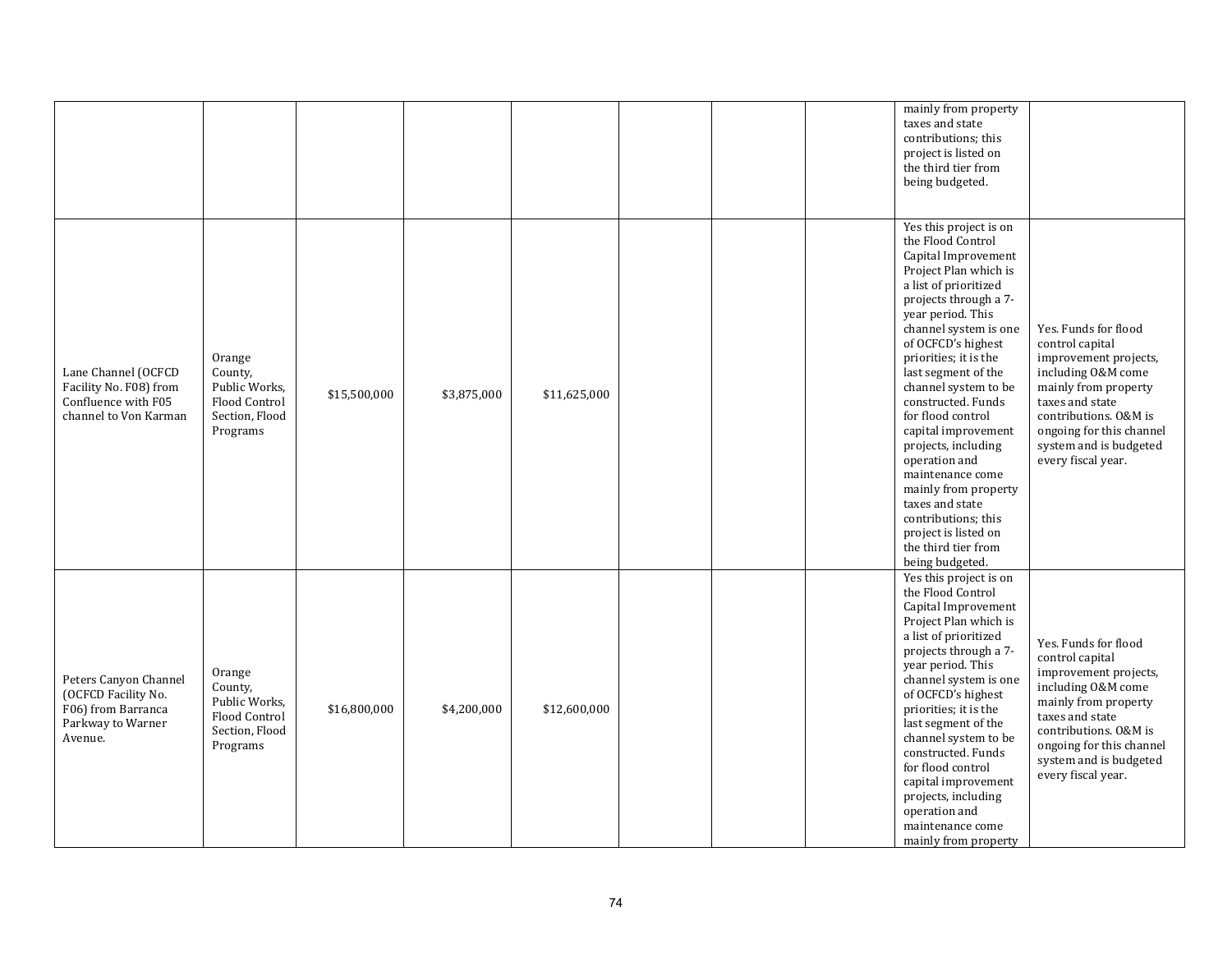| | | | | | | | | | |
|---|---|---|---|---|---|---|---|---|---|
| | | | | | | | | mainly from property taxes and state contributions; this project is listed on the third tier from being budgeted. | |
| Lane Channel (OCFCD Facility No. F08) from Confluence with F05 channel to Von Karman | Orange County, Public Works, Flood Control Section, Flood Programs | $15,500,000 | $3,875,000 | $11,625,000 | | | | Yes this project is on the Flood Control Capital Improvement Project Plan which is a list of prioritized projects through a 7-year period. This channel system is one of OCFCD's highest priorities; it is the last segment of the channel system to be constructed. Funds for flood control capital improvement projects, including operation and maintenance come mainly from property taxes and state contributions; this project is listed on the third tier from being budgeted. | Yes. Funds for flood control capital improvement projects, including O&M come mainly from property taxes and state contributions. O&M is ongoing for this channel system and is budgeted every fiscal year. |
| Peters Canyon Channel (OCFCD Facility No. F06) from Barranca Parkway to Warner Avenue. | Orange County, Public Works, Flood Control Section, Flood Programs | $16,800,000 | $4,200,000 | $12,600,000 | | | | Yes this project is on the Flood Control Capital Improvement Project Plan which is a list of prioritized projects through a 7-year period. This channel system is one of OCFCD's highest priorities; it is the last segment of the channel system to be constructed. Funds for flood control capital improvement projects, including operation and maintenance come mainly from property | Yes. Funds for flood control capital improvement projects, including O&M come mainly from property taxes and state contributions. O&M is ongoing for this channel system and is budgeted every fiscal year. |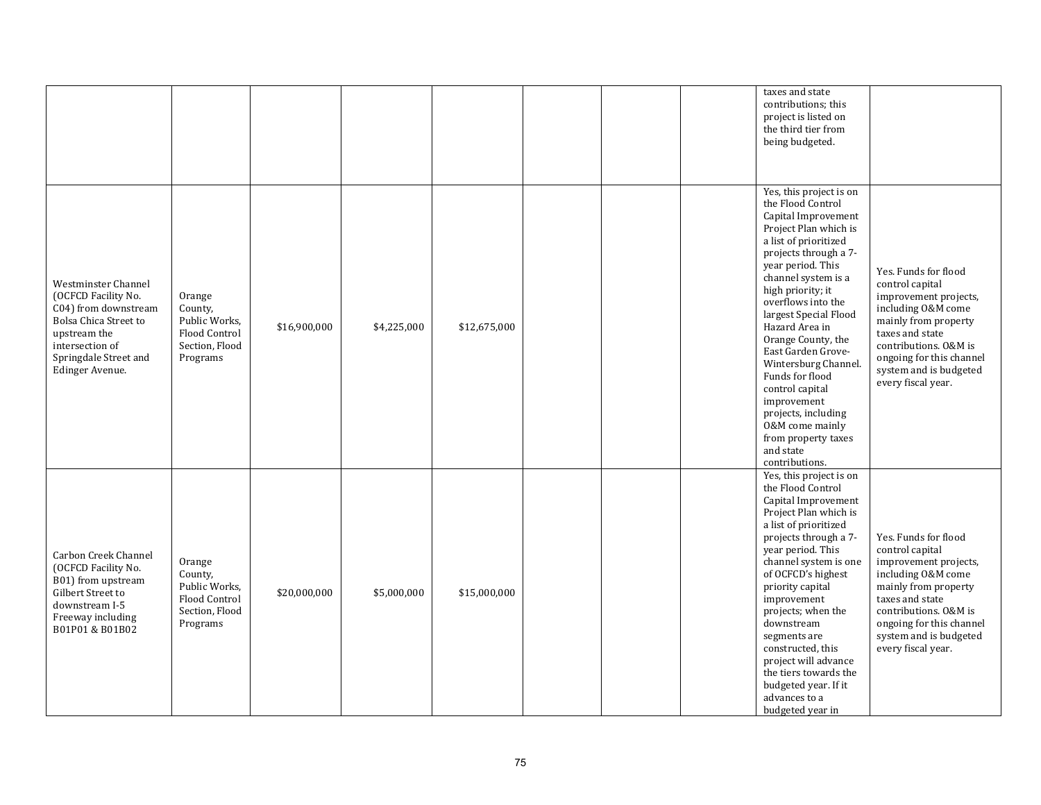| | | | | | | | | | |
|---|---|---|---|---|---|---|---|---|---|
| | | | | | | | | taxes and state contributions; this project is listed on the third tier from being budgeted. | |
| Westminster Channel (OCFCD Facility No. C04) from downstream Bolsa Chica Street to upstream the intersection of Springdale Street and Edinger Avenue. | Orange County, Public Works, Flood Control Section, Flood Programs | $16,900,000 | $4,225,000 | $12,675,000 | | | | Yes, this project is on the Flood Control Capital Improvement Project Plan which is a list of prioritized projects through a 7-year period. This channel system is a high priority; it overflows into the largest Special Flood Hazard Area in Orange County, the East Garden Grove-Wintersburg Channel. Funds for flood control capital improvement projects, including O&M come mainly from property taxes and state contributions. | Yes. Funds for flood control capital improvement projects, including O&M come mainly from property taxes and state contributions. O&M is ongoing for this channel system and is budgeted every fiscal year. |
| Carbon Creek Channel (OCFCD Facility No. B01) from upstream Gilbert Street to downstream I-5 Freeway including B01P01 & B01B02 | Orange County, Public Works, Flood Control Section, Flood Programs | $20,000,000 | $5,000,000 | $15,000,000 | | | | Yes, this project is on the Flood Control Capital Improvement Project Plan which is a list of prioritized projects through a 7-year period. This channel system is one of OCFCD's highest priority capital improvement projects; when the downstream segments are constructed, this project will advance the tiers towards the budgeted year. If it advances to a budgeted year in | Yes. Funds for flood control capital improvement projects, including O&M come mainly from property taxes and state contributions. O&M is ongoing for this channel system and is budgeted every fiscal year. |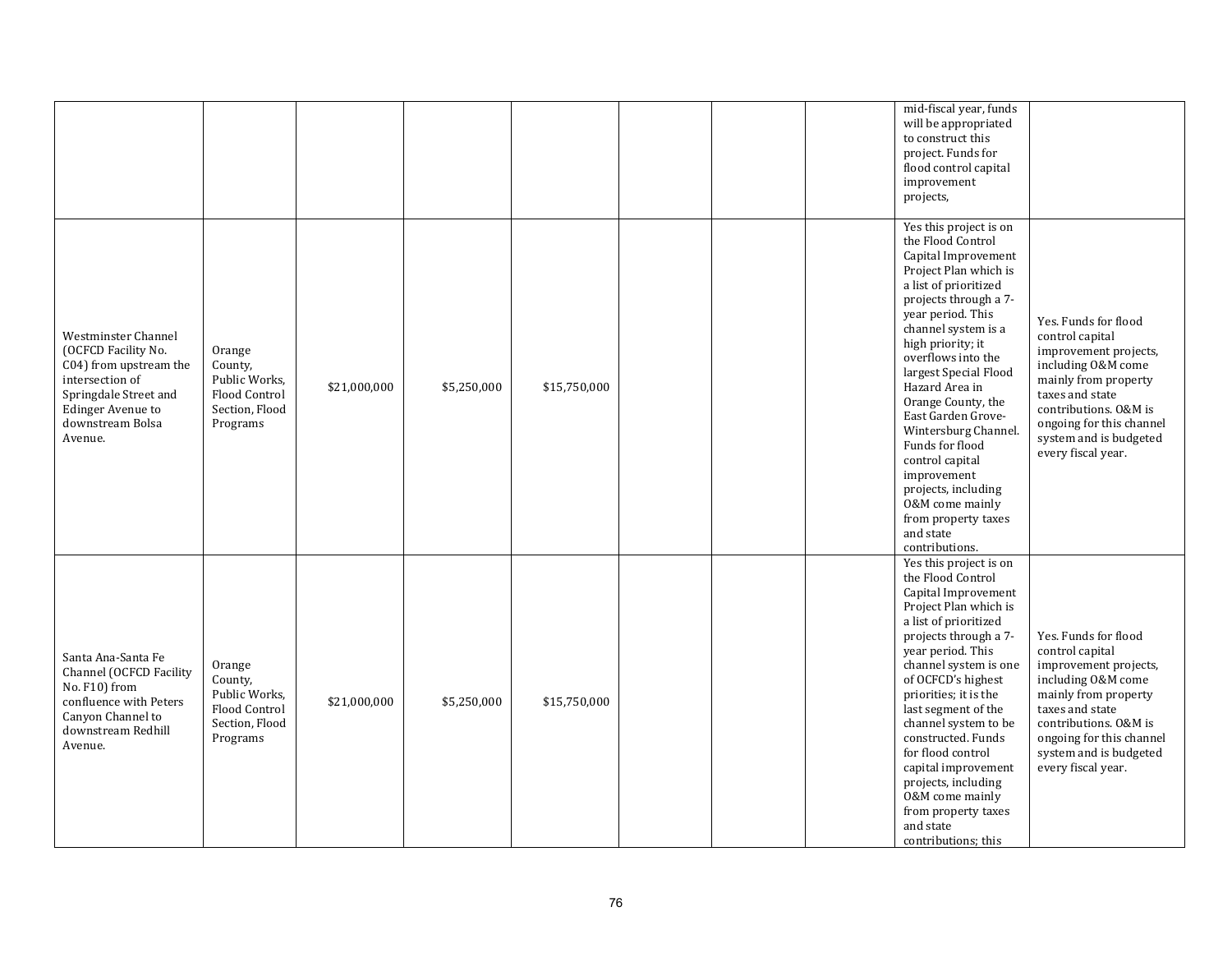| | | | | | | | | | |
|---|---|---|---|---|---|---|---|---|---|
| | | | | | | | | mid-fiscal year, funds will be appropriated to construct this project. Funds for flood control capital improvement projects, | |
| Westminster Channel (OCFCD Facility No. C04) from upstream the intersection of Springdale Street and Edinger Avenue to downstream Bolsa Avenue. | Orange County, Public Works, Flood Control Section, Flood Programs | $21,000,000 | $5,250,000 | $15,750,000 | | | | Yes this project is on the Flood Control Capital Improvement Project Plan which is a list of prioritized projects through a 7-year period. This channel system is a high priority; it overflows into the largest Special Flood Hazard Area in Orange County, the East Garden Grove-Wintersburg Channel. Funds for flood control capital improvement projects, including O&M come mainly from property taxes and state contributions. | Yes. Funds for flood control capital improvement projects, including O&M come mainly from property taxes and state contributions. O&M is ongoing for this channel system and is budgeted every fiscal year. |
| Santa Ana-Santa Fe Channel (OCFCD Facility No. F10) from confluence with Peters Canyon Channel to downstream Redhill Avenue. | Orange County, Public Works, Flood Control Section, Flood Programs | $21,000,000 | $5,250,000 | $15,750,000 | | | | Yes this project is on the Flood Control Capital Improvement Project Plan which is a list of prioritized projects through a 7-year period. This channel system is one of OCFCD's highest priorities; it is the last segment of the channel system to be constructed. Funds for flood control capital improvement projects, including O&M come mainly from property taxes and state contributions; this | Yes. Funds for flood control capital improvement projects, including O&M come mainly from property taxes and state contributions. O&M is ongoing for this channel system and is budgeted every fiscal year. |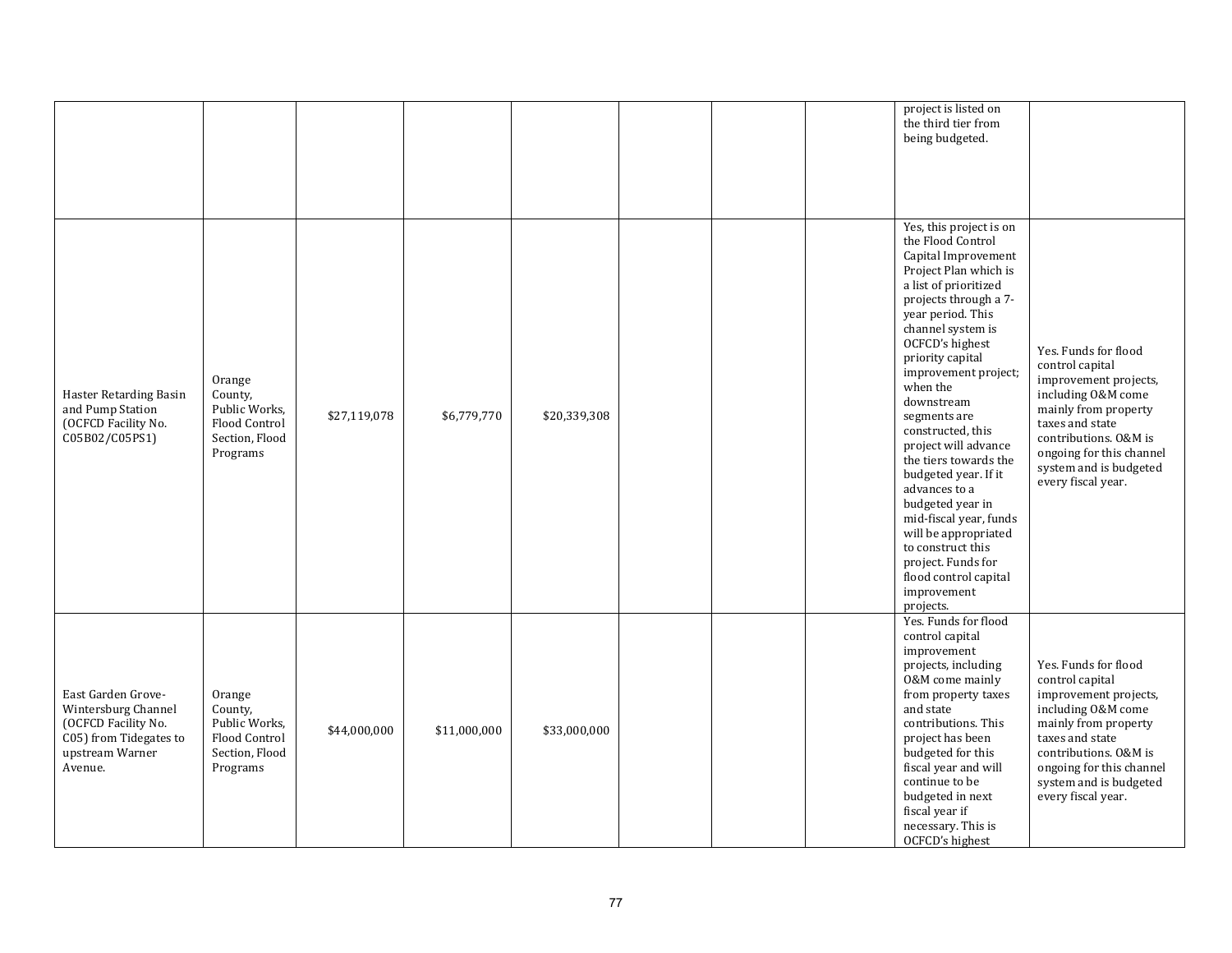| | | | | | | | | | |
|---|---|---|---|---|---|---|---|---|---|
| | | | | | | | | project is listed on the third tier from being budgeted. | |
| Haster Retarding Basin and Pump Station (OCFCD Facility No. C05B02/C05PS1) | Orange County, Public Works, Flood Control Section, Flood Programs | $27,119,078 | $6,779,770 | $20,339,308 | | | | Yes, this project is on the Flood Control Capital Improvement Project Plan which is a list of prioritized projects through a 7-year period. This channel system is OCFCD's highest priority capital improvement project; when the downstream segments are constructed, this project will advance the tiers towards the budgeted year. If it advances to a budgeted year in mid-fiscal year, funds will be appropriated to construct this project. Funds for flood control capital improvement projects. | Yes. Funds for flood control capital improvement projects, including O&M come mainly from property taxes and state contributions. O&M is ongoing for this channel system and is budgeted every fiscal year. |
| East Garden Grove-Wintersburg Channel (OCFCD Facility No. C05) from Tidegates to upstream Warner Avenue. | Orange County, Public Works, Flood Control Section, Flood Programs | $44,000,000 | $11,000,000 | $33,000,000 | | | | Yes. Funds for flood control capital improvement projects, including O&M come mainly from property taxes and state contributions. This project has been budgeted for this fiscal year and will continue to be budgeted in next fiscal year if necessary. This is OCFCD's highest | Yes. Funds for flood control capital improvement projects, including O&M come mainly from property taxes and state contributions. O&M is ongoing for this channel system and is budgeted every fiscal year. |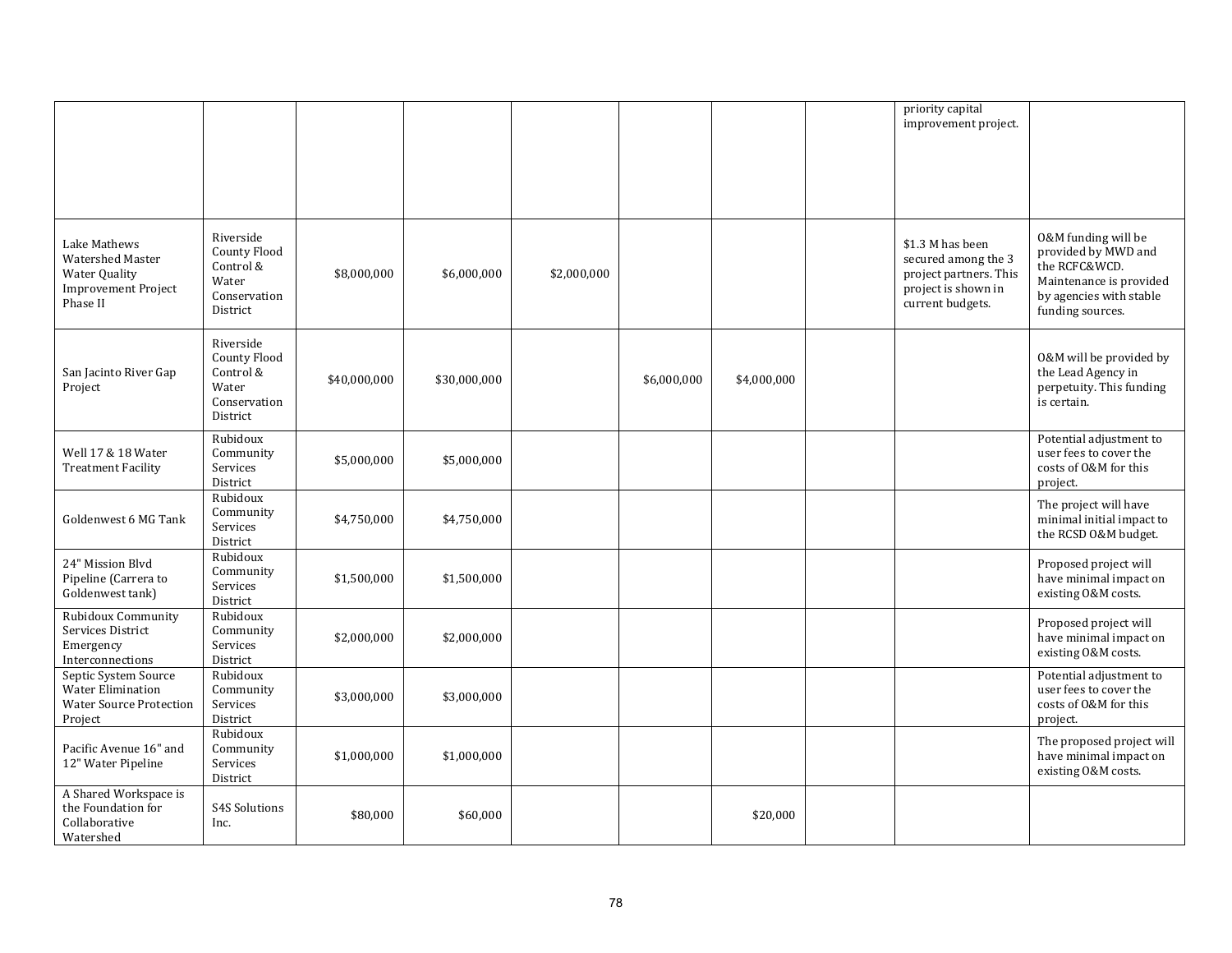| | | | | | | | | | |
|---|---|---|---|---|---|---|---|---|---|
| | | | | | | | | priority capital improvement project. | |
| Lake Mathews Watershed Master Water Quality Improvement Project Phase II | Riverside County Flood Control & Water Conservation District | $8,000,000 | $6,000,000 | $2,000,000 | | | | $1.3 M has been secured among the 3 project partners. This project is shown in current budgets. | O&M funding will be provided by MWD and the RCFC&WCD. Maintenance is provided by agencies with stable funding sources. |
| San Jacinto River Gap Project | Riverside County Flood Control & Water Conservation District | $40,000,000 | $30,000,000 | | $6,000,000 | $4,000,000 | | | O&M will be provided by the Lead Agency in perpetuity. This funding is certain. |
| Well 17 & 18 Water Treatment Facility | Rubidoux Community Services District | $5,000,000 | $5,000,000 | | | | | | Potential adjustment to user fees to cover the costs of O&M for this project. |
| Goldenwest 6 MG Tank | Rubidoux Community Services District | $4,750,000 | $4,750,000 | | | | | | The project will have minimal initial impact to the RCSD O&M budget. |
| 24" Mission Blvd Pipeline (Carrera to Goldenwest tank) | Rubidoux Community Services District | $1,500,000 | $1,500,000 | | | | | | Proposed project will have minimal impact on existing O&M costs. |
| Rubidoux Community Services District Emergency Interconnections | Rubidoux Community Services District | $2,000,000 | $2,000,000 | | | | | | Proposed project will have minimal impact on existing O&M costs. |
| Septic System Source Water Elimination Water Source Protection Project | Rubidoux Community Services District | $3,000,000 | $3,000,000 | | | | | | Potential adjustment to user fees to cover the costs of O&M for this project. |
| Pacific Avenue 16" and 12" Water Pipeline | Rubidoux Community Services District | $1,000,000 | $1,000,000 | | | | | | The proposed project will have minimal impact on existing O&M costs. |
| A Shared Workspace is the Foundation for Collaborative Watershed | S4S Solutions Inc. | $80,000 | $60,000 | | | $20,000 | | | |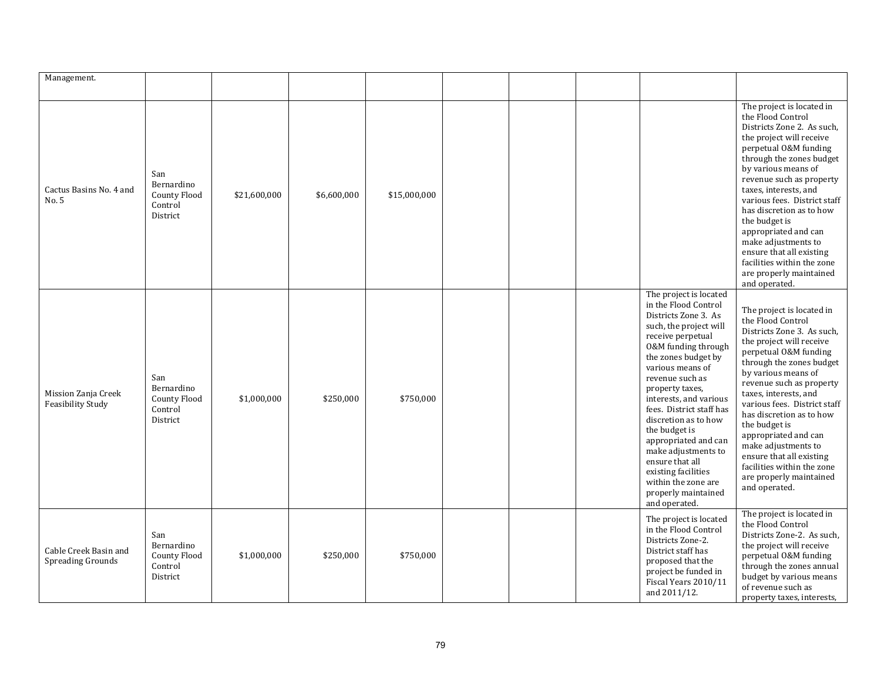| | | | | | | | | | |
|---|---|---|---|---|---|---|---|---|---|
| Management. | | | | | | | | | |
| Cactus Basins No. 4 and No. 5 | San Bernardino County Flood Control District | $21,600,000 | $6,600,000 | $15,000,000 | | | | | The project is located in the Flood Control Districts Zone 2. As such, the project will receive perpetual O&M funding through the zones budget by various means of revenue such as property taxes, interests, and various fees. District staff has discretion as to how the budget is appropriated and can make adjustments to ensure that all existing facilities within the zone are properly maintained and operated. |
| Mission Zanja Creek Feasibility Study | San Bernardino County Flood Control District | $1,000,000 | $250,000 | $750,000 | | | | The project is located in the Flood Control Districts Zone 3. As such, the project will receive perpetual O&M funding through the zones budget by various means of revenue such as property taxes, interests, and various fees. District staff has discretion as to how the budget is appropriated and can make adjustments to ensure that all existing facilities within the zone are properly maintained and operated. | The project is located in the Flood Control Districts Zone 3. As such, the project will receive perpetual O&M funding through the zones budget by various means of revenue such as property taxes, interests, and various fees. District staff has discretion as to how the budget is appropriated and can make adjustments to ensure that all existing facilities within the zone are properly maintained and operated. |
| Cable Creek Basin and Spreading Grounds | San Bernardino County Flood Control District | $1,000,000 | $250,000 | $750,000 | | | | The project is located in the Flood Control Districts Zone-2. District staff has proposed that the project be funded in Fiscal Years 2010/11 and 2011/12. | The project is located in the Flood Control Districts Zone-2. As such, the project will receive perpetual O&M funding through the zones annual budget by various means of revenue such as property taxes, interests, |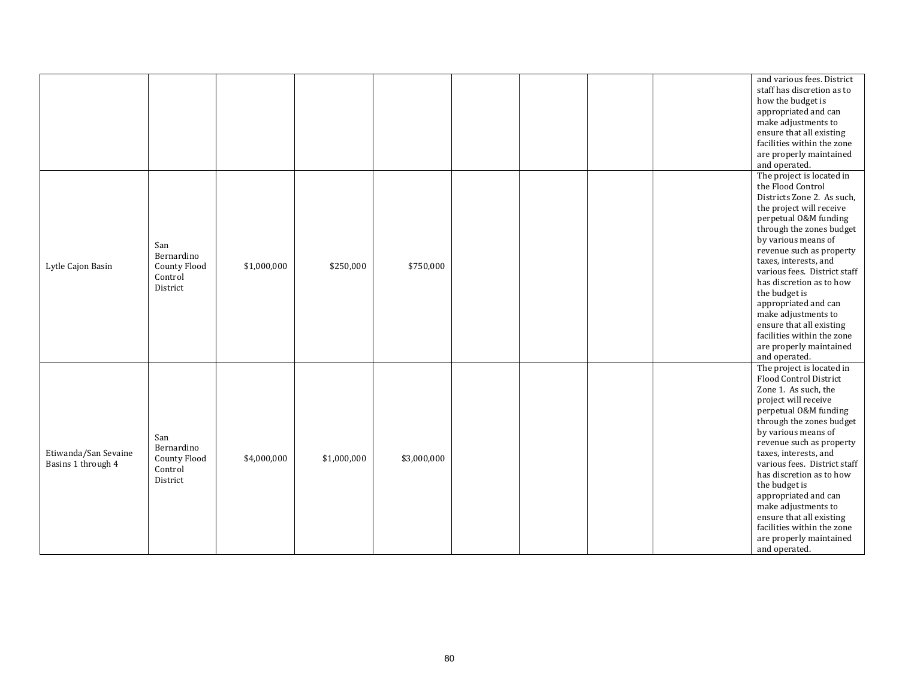| | | | | | | | | | |
|---|---|---|---|---|---|---|---|---|---|
| | | | | | | | | | and various fees. District staff has discretion as to how the budget is appropriated and can make adjustments to ensure that all existing facilities within the zone are properly maintained and operated. |
| Lytle Cajon Basin | San Bernardino County Flood Control District | $1,000,000 | $250,000 | $750,000 | | | | | The project is located in the Flood Control Districts Zone 2. As such, the project will receive perpetual O&M funding through the zones budget by various means of revenue such as property taxes, interests, and various fees. District staff has discretion as to how the budget is appropriated and can make adjustments to ensure that all existing facilities within the zone are properly maintained and operated. |
| Etiwanda/San Sevaine Basins 1 through 4 | San Bernardino County Flood Control District | $4,000,000 | $1,000,000 | $3,000,000 | | | | | The project is located in Flood Control District Zone 1. As such, the project will receive perpetual O&M funding through the zones budget by various means of revenue such as property taxes, interests, and various fees. District staff has discretion as to how the budget is appropriated and can make adjustments to ensure that all existing facilities within the zone are properly maintained and operated. |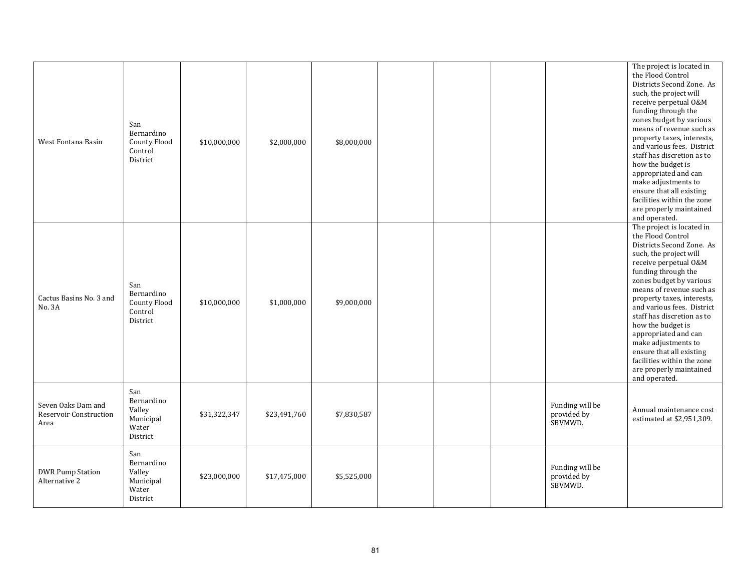| | | | | | | | | | |
|---|---|---|---|---|---|---|---|---|---|
| West Fontana Basin | San Bernardino County Flood Control District | $10,000,000 | $2,000,000 | $8,000,000 | | | | | The project is located in the Flood Control Districts Second Zone. As such, the project will receive perpetual O&M funding through the zones budget by various means of revenue such as property taxes, interests, and various fees. District staff has discretion as to how the budget is appropriated and can make adjustments to ensure that all existing facilities within the zone are properly maintained and operated. |
| Cactus Basins No. 3 and No. 3A | San Bernardino County Flood Control District | $10,000,000 | $1,000,000 | $9,000,000 | | | | | The project is located in the Flood Control Districts Second Zone. As such, the project will receive perpetual O&M funding through the zones budget by various means of revenue such as property taxes, interests, and various fees. District staff has discretion as to how the budget is appropriated and can make adjustments to ensure that all existing facilities within the zone are properly maintained and operated. |
| Seven Oaks Dam and Reservoir Construction Area | San Bernardino Valley Municipal Water District | $31,322,347 | $23,491,760 | $7,830,587 | | | | Funding will be provided by SBVMWD. | Annual maintenance cost estimated at $2,951,309. |
| DWR Pump Station Alternative 2 | San Bernardino Valley Municipal Water District | $23,000,000 | $17,475,000 | $5,525,000 | | | | Funding will be provided by SBVMWD. | |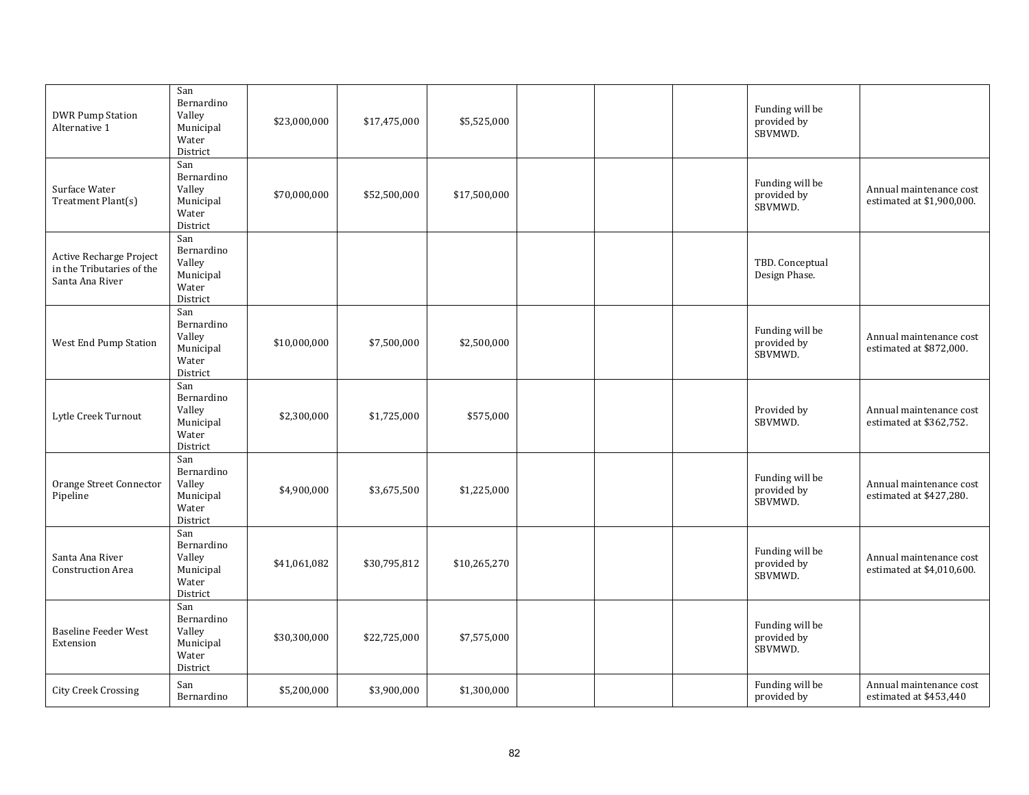| | | | | | | | | | |
|---|---|---|---|---|---|---|---|---|---|
| DWR Pump Station Alternative 1 | San Bernardino Valley Municipal Water District | $23,000,000 | $17,475,000 | $5,525,000 | | | | Funding will be provided by SBVMWD. | |
| Surface Water Treatment Plant(s) | San Bernardino Valley Municipal Water District | $70,000,000 | $52,500,000 | $17,500,000 | | | | Funding will be provided by SBVMWD. | Annual maintenance cost estimated at $1,900,000. |
| Active Recharge Project in the Tributaries of the Santa Ana River | San Bernardino Valley Municipal Water District | | | | | | | TBD. Conceptual Design Phase. | |
| West End Pump Station | San Bernardino Valley Municipal Water District | $10,000,000 | $7,500,000 | $2,500,000 | | | | Funding will be provided by SBVMWD. | Annual maintenance cost estimated at $872,000. |
| Lytle Creek Turnout | San Bernardino Valley Municipal Water District | $2,300,000 | $1,725,000 | $575,000 | | | | Provided by SBVMWD. | Annual maintenance cost estimated at $362,752. |
| Orange Street Connector Pipeline | San Bernardino Valley Municipal Water District | $4,900,000 | $3,675,500 | $1,225,000 | | | | Funding will be provided by SBVMWD. | Annual maintenance cost estimated at $427,280. |
| Santa Ana River Construction Area | San Bernardino Valley Municipal Water District | $41,061,082 | $30,795,812 | $10,265,270 | | | | Funding will be provided by SBVMWD. | Annual maintenance cost estimated at $4,010,600. |
| Baseline Feeder West Extension | San Bernardino Valley Municipal Water District | $30,300,000 | $22,725,000 | $7,575,000 | | | | Funding will be provided by SBVMWD. | |
| City Creek Crossing | San Bernardino | $5,200,000 | $3,900,000 | $1,300,000 | | | | Funding will be provided by | Annual maintenance cost estimated at $453,440 |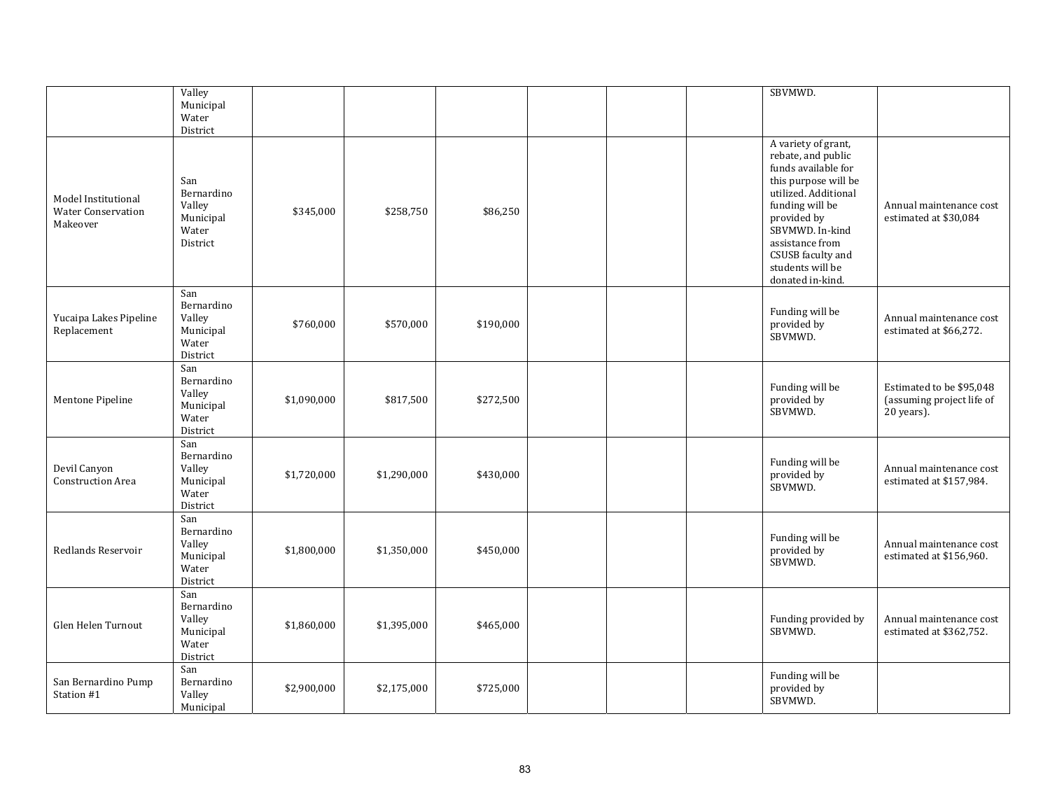| | | | | | | | | | |
|---|---|---|---|---|---|---|---|---|---|
| | Valley Municipal Water District | | | | | | | SBVMWD. | |
| Model Institutional Water Conservation Makeover | San Bernardino Valley Municipal Water District | $345,000 | $258,750 | $86,250 | | | | A variety of grant, rebate, and public funds available for this purpose will be utilized. Additional funding will be provided by SBVMWD. In-kind assistance from CSUSB faculty and students will be donated in-kind. | Annual maintenance cost estimated at $30,084 |
| Yucaipa Lakes Pipeline Replacement | San Bernardino Valley Municipal Water District | $760,000 | $570,000 | $190,000 | | | | Funding will be provided by SBVMWD. | Annual maintenance cost estimated at $66,272. |
| Mentone Pipeline | San Bernardino Valley Municipal Water District | $1,090,000 | $817,500 | $272,500 | | | | Funding will be provided by SBVMWD. | Estimated to be $95,048 (assuming project life of 20 years). |
| Devil Canyon Construction Area | San Bernardino Valley Municipal Water District | $1,720,000 | $1,290,000 | $430,000 | | | | Funding will be provided by SBVMWD. | Annual maintenance cost estimated at $157,984. |
| Redlands Reservoir | San Bernardino Valley Municipal Water District | $1,800,000 | $1,350,000 | $450,000 | | | | Funding will be provided by SBVMWD. | Annual maintenance cost estimated at $156,960. |
| Glen Helen Turnout | San Bernardino Valley Municipal Water District | $1,860,000 | $1,395,000 | $465,000 | | | | Funding provided by SBVMWD. | Annual maintenance cost estimated at $362,752. |
| San Bernardino Pump Station #1 | San Bernardino Valley Municipal | $2,900,000 | $2,175,000 | $725,000 | | | | Funding will be provided by SBVMWD. | |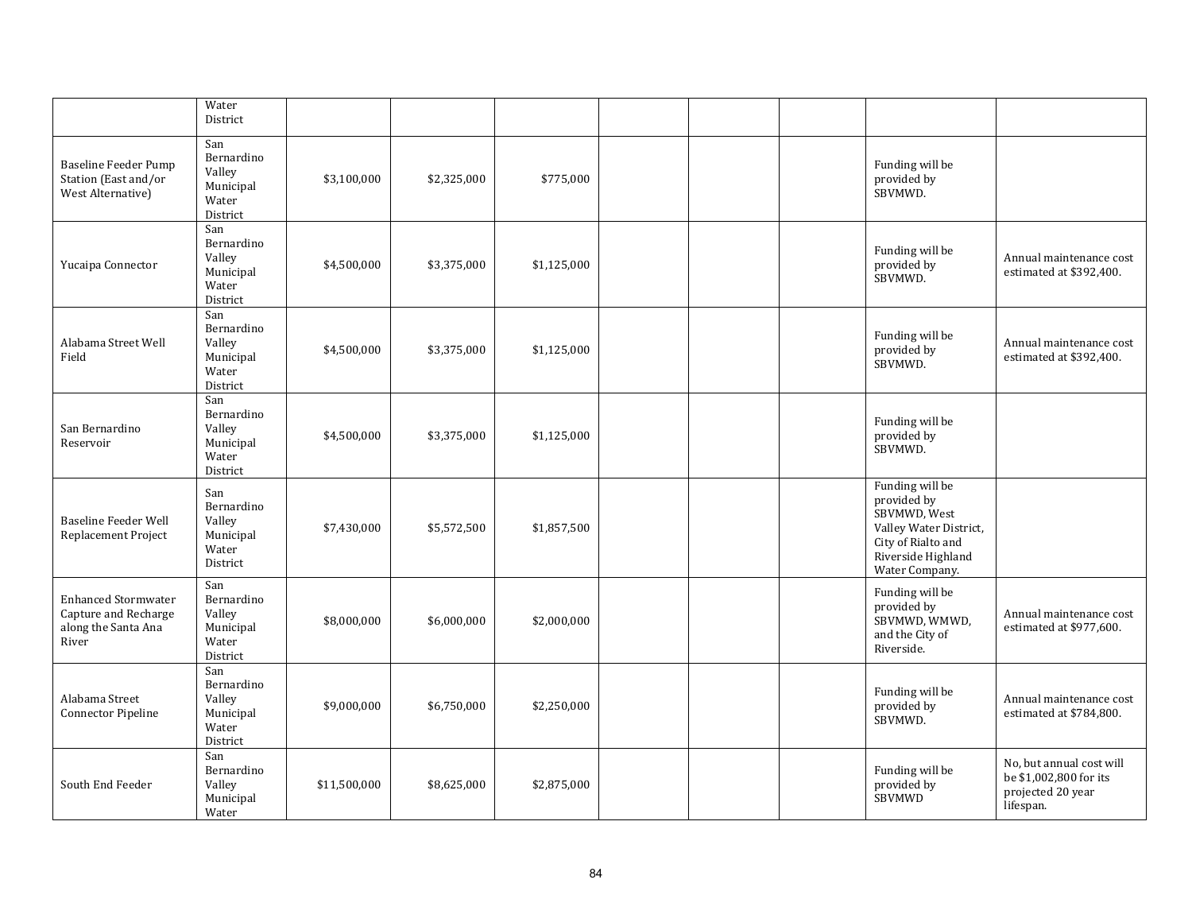| | | | | | | | | | |
|---|---|---|---|---|---|---|---|---|---|
| | Water District | | | | | | | | |
| Baseline Feeder Pump Station (East and/or West Alternative) | San Bernardino Valley Municipal Water District | $3,100,000 | $2,325,000 | $775,000 | | | | Funding will be provided by SBVMWD. | |
| Yucaipa Connector | San Bernardino Valley Municipal Water District | $4,500,000 | $3,375,000 | $1,125,000 | | | | Funding will be provided by SBVMWD. | Annual maintenance cost estimated at $392,400. |
| Alabama Street Well Field | San Bernardino Valley Municipal Water District | $4,500,000 | $3,375,000 | $1,125,000 | | | | Funding will be provided by SBVMWD. | Annual maintenance cost estimated at $392,400. |
| San Bernardino Reservoir | San Bernardino Valley Municipal Water District | $4,500,000 | $3,375,000 | $1,125,000 | | | | Funding will be provided by SBVMWD. | |
| Baseline Feeder Well Replacement Project | San Bernardino Valley Municipal Water District | $7,430,000 | $5,572,500 | $1,857,500 | | | | Funding will be provided by SBVMWD, West Valley Water District, City of Rialto and Riverside Highland Water Company. | |
| Enhanced Stormwater Capture and Recharge along the Santa Ana River | San Bernardino Valley Municipal Water District | $8,000,000 | $6,000,000 | $2,000,000 | | | | Funding will be provided by SBVMWD, WMWD, and the City of Riverside. | Annual maintenance cost estimated at $977,600. |
| Alabama Street Connector Pipeline | San Bernardino Valley Municipal Water District | $9,000,000 | $6,750,000 | $2,250,000 | | | | Funding will be provided by SBVMWD. | Annual maintenance cost estimated at $784,800. |
| South End Feeder | San Bernardino Valley Municipal Water | $11,500,000 | $8,625,000 | $2,875,000 | | | | Funding will be provided by SBVMWD | No, but annual cost will be $1,002,800 for its projected 20 year lifespan. |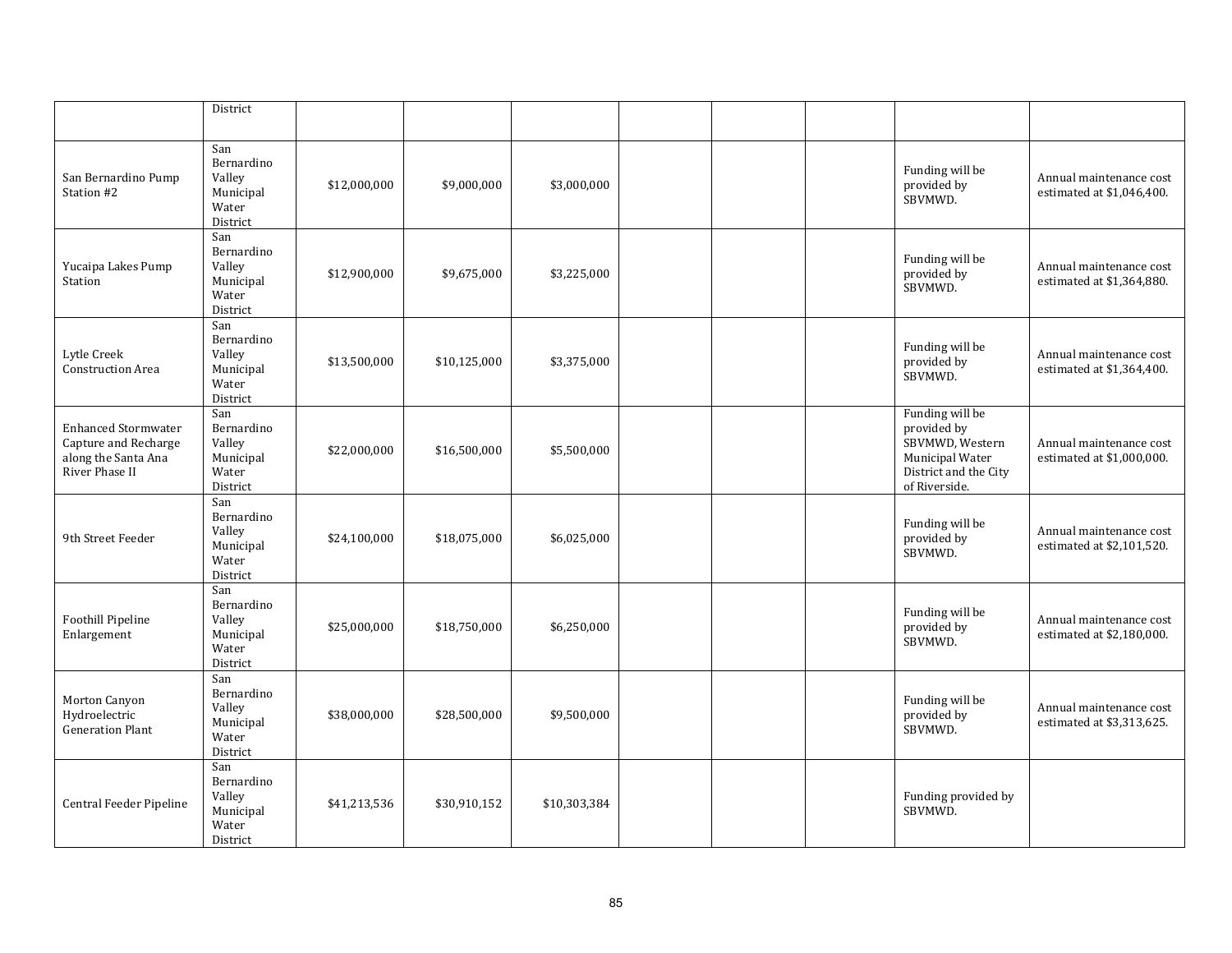| | | | | | | | | | |
|---|---|---|---|---|---|---|---|---|---|
| | District | | | | | | | | |
| San Bernardino Pump Station #2 | San Bernardino Valley Municipal Water District | $12,000,000 | $9,000,000 | $3,000,000 | | | | Funding will be provided by SBVMWD. | Annual maintenance cost estimated at $1,046,400. |
| Yucaipa Lakes Pump Station | San Bernardino Valley Municipal Water District | $12,900,000 | $9,675,000 | $3,225,000 | | | | Funding will be provided by SBVMWD. | Annual maintenance cost estimated at $1,364,880. |
| Lytle Creek Construction Area | San Bernardino Valley Municipal Water District | $13,500,000 | $10,125,000 | $3,375,000 | | | | Funding will be provided by SBVMWD. | Annual maintenance cost estimated at $1,364,400. |
| Enhanced Stormwater Capture and Recharge along the Santa Ana River Phase II | San Bernardino Valley Municipal Water District | $22,000,000 | $16,500,000 | $5,500,000 | | | | Funding will be provided by SBVMWD, Western Municipal Water District and the City of Riverside. | Annual maintenance cost estimated at $1,000,000. |
| 9th Street Feeder | San Bernardino Valley Municipal Water District | $24,100,000 | $18,075,000 | $6,025,000 | | | | Funding will be provided by SBVMWD. | Annual maintenance cost estimated at $2,101,520. |
| Foothill Pipeline Enlargement | San Bernardino Valley Municipal Water District | $25,000,000 | $18,750,000 | $6,250,000 | | | | Funding will be provided by SBVMWD. | Annual maintenance cost estimated at $2,180,000. |
| Morton Canyon Hydroelectric Generation Plant | San Bernardino Valley Municipal Water District | $38,000,000 | $28,500,000 | $9,500,000 | | | | Funding will be provided by SBVMWD. | Annual maintenance cost estimated at $3,313,625. |
| Central Feeder Pipeline | San Bernardino Valley Municipal Water District | $41,213,536 | $30,910,152 | $10,303,384 | | | | Funding provided by SBVMWD. | |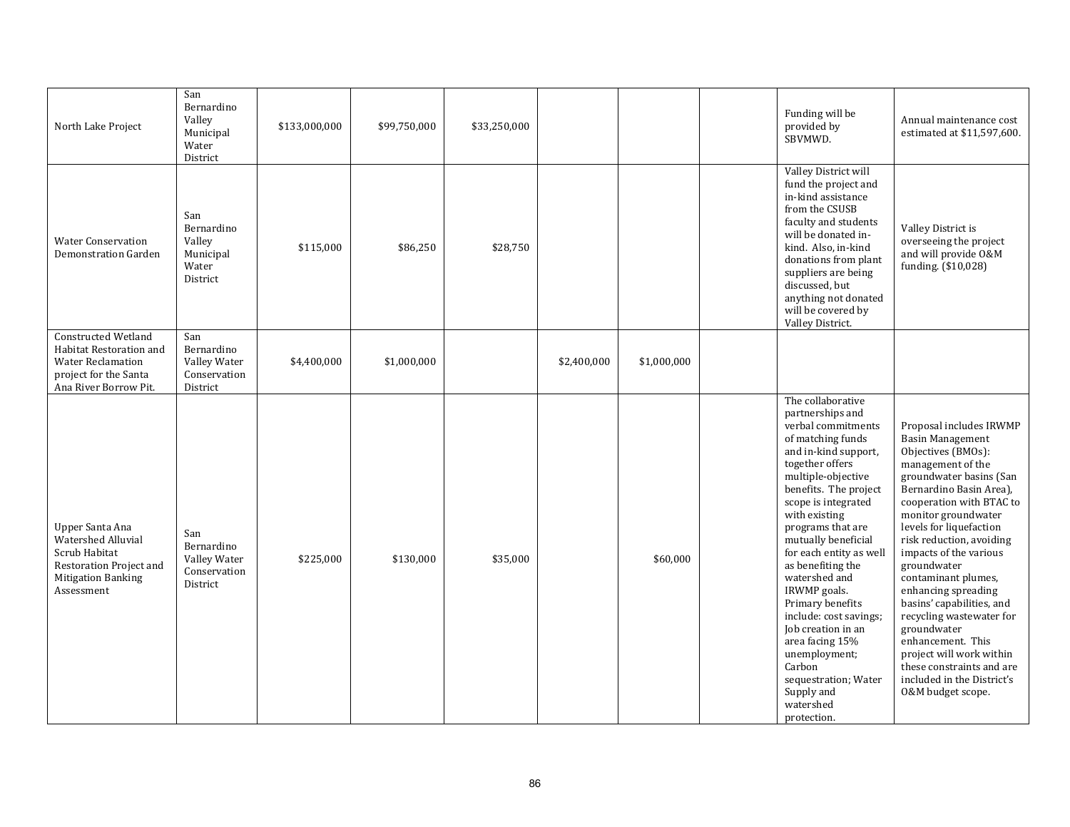| | | | | | | | | | |
|---|---|---|---|---|---|---|---|---|---|
| North Lake Project | San Bernardino Valley Municipal Water District | $133,000,000 | $99,750,000 | $33,250,000 | | | | Funding will be provided by SBVMWD. | Annual maintenance cost estimated at $11,597,600. |
| Water Conservation Demonstration Garden | San Bernardino Valley Municipal Water District | $115,000 | $86,250 | $28,750 | | | | Valley District will fund the project and in-kind assistance from the CSUSB faculty and students will be donated in-kind. Also, in-kind donations from plant suppliers are being discussed, but anything not donated will be covered by Valley District. | Valley District is overseeing the project and will provide O&M funding. ($10,028) |
| Constructed Wetland Habitat Restoration and Water Reclamation project for the Santa Ana River Borrow Pit. | San Bernardino Valley Water Conservation District | $4,400,000 | $1,000,000 | | $2,400,000 | $1,000,000 | | | |
| Upper Santa Ana Watershed Alluvial Scrub Habitat Restoration Project and Mitigation Banking Assessment | San Bernardino Valley Water Conservation District | $225,000 | $130,000 | $35,000 | | $60,000 | | The collaborative partnerships and verbal commitments of matching funds and in-kind support, together offers multiple-objective benefits. The project scope is integrated with existing programs that are mutually beneficial for each entity as well as benefiting the watershed and IRWMP goals. Primary benefits include: cost savings; Job creation in an area facing 15% unemployment; Carbon sequestration; Water Supply and watershed protection. | Proposal includes IRWMP Basin Management Objectives (BMOs): management of the groundwater basins (San Bernardino Basin Area), cooperation with BTAC to monitor groundwater levels for liquefaction risk reduction, avoiding impacts of the various groundwater contaminant plumes, enhancing spreading basins' capabilities, and recycling wastewater for groundwater enhancement. This project will work within these constraints and are included in the District's O&M budget scope. |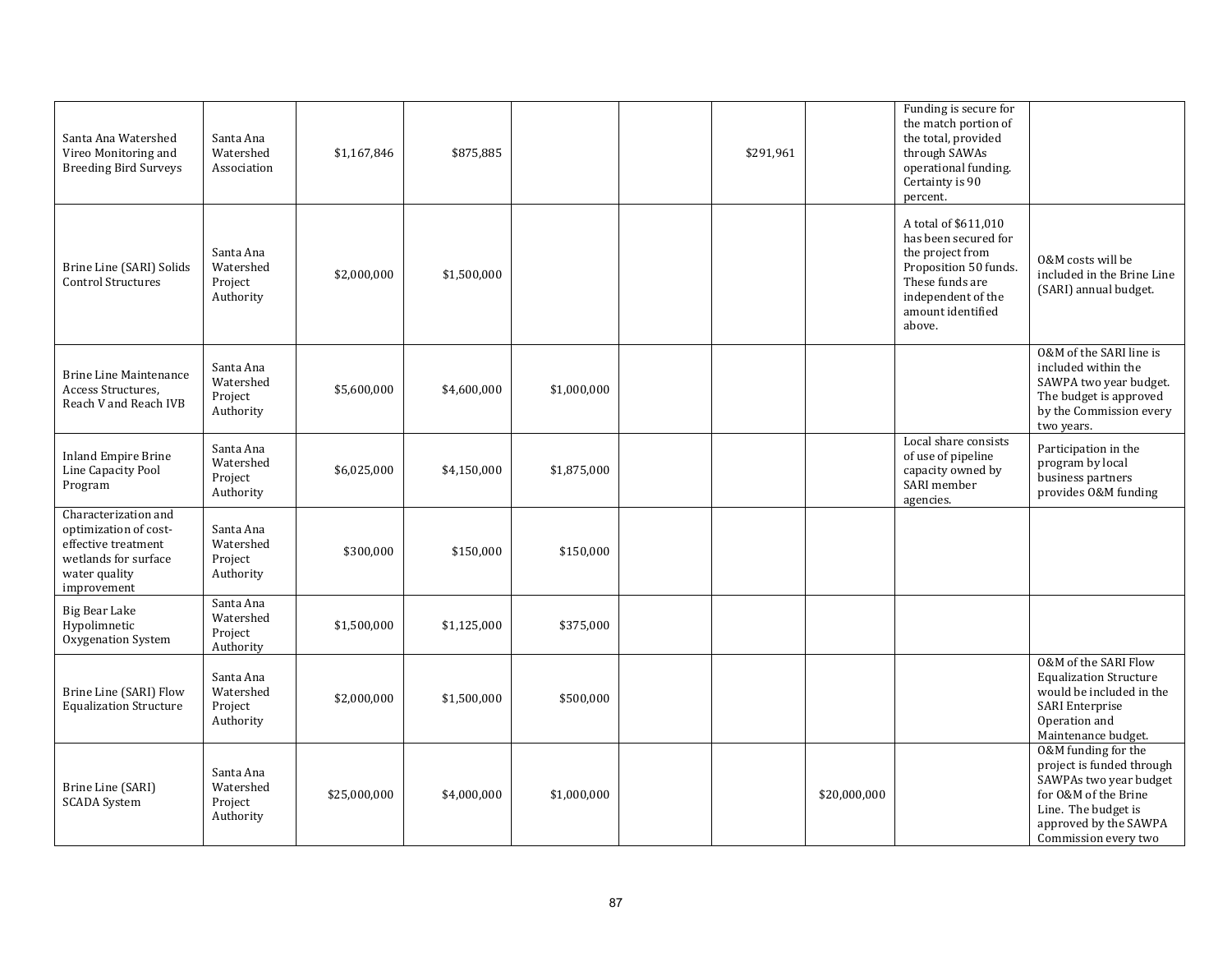| | | | | | | | | | |
|---|---|---|---|---|---|---|---|---|---|
| Santa Ana Watershed Vireo Monitoring and Breeding Bird Surveys | Santa Ana Watershed Association | $1,167,846 | $875,885 | | | $291,961 | | Funding is secure for the match portion of the total, provided through SAWAs operational funding. Certainty is 90 percent. | |
| Brine Line (SARI) Solids Control Structures | Santa Ana Watershed Project Authority | $2,000,000 | $1,500,000 | | | | | A total of $611,010 has been secured for the project from Proposition 50 funds. These funds are independent of the amount identified above. | O&M costs will be included in the Brine Line (SARI) annual budget. |
| Brine Line Maintenance Access Structures, Reach V and Reach IVB | Santa Ana Watershed Project Authority | $5,600,000 | $4,600,000 | $1,000,000 | | | | | O&M of the SARI line is included within the SAWPA two year budget. The budget is approved by the Commission every two years. |
| Inland Empire Brine Line Capacity Pool Program | Santa Ana Watershed Project Authority | $6,025,000 | $4,150,000 | $1,875,000 | | | | Local share consists of use of pipeline capacity owned by SARI member agencies. | Participation in the program by local business partners provides O&M funding |
| Characterization and optimization of cost-effective treatment wetlands for surface water quality improvement | Santa Ana Watershed Project Authority | $300,000 | $150,000 | $150,000 | | | | | |
| Big Bear Lake Hypolimnetic Oxygenation System | Santa Ana Watershed Project Authority | $1,500,000 | $1,125,000 | $375,000 | | | | | |
| Brine Line (SARI) Flow Equalization Structure | Santa Ana Watershed Project Authority | $2,000,000 | $1,500,000 | $500,000 | | | | | O&M of the SARI Flow Equalization Structure would be included in the SARI Enterprise Operation and Maintenance budget. |
| Brine Line (SARI) SCADA System | Santa Ana Watershed Project Authority | $25,000,000 | $4,000,000 | $1,000,000 | | | $20,000,000 | | O&M funding for the project is funded through SAWPAs two year budget for O&M of the Brine Line. The budget is approved by the SAWPA Commission every two |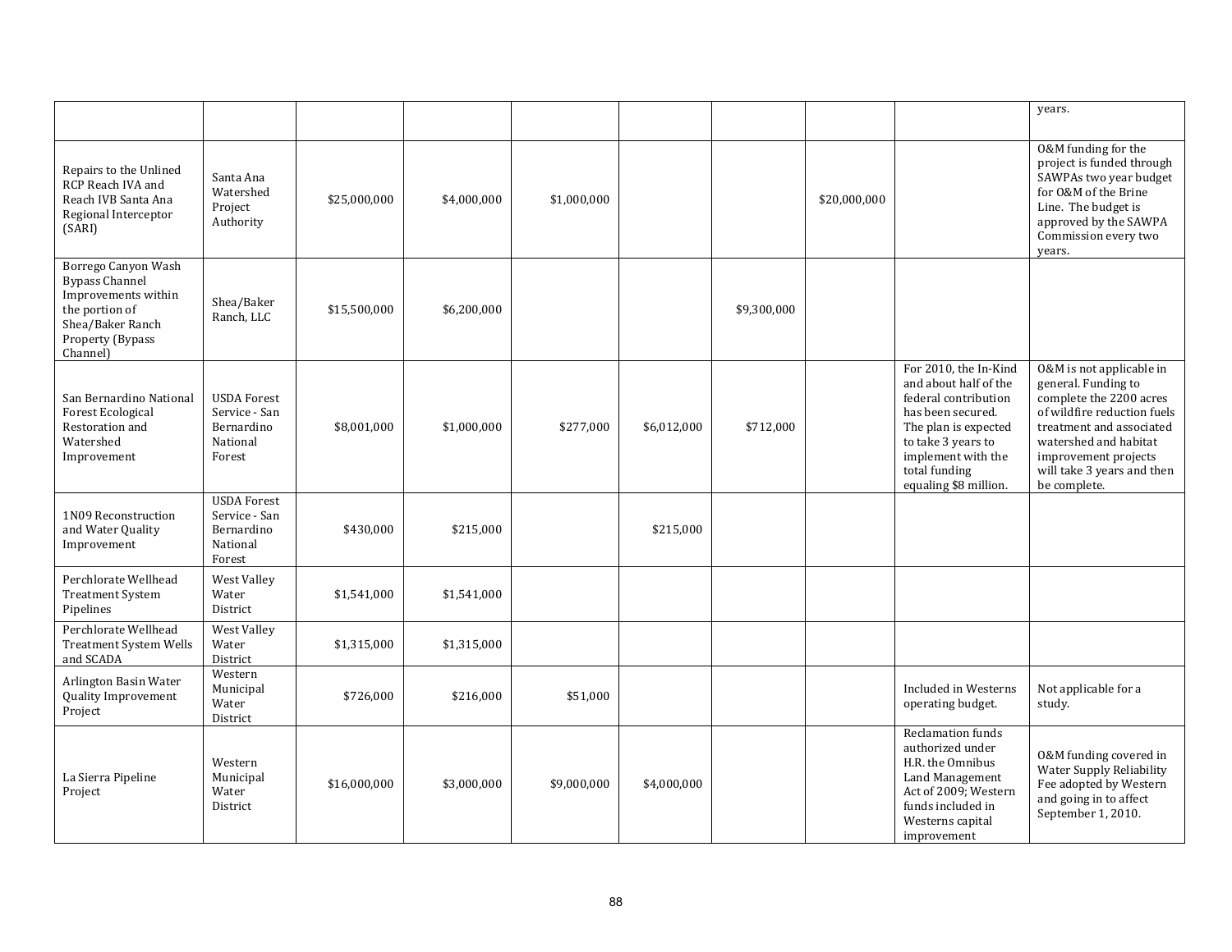| | | | | | | | | | |
|---|---|---|---|---|---|---|---|---|---|
| | | | | | | | | | years. |
| Repairs to the Unlined RCP Reach IVA and Reach IVB Santa Ana Regional Interceptor (SARI) | Santa Ana Watershed Project Authority | $25,000,000 | $4,000,000 | $1,000,000 | | | $20,000,000 | | O&M funding for the project is funded through SAWPAs two year budget for O&M of the Brine Line. The budget is approved by the SAWPA Commission every two years. |
| Borrego Canyon Wash Bypass Channel Improvements within the portion of Shea/Baker Ranch Property (Bypass Channel) | Shea/Baker Ranch, LLC | $15,500,000 | $6,200,000 | | | $9,300,000 | | | |
| San Bernardino National Forest Ecological Restoration and Watershed Improvement | USDA Forest Service - San Bernardino National Forest | $8,001,000 | $1,000,000 | $277,000 | $6,012,000 | $712,000 | | For 2010, the In-Kind and about half of the federal contribution has been secured. The plan is expected to take 3 years to implement with the total funding equaling $8 million. | O&M is not applicable in general. Funding to complete the 2200 acres of wildfire reduction fuels treatment and associated watershed and habitat improvement projects will take 3 years and then be complete. |
| 1N09 Reconstruction and Water Quality Improvement | USDA Forest Service - San Bernardino National Forest | $430,000 | $215,000 | | $215,000 | | | | |
| Perchlorate Wellhead Treatment System Pipelines | West Valley Water District | $1,541,000 | $1,541,000 | | | | | | |
| Perchlorate Wellhead Treatment System Wells and SCADA | West Valley Water District | $1,315,000 | $1,315,000 | | | | | | |
| Arlington Basin Water Quality Improvement Project | Western Municipal Water District | $726,000 | $216,000 | $51,000 | | | | Included in Westerns operating budget. | Not applicable for a study. |
| La Sierra Pipeline Project | Western Municipal Water District | $16,000,000 | $3,000,000 | $9,000,000 | $4,000,000 | | | Reclamation funds authorized under H.R. the Omnibus Land Management Act of 2009; Western funds included in Westerns capital improvement | O&M funding covered in Water Supply Reliability Fee adopted by Western and going in to affect September 1, 2010. |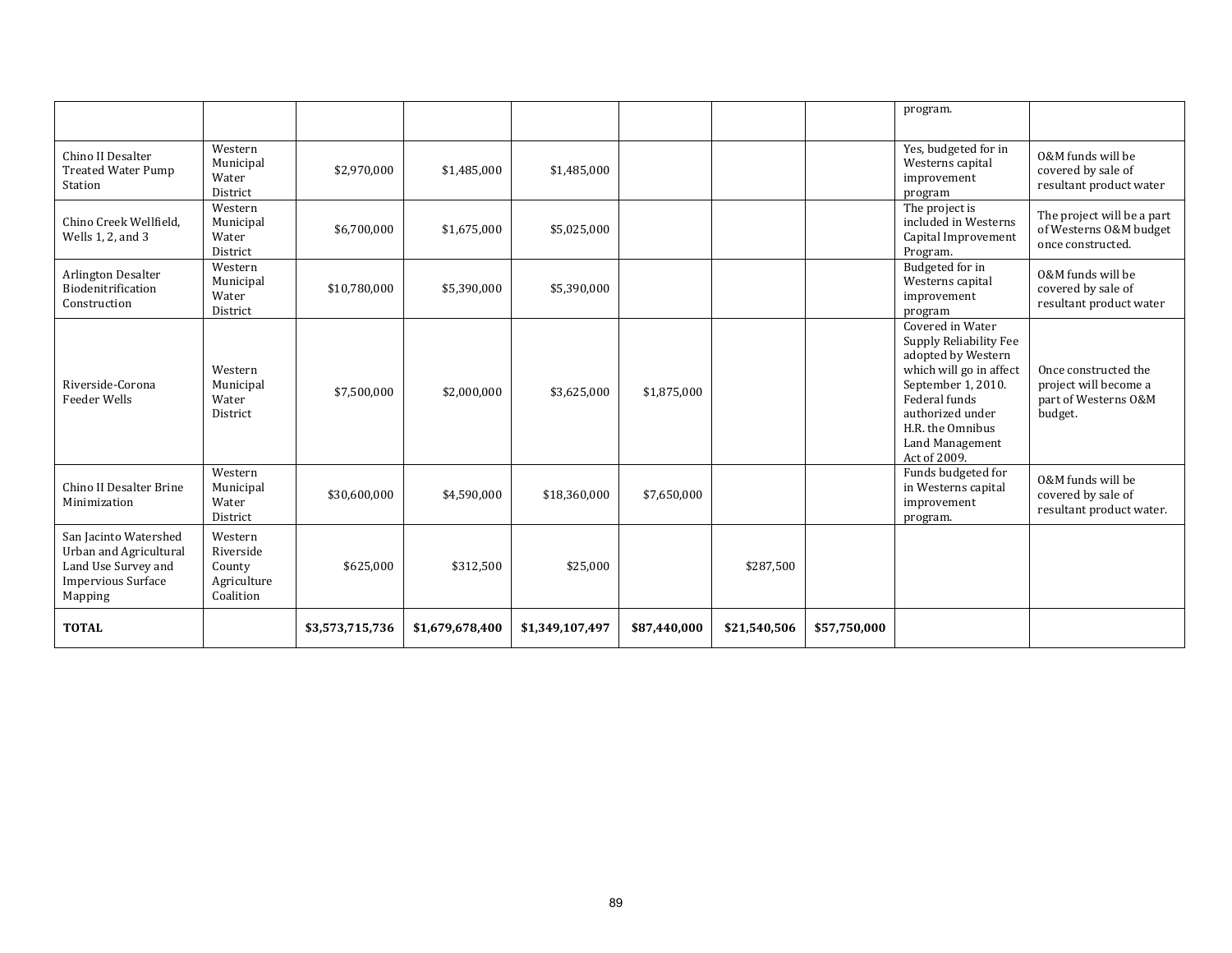| | | | | | | | | | |
|---|---|---|---|---|---|---|---|---|---|
| | | | | | | | | program. | |
| Chino II Desalter Treated Water Pump Station | Western Municipal Water District | $2,970,000 | $1,485,000 | $1,485,000 | | | | Yes, budgeted for in Westerns capital improvement program | O&M funds will be covered by sale of resultant product water |
| Chino Creek Wellfield, Wells 1, 2, and 3 | Western Municipal Water District | $6,700,000 | $1,675,000 | $5,025,000 | | | | The project is included in Westerns Capital Improvement Program. | The project will be a part of Westerns O&M budget once constructed. |
| Arlington Desalter Biodenitrification Construction | Western Municipal Water District | $10,780,000 | $5,390,000 | $5,390,000 | | | | Budgeted for in Westerns capital improvement program | O&M funds will be covered by sale of resultant product water |
| Riverside-Corona Feeder Wells | Western Municipal Water District | $7,500,000 | $2,000,000 | $3,625,000 | $1,875,000 | | | Covered in Water Supply Reliability Fee adopted by Western which will go in affect September 1, 2010. Federal funds authorized under H.R. the Omnibus Land Management Act of 2009. | Once constructed the project will become a part of Westerns O&M budget. |
| Chino II Desalter Brine Minimization | Western Municipal Water District | $30,600,000 | $4,590,000 | $18,360,000 | $7,650,000 | | | Funds budgeted for in Westerns capital improvement program. | O&M funds will be covered by sale of resultant product water. |
| San Jacinto Watershed Urban and Agricultural Land Use Survey and Impervious Surface Mapping | Western Riverside County Agriculture Coalition | $625,000 | $312,500 | $25,000 | | $287,500 | | | |
| **TOTAL** | | **$3,573,715,736** | **$1,679,678,400** | **$1,349,107,497** | **$87,440,000** | **$21,540,506** | **$57,750,000** | | |